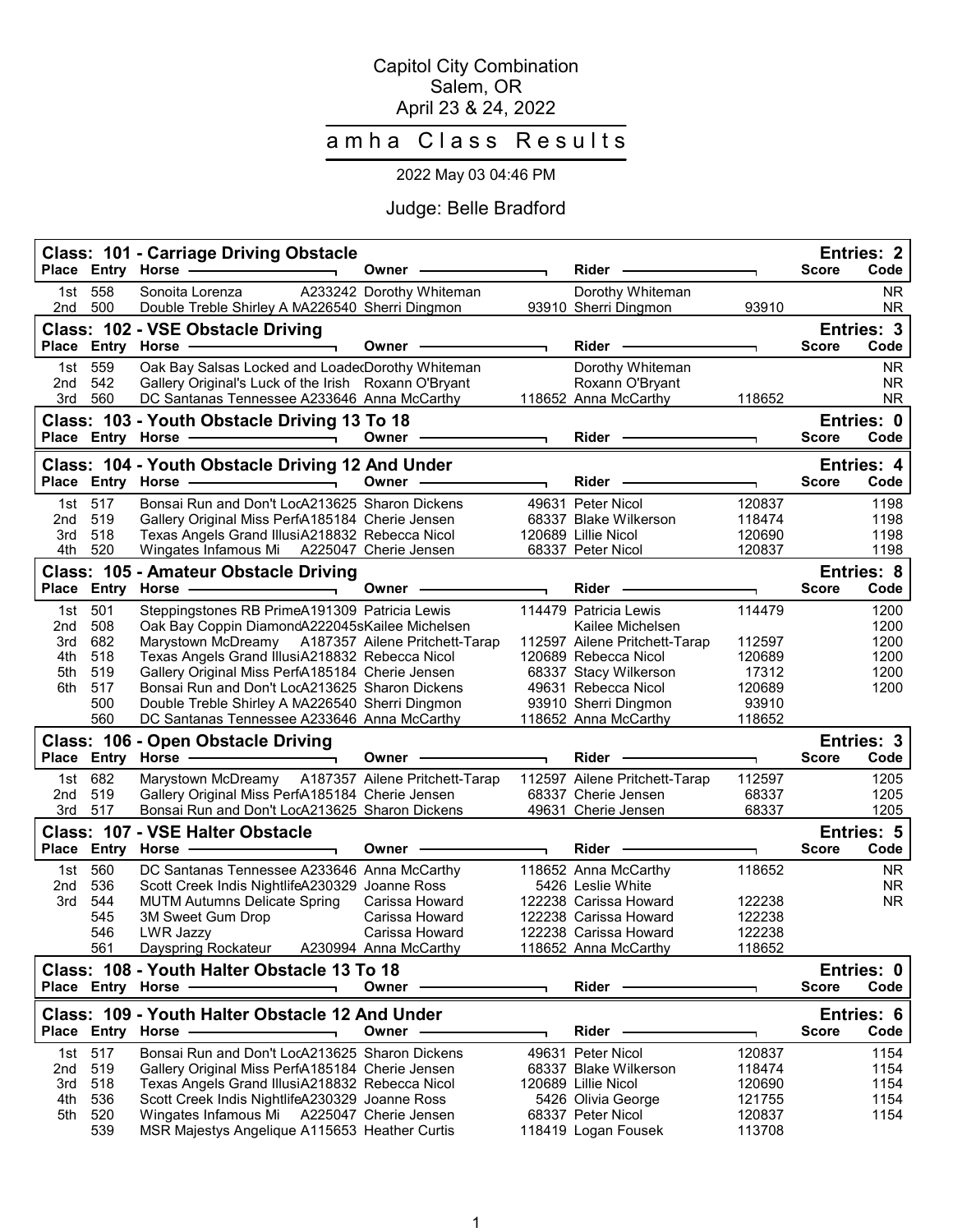# Capitol City Combination
Salem, OR
April 23 & 24, 2022

## amha Class Results

2022 May 03 04:46 PM

Judge: Belle Bradford

### Class: 101 - Carriage Driving Obstacle — Entries: 2

| Place | Entry | Horse | | Owner | | Rider | | Score | Code |
|---|---|---|---|---|---|---|---|---|---|
| 1st | 558 | Sonoita Lorenza | A233242 | Dorothy Whiteman | | Dorothy Whiteman | | | NR |
| 2nd | 500 | Double Treble Shirley A M | A226540 | Sherri Dingmon | 93910 | Sherri Dingmon | 93910 | | NR |

### Class: 102 - VSE Obstacle Driving — Entries: 3

| Place | Entry | Horse | | Owner | | Rider | | Score | Code |
|---|---|---|---|---|---|---|---|---|---|
| 1st | 559 | Oak Bay Salsas Locked and Loaded | | Dorothy Whiteman | | Dorothy Whiteman | | | NR |
| 2nd | 542 | Gallery Original's Luck of the Irish | | Roxann O'Bryant | | Roxann O'Bryant | | | NR |
| 3rd | 560 | DC Santanas Tennessee | A233646 | Anna McCarthy | 118652 | Anna McCarthy | 118652 | | NR |

### Class: 103 - Youth Obstacle Driving 13 To 18 — Entries: 0

| Place | Entry | Horse | | Owner | | Rider | | Score | Code |
|---|---|---|---|---|---|---|---|---|---|

### Class: 104 - Youth Obstacle Driving 12 And Under — Entries: 4

| Place | Entry | Horse | | Owner | | Rider | | Score | Code |
|---|---|---|---|---|---|---|---|---|---|
| 1st | 517 | Bonsai Run and Don't Loc | A213625 | Sharon Dickens | 49631 | Peter Nicol | 120837 | | 1198 |
| 2nd | 519 | Gallery Original Miss Perf | A185184 | Cherie Jensen | 68337 | Blake Wilkerson | 118474 | | 1198 |
| 3rd | 518 | Texas Angels Grand Illusi | A218832 | Rebecca Nicol | 120689 | Lillie Nicol | 120690 | | 1198 |
| 4th | 520 | Wingates Infamous Mi | A225047 | Cherie Jensen | 68337 | Peter Nicol | 120837 | | 1198 |

### Class: 105 - Amateur Obstacle Driving — Entries: 8

| Place | Entry | Horse | | Owner | | Rider | | Score | Code |
|---|---|---|---|---|---|---|---|---|---|
| 1st | 501 | Steppingstones RB Prime | A191309 | Patricia Lewis | 114479 | Patricia Lewis | 114479 | | 1200 |
| 2nd | 508 | Oak Bay Coppin Diamond | A222045s | Kailee Michelsen | | Kailee Michelsen | | | 1200 |
| 3rd | 682 | Marystown McDreamy | A187357 | Ailene Pritchett-Tarap | 112597 | Ailene Pritchett-Tarap | 112597 | | 1200 |
| 4th | 518 | Texas Angels Grand Illusi | A218832 | Rebecca Nicol | 120689 | Rebecca Nicol | 120689 | | 1200 |
| 5th | 519 | Gallery Original Miss Perf | A185184 | Cherie Jensen | 68337 | Stacy Wilkerson | 17312 | | 1200 |
| 6th | 517 | Bonsai Run and Don't Loc | A213625 | Sharon Dickens | 49631 | Rebecca Nicol | 120689 | | 1200 |
| | 500 | Double Treble Shirley A M | A226540 | Sherri Dingmon | 93910 | Sherri Dingmon | 93910 | | |
| | 560 | DC Santanas Tennessee | A233646 | Anna McCarthy | 118652 | Anna McCarthy | 118652 | | |

### Class: 106 - Open Obstacle Driving — Entries: 3

| Place | Entry | Horse | | Owner | | Rider | | Score | Code |
|---|---|---|---|---|---|---|---|---|---|
| 1st | 682 | Marystown McDreamy | A187357 | Ailene Pritchett-Tarap | 112597 | Ailene Pritchett-Tarap | 112597 | | 1205 |
| 2nd | 519 | Gallery Original Miss Perf | A185184 | Cherie Jensen | 68337 | Cherie Jensen | 68337 | | 1205 |
| 3rd | 517 | Bonsai Run and Don't Loc | A213625 | Sharon Dickens | 49631 | Cherie Jensen | 68337 | | 1205 |

### Class: 107 - VSE Halter Obstacle — Entries: 5

| Place | Entry | Horse | | Owner | | Rider | | Score | Code |
|---|---|---|---|---|---|---|---|---|---|
| 1st | 560 | DC Santanas Tennessee | A233646 | Anna McCarthy | 118652 | Anna McCarthy | 118652 | | NR |
| 2nd | 536 | Scott Creek Indis Nightlife | A230329 | Joanne Ross | 5426 | Leslie White | | | NR |
| 3rd | 544 | MUTM Autumns Delicate Spring | | Carissa Howard | 122238 | Carissa Howard | 122238 | | NR |
| | 545 | 3M Sweet Gum Drop | | Carissa Howard | 122238 | Carissa Howard | 122238 | | |
| | 546 | LWR Jazzy | | Carissa Howard | 122238 | Carissa Howard | 122238 | | |
| | 561 | Dayspring Rockateur | A230994 | Anna McCarthy | 118652 | Anna McCarthy | 118652 | | |

### Class: 108 - Youth Halter Obstacle 13 To 18 — Entries: 0

| Place | Entry | Horse | | Owner | | Rider | | Score | Code |
|---|---|---|---|---|---|---|---|---|---|

### Class: 109 - Youth Halter Obstacle 12 And Under — Entries: 6

| Place | Entry | Horse | | Owner | | Rider | | Score | Code |
|---|---|---|---|---|---|---|---|---|---|
| 1st | 517 | Bonsai Run and Don't Loc | A213625 | Sharon Dickens | 49631 | Peter Nicol | 120837 | | 1154 |
| 2nd | 519 | Gallery Original Miss Perf | A185184 | Cherie Jensen | 68337 | Blake Wilkerson | 118474 | | 1154 |
| 3rd | 518 | Texas Angels Grand Illusi | A218832 | Rebecca Nicol | 120689 | Lillie Nicol | 120690 | | 1154 |
| 4th | 536 | Scott Creek Indis Nightlife | A230329 | Joanne Ross | 5426 | Olivia George | 121755 | | 1154 |
| 5th | 520 | Wingates Infamous Mi | A225047 | Cherie Jensen | 68337 | Peter Nicol | 120837 | | 1154 |
| | 539 | MSR Majestys Angelique | A115653 | Heather Curtis | 118419 | Logan Fousek | 113708 | | |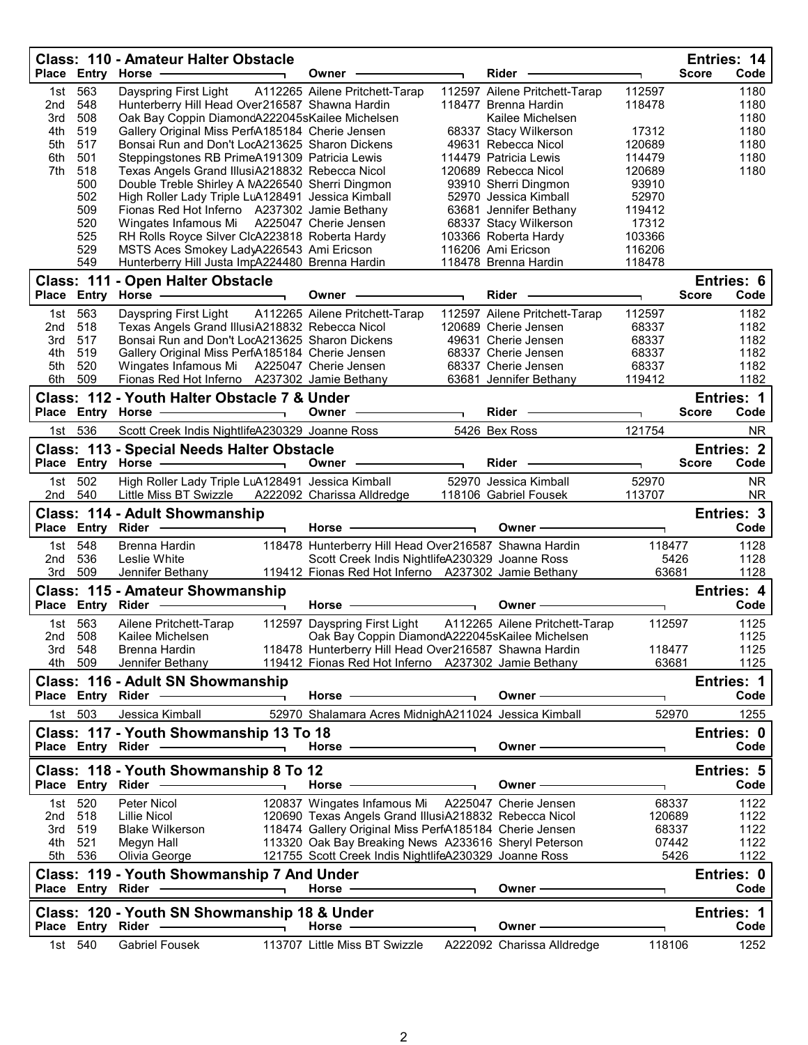## Class: 110 - Amateur Halter Obstacle

Entries: 14

| Place | Entry | Horse | | Owner | | Rider | | Score | Code |
|---|---|---|---|---|---|---|---|---|---|
| 1st | 563 | Dayspring First Light | A112265 | Ailene Pritchett-Tarap | 112597 | Ailene Pritchett-Tarap | 112597 | | 1180 |
| 2nd | 548 | Hunterberry Hill Head Over | 216587 | Shawna Hardin | 118477 | Brenna Hardin | 118478 | | 1180 |
| 3rd | 508 | Oak Bay Coppin Diamond | A222045s | Kailee Michelsen | | Kailee Michelsen | | | 1180 |
| 4th | 519 | Gallery Original Miss Perf | A185184 | Cherie Jensen | 68337 | Stacy Wilkerson | 17312 | | 1180 |
| 5th | 517 | Bonsai Run and Don't Loc | A213625 | Sharon Dickens | 49631 | Rebecca Nicol | 120689 | | 1180 |
| 6th | 501 | Steppingstones RB Prime | A191309 | Patricia Lewis | 114479 | Patricia Lewis | 114479 | | 1180 |
| 7th | 518 | Texas Angels Grand Illusi | A218832 | Rebecca Nicol | 120689 | Rebecca Nicol | 120689 | | 1180 |
| | 500 | Double Treble Shirley A M | A226540 | Sherri Dingmon | 93910 | Sherri Dingmon | 93910 | | |
| | 502 | High Roller Lady Triple Lu | A128491 | Jessica Kimball | 52970 | Jessica Kimball | 52970 | | |
| | 509 | Fionas Red Hot Inferno | A237302 | Jamie Bethany | 63681 | Jennifer Bethany | 119412 | | |
| | 520 | Wingates Infamous Mi | A225047 | Cherie Jensen | 68337 | Stacy Wilkerson | 17312 | | |
| | 525 | RH Rolls Royce Silver Cl | A223818 | Roberta Hardy | 103366 | Roberta Hardy | 103366 | | |
| | 529 | MSTS Aces Smokey Lady | A226543 | Ami Ericson | 116206 | Ami Ericson | 116206 | | |
| | 549 | Hunterberry Hill Justa Imp | A224480 | Brenna Hardin | 118478 | Brenna Hardin | 118478 | | |

## Class: 111 - Open Halter Obstacle

Entries: 6

| Place | Entry | Horse | | Owner | | Rider | | Score | Code |
|---|---|---|---|---|---|---|---|---|---|
| 1st | 563 | Dayspring First Light | A112265 | Ailene Pritchett-Tarap | 112597 | Ailene Pritchett-Tarap | 112597 | | 1182 |
| 2nd | 518 | Texas Angels Grand Illusi | A218832 | Rebecca Nicol | 120689 | Cherie Jensen | 68337 | | 1182 |
| 3rd | 517 | Bonsai Run and Don't Loc | A213625 | Sharon Dickens | 49631 | Cherie Jensen | 68337 | | 1182 |
| 4th | 519 | Gallery Original Miss Perf | A185184 | Cherie Jensen | 68337 | Cherie Jensen | 68337 | | 1182 |
| 5th | 520 | Wingates Infamous Mi | A225047 | Cherie Jensen | 68337 | Cherie Jensen | 68337 | | 1182 |
| 6th | 509 | Fionas Red Hot Inferno | A237302 | Jamie Bethany | 63681 | Jennifer Bethany | 119412 | | 1182 |

## Class: 112 - Youth Halter Obstacle 7 & Under

Entries: 1

| Place | Entry | Horse | | Owner | | Rider | | Score | Code |
|---|---|---|---|---|---|---|---|---|---|
| 1st | 536 | Scott Creek Indis Nightlife | A230329 | Joanne Ross | 5426 | Bex Ross | 121754 | | NR |

## Class: 113 - Special Needs Halter Obstacle

Entries: 2

| Place | Entry | Horse | | Owner | | Rider | | Score | Code |
|---|---|---|---|---|---|---|---|---|---|
| 1st | 502 | High Roller Lady Triple Lu | A128491 | Jessica Kimball | 52970 | Jessica Kimball | 52970 | | NR |
| 2nd | 540 | Little Miss BT Swizzle | A222092 | Charissa Alldredge | 118106 | Gabriel Fousek | 113707 | | NR |

## Class: 114 - Adult Showmanship

Entries: 3

| Place | Entry | Rider | | Horse | | Owner | | Code |
|---|---|---|---|---|---|---|---|---|
| 1st | 548 | Brenna Hardin | 118478 | Hunterberry Hill Head Over | 216587 | Shawna Hardin | 118477 | 1128 |
| 2nd | 536 | Leslie White | | Scott Creek Indis Nightlife | A230329 | Joanne Ross | 5426 | 1128 |
| 3rd | 509 | Jennifer Bethany | 119412 | Fionas Red Hot Inferno | A237302 | Jamie Bethany | 63681 | 1128 |

## Class: 115 - Amateur Showmanship

Entries: 4

| Place | Entry | Rider | | Horse | | Owner | | Code |
|---|---|---|---|---|---|---|---|---|
| 1st | 563 | Ailene Pritchett-Tarap | 112597 | Dayspring First Light | A112265 | Ailene Pritchett-Tarap | 112597 | 1125 |
| 2nd | 508 | Kailee Michelsen | | Oak Bay Coppin Diamond | A222045s | Kailee Michelsen | | 1125 |
| 3rd | 548 | Brenna Hardin | 118478 | Hunterberry Hill Head Over | 216587 | Shawna Hardin | 118477 | 1125 |
| 4th | 509 | Jennifer Bethany | 119412 | Fionas Red Hot Inferno | A237302 | Jamie Bethany | 63681 | 1125 |

## Class: 116 - Adult SN Showmanship

Entries: 1

| Place | Entry | Rider | | Horse | | Owner | | Code |
|---|---|---|---|---|---|---|---|---|
| 1st | 503 | Jessica Kimball | 52970 | Shalamara Acres Midnigh | A211024 | Jessica Kimball | 52970 | 1255 |

## Class: 117 - Youth Showmanship 13 To 18

Entries: 0

| Place | Entry | Rider | | Horse | | Owner | | Code |
|---|---|---|---|---|---|---|---|---|

## Class: 118 - Youth Showmanship 8 To 12

Entries: 5

| Place | Entry | Rider | | Horse | | Owner | | Code |
|---|---|---|---|---|---|---|---|---|
| 1st | 520 | Peter Nicol | 120837 | Wingates Infamous Mi | A225047 | Cherie Jensen | 68337 | 1122 |
| 2nd | 518 | Lillie Nicol | 120690 | Texas Angels Grand Illusi | A218832 | Rebecca Nicol | 120689 | 1122 |
| 3rd | 519 | Blake Wilkerson | 118474 | Gallery Original Miss Perf | A185184 | Cherie Jensen | 68337 | 1122 |
| 4th | 521 | Megyn Hall | 113320 | Oak Bay Breaking News | A233616 | Sheryl Peterson | 07442 | 1122 |
| 5th | 536 | Olivia George | 121755 | Scott Creek Indis Nightlife | A230329 | Joanne Ross | 5426 | 1122 |

## Class: 119 - Youth Showmanship 7 And Under

Entries: 0

| Place | Entry | Rider | | Horse | | Owner | | Code |
|---|---|---|---|---|---|---|---|---|

## Class: 120 - Youth SN Showmanship 18 & Under

Entries: 1

| Place | Entry | Rider | | Horse | | Owner | | Code |
|---|---|---|---|---|---|---|---|---|
| 1st | 540 | Gabriel Fousek | 113707 | Little Miss BT Swizzle | A222092 | Charissa Alldredge | 118106 | 1252 |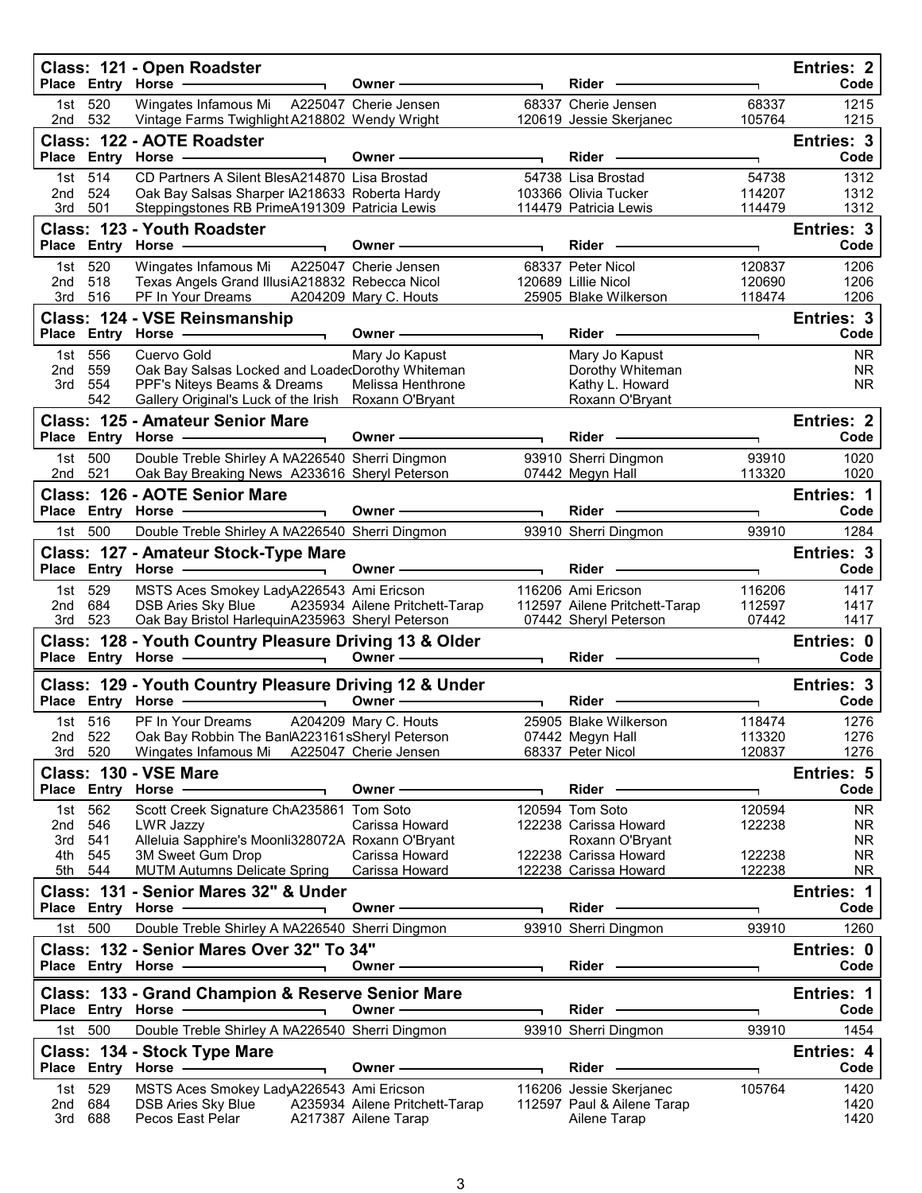## Class: 121 - Open Roadster

Entries: 2

| Place | Entry | Horse | | Owner | | Rider | | Code |
|---|---|---|---|---|---|---|---|---|
| 1st | 520 | Wingates Infamous Mi | A225047 | Cherie Jensen | 68337 | Cherie Jensen | 68337 | 1215 |
| 2nd | 532 | Vintage Farms Twighlight | A218802 | Wendy Wright | 120619 | Jessie Skerjanec | 105764 | 1215 |

## Class: 122 - AOTE Roadster

Entries: 3

| Place | Entry | Horse | | Owner | | Rider | | Code |
|---|---|---|---|---|---|---|---|---|
| 1st | 514 | CD Partners A Silent Bles | A214870 | Lisa Brostad | 54738 | Lisa Brostad | 54738 | 1312 |
| 2nd | 524 | Oak Bay Salsas Sharper I | A218633 | Roberta Hardy | 103366 | Olivia Tucker | 114207 | 1312 |
| 3rd | 501 | Steppingstones RB Prime | A191309 | Patricia Lewis | 114479 | Patricia Lewis | 114479 | 1312 |

## Class: 123 - Youth Roadster

Entries: 3

| Place | Entry | Horse | | Owner | | Rider | | Code |
|---|---|---|---|---|---|---|---|---|
| 1st | 520 | Wingates Infamous Mi | A225047 | Cherie Jensen | 68337 | Peter Nicol | 120837 | 1206 |
| 2nd | 518 | Texas Angels Grand Illusi | A218832 | Rebecca Nicol | 120689 | Lillie Nicol | 120690 | 1206 |
| 3rd | 516 | PF In Your Dreams | A204209 | Mary C. Houts | 25905 | Blake Wilkerson | 118474 | 1206 |

## Class: 124 - VSE Reinsmanship

Entries: 3

| Place | Entry | Horse | | Owner | | Rider | | Code |
|---|---|---|---|---|---|---|---|---|
| 1st | 556 | Cuervo Gold | | Mary Jo Kapust | | Mary Jo Kapust | | NR |
| 2nd | 559 | Oak Bay Salsas Locked and Loade | | Dorothy Whiteman | | Dorothy Whiteman | | NR |
| 3rd | 554 | PPF's Niteys Beams & Dreams | | Melissa Henthrone | | Kathy L. Howard | | NR |
| | 542 | Gallery Original's Luck of the Irish | | Roxann O'Bryant | | Roxann O'Bryant | | |

## Class: 125 - Amateur Senior Mare

Entries: 2

| Place | Entry | Horse | | Owner | | Rider | | Code |
|---|---|---|---|---|---|---|---|---|
| 1st | 500 | Double Treble Shirley A M | A226540 | Sherri Dingmon | 93910 | Sherri Dingmon | 93910 | 1020 |
| 2nd | 521 | Oak Bay Breaking News | A233616 | Sheryl Peterson | 07442 | Megyn Hall | 113320 | 1020 |

## Class: 126 - AOTE Senior Mare

Entries: 1

| Place | Entry | Horse | | Owner | | Rider | | Code |
|---|---|---|---|---|---|---|---|---|
| 1st | 500 | Double Treble Shirley A M | A226540 | Sherri Dingmon | 93910 | Sherri Dingmon | 93910 | 1284 |

## Class: 127 - Amateur Stock-Type Mare

Entries: 3

| Place | Entry | Horse | | Owner | | Rider | | Code |
|---|---|---|---|---|---|---|---|---|
| 1st | 529 | MSTS Aces Smokey Lady | A226543 | Ami Ericson | 116206 | Ami Ericson | 116206 | 1417 |
| 2nd | 684 | DSB Aries Sky Blue | A235934 | Ailene Pritchett-Tarap | 112597 | Ailene Pritchett-Tarap | 112597 | 1417 |
| 3rd | 523 | Oak Bay Bristol Harlequin | A235963 | Sheryl Peterson | 07442 | Sheryl Peterson | 07442 | 1417 |

## Class: 128 - Youth Country Pleasure Driving 13 & Older

Entries: 0

| Place | Entry | Horse | Owner | Rider | Code |
|---|---|---|---|---|---|

## Class: 129 - Youth Country Pleasure Driving 12 & Under

Entries: 3

| Place | Entry | Horse | | Owner | | Rider | | Code |
|---|---|---|---|---|---|---|---|---|
| 1st | 516 | PF In Your Dreams | A204209 | Mary C. Houts | 25905 | Blake Wilkerson | 118474 | 1276 |
| 2nd | 522 | Oak Bay Robbin The Ban | A223161 | Sheryl Peterson | 07442 | Megyn Hall | 113320 | 1276 |
| 3rd | 520 | Wingates Infamous Mi | A225047 | Cherie Jensen | 68337 | Peter Nicol | 120837 | 1276 |

## Class: 130 - VSE Mare

Entries: 5

| Place | Entry | Horse | | Owner | | Rider | | Code |
|---|---|---|---|---|---|---|---|---|
| 1st | 562 | Scott Creek Signature Ch | A235861 | Tom Soto | 120594 | Tom Soto | 120594 | NR |
| 2nd | 546 | LWR Jazzy | | Carissa Howard | 122238 | Carissa Howard | 122238 | NR |
| 3rd | 541 | Alleluia Sapphire's Moonli | 328072A | Roxann O'Bryant | | Roxann O'Bryant | | NR |
| 4th | 545 | 3M Sweet Gum Drop | | Carissa Howard | 122238 | Carissa Howard | 122238 | NR |
| 5th | 544 | MUTM Autumns Delicate Spring | | Carissa Howard | 122238 | Carissa Howard | 122238 | NR |

## Class: 131 - Senior Mares 32" & Under

Entries: 1

| Place | Entry | Horse | | Owner | | Rider | | Code |
|---|---|---|---|---|---|---|---|---|
| 1st | 500 | Double Treble Shirley A M | A226540 | Sherri Dingmon | 93910 | Sherri Dingmon | 93910 | 1260 |

## Class: 132 - Senior Mares Over 32" To 34"

Entries: 0

| Place | Entry | Horse | Owner | Rider | Code |
|---|---|---|---|---|---|

## Class: 133 - Grand Champion & Reserve Senior Mare

Entries: 1

| Place | Entry | Horse | | Owner | | Rider | | Code |
|---|---|---|---|---|---|---|---|---|
| 1st | 500 | Double Treble Shirley A M | A226540 | Sherri Dingmon | 93910 | Sherri Dingmon | 93910 | 1454 |

## Class: 134 - Stock Type Mare

Entries: 4

| Place | Entry | Horse | | Owner | | Rider | | Code |
|---|---|---|---|---|---|---|---|---|
| 1st | 529 | MSTS Aces Smokey Lady | A226543 | Ami Ericson | 116206 | Jessie Skerjanec | 105764 | 1420 |
| 2nd | 684 | DSB Aries Sky Blue | A235934 | Ailene Pritchett-Tarap | 112597 | Paul & Ailene Tarap | | 1420 |
| 3rd | 688 | Pecos East Pelar | A217387 | Ailene Tarap | | Ailene Tarap | | 1420 |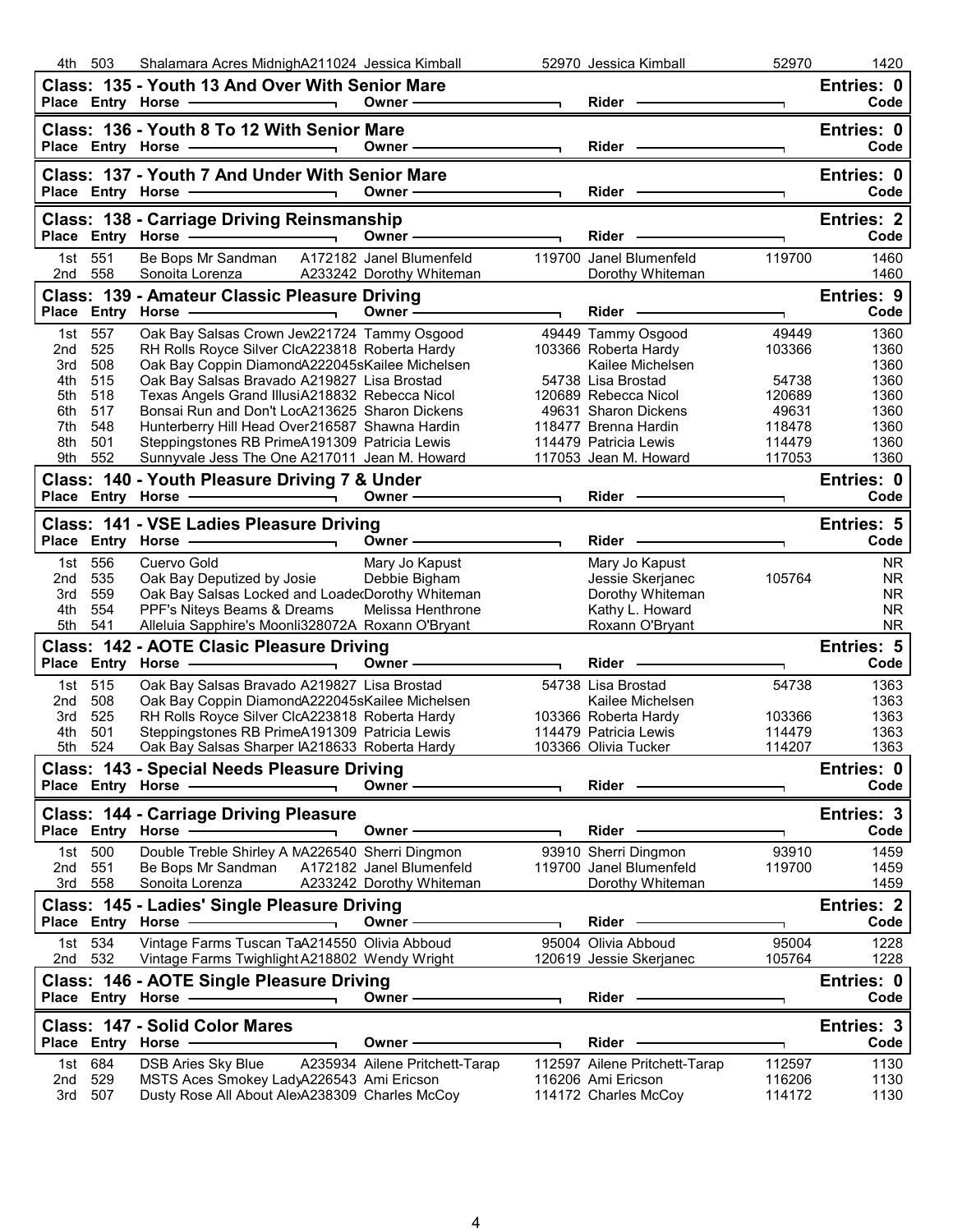| Place | Entry | Horse | Owner | | Rider | | Code |
|---|---|---|---|---|---|---|---|
| 4th | 503 | Shalamara Acres MidnighA211024 | Jessica Kimball | 52970 | Jessica Kimball | 52970 | 1420 |

## Class: 135 - Youth 13 And Over With Senior Mare

Entries: 0

| Place | Entry | Horse | Owner | | Rider | | Code |
|---|---|---|---|---|---|---|---|

## Class: 136 - Youth 8 To 12 With Senior Mare

Entries: 0

| Place | Entry | Horse | Owner | | Rider | | Code |
|---|---|---|---|---|---|---|---|

## Class: 137 - Youth 7 And Under With Senior Mare

Entries: 0

| Place | Entry | Horse | Owner | | Rider | | Code |
|---|---|---|---|---|---|---|---|

## Class: 138 - Carriage Driving Reinsmanship

Entries: 2

| Place | Entry | Horse | Owner | | Rider | | Code |
|---|---|---|---|---|---|---|---|
| 1st | 551 | Be Bops Mr Sandman A172182 | Janel Blumenfeld | 119700 | Janel Blumenfeld | 119700 | 1460 |
| 2nd | 558 | Sonoita Lorenza A233242 | Dorothy Whiteman | | Dorothy Whiteman | | 1460 |

## Class: 139 - Amateur Classic Pleasure Driving

Entries: 9

| Place | Entry | Horse | Owner | | Rider | | Code |
|---|---|---|---|---|---|---|---|
| 1st | 557 | Oak Bay Salsas Crown Jew221724 | Tammy Osgood | 49449 | Tammy Osgood | 49449 | 1360 |
| 2nd | 525 | RH Rolls Royce Silver ClcA223818 | Roberta Hardy | 103366 | Roberta Hardy | 103366 | 1360 |
| 3rd | 508 | Oak Bay Coppin DiamondA222045s | Kailee Michelsen | | Kailee Michelsen | | 1360 |
| 4th | 515 | Oak Bay Salsas Bravado A219827 | Lisa Brostad | 54738 | Lisa Brostad | 54738 | 1360 |
| 5th | 518 | Texas Angels Grand IllusiA218832 | Rebecca Nicol | 120689 | Rebecca Nicol | 120689 | 1360 |
| 6th | 517 | Bonsai Run and Don't LocA213625 | Sharon Dickens | 49631 | Sharon Dickens | 49631 | 1360 |
| 7th | 548 | Hunterberry Hill Head Over216587 | Shawna Hardin | 118477 | Brenna Hardin | 118478 | 1360 |
| 8th | 501 | Steppingstones RB PrimeA191309 | Patricia Lewis | 114479 | Patricia Lewis | 114479 | 1360 |
| 9th | 552 | Sunnyvale Jess The One A217011 | Jean M. Howard | 117053 | Jean M. Howard | 117053 | 1360 |

## Class: 140 - Youth Pleasure Driving 7 & Under

Entries: 0

| Place | Entry | Horse | Owner | | Rider | | Code |
|---|---|---|---|---|---|---|---|

## Class: 141 - VSE Ladies Pleasure Driving

Entries: 5

| Place | Entry | Horse | Owner | | Rider | | Code |
|---|---|---|---|---|---|---|---|
| 1st | 556 | Cuervo Gold | Mary Jo Kapust | | Mary Jo Kapust | | NR |
| 2nd | 535 | Oak Bay Deputized by Josie | Debbie Bigham | | Jessie Skerjanec | 105764 | NR |
| 3rd | 559 | Oak Bay Salsas Locked and Loade | Dorothy Whiteman | | Dorothy Whiteman | | NR |
| 4th | 554 | PPF's Niteys Beams & Dreams | Melissa Henthrone | | Kathy L. Howard | | NR |
| 5th | 541 | Alleluia Sapphire's Moonli328072A | Roxann O'Bryant | | Roxann O'Bryant | | NR |

## Class: 142 - AOTE Clasic Pleasure Driving

Entries: 5

| Place | Entry | Horse | Owner | | Rider | | Code |
|---|---|---|---|---|---|---|---|
| 1st | 515 | Oak Bay Salsas Bravado A219827 | Lisa Brostad | 54738 | Lisa Brostad | 54738 | 1363 |
| 2nd | 508 | Oak Bay Coppin DiamondA222045s | Kailee Michelsen | | Kailee Michelsen | | 1363 |
| 3rd | 525 | RH Rolls Royce Silver ClcA223818 | Roberta Hardy | 103366 | Roberta Hardy | 103366 | 1363 |
| 4th | 501 | Steppingstones RB PrimeA191309 | Patricia Lewis | 114479 | Patricia Lewis | 114479 | 1363 |
| 5th | 524 | Oak Bay Salsas Sharper IA218633 | Roberta Hardy | 103366 | Olivia Tucker | 114207 | 1363 |

## Class: 143 - Special Needs Pleasure Driving

Entries: 0

| Place | Entry | Horse | Owner | | Rider | | Code |
|---|---|---|---|---|---|---|---|

## Class: 144 - Carriage Driving Pleasure

Entries: 3

| Place | Entry | Horse | Owner | | Rider | | Code |
|---|---|---|---|---|---|---|---|
| 1st | 500 | Double Treble Shirley A MA226540 | Sherri Dingmon | 93910 | Sherri Dingmon | 93910 | 1459 |
| 2nd | 551 | Be Bops Mr Sandman A172182 | Janel Blumenfeld | 119700 | Janel Blumenfeld | 119700 | 1459 |
| 3rd | 558 | Sonoita Lorenza A233242 | Dorothy Whiteman | | Dorothy Whiteman | | 1459 |

## Class: 145 - Ladies' Single Pleasure Driving

Entries: 2

| Place | Entry | Horse | Owner | | Rider | | Code |
|---|---|---|---|---|---|---|---|
| 1st | 534 | Vintage Farms Tuscan TaA214550 | Olivia Abboud | 95004 | Olivia Abboud | 95004 | 1228 |
| 2nd | 532 | Vintage Farms Twighlight A218802 | Wendy Wright | 120619 | Jessie Skerjanec | 105764 | 1228 |

## Class: 146 - AOTE Single Pleasure Driving

Entries: 0

| Place | Entry | Horse | Owner | | Rider | | Code |
|---|---|---|---|---|---|---|---|

## Class: 147 - Solid Color Mares

Entries: 3

| Place | Entry | Horse | Owner | | Rider | | Code |
|---|---|---|---|---|---|---|---|
| 1st | 684 | DSB Aries Sky Blue A235934 | Ailene Pritchett-Tarap | 112597 | Ailene Pritchett-Tarap | 112597 | 1130 |
| 2nd | 529 | MSTS Aces Smokey LadyA226543 | Ami Ericson | 116206 | Ami Ericson | 116206 | 1130 |
| 3rd | 507 | Dusty Rose All About AlexA238309 | Charles McCoy | 114172 | Charles McCoy | 114172 | 1130 |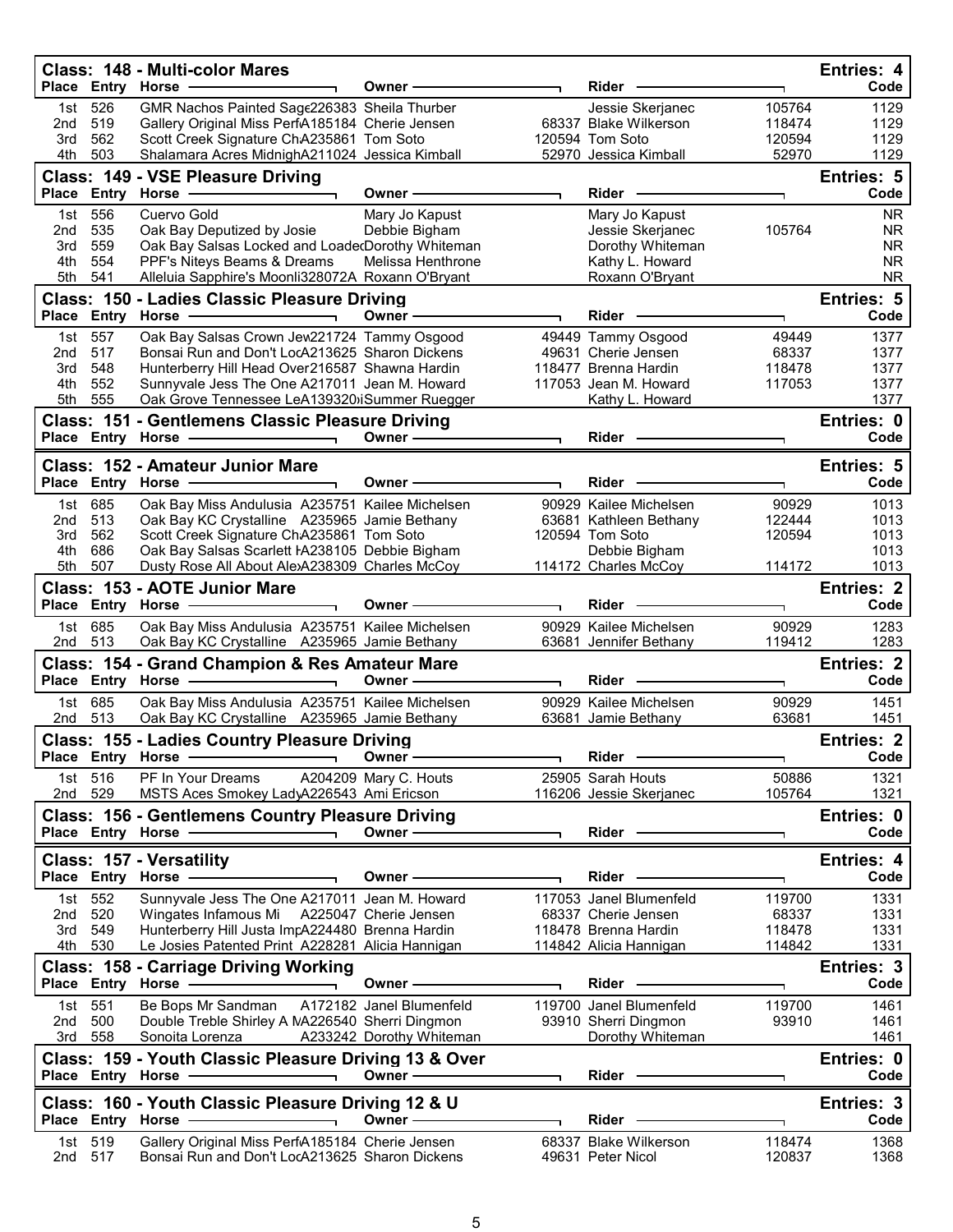## Class: 148 - Multi-color Mares

Entries: 4

| Place | Entry | Horse | Owner | | Rider | | Code |
|---|---|---|---|---|---|---|---|
| 1st | 526 | GMR Nachos Painted Sage226383 | Sheila Thurber | | Jessie Skerjanec | 105764 | 1129 |
| 2nd | 519 | Gallery Original Miss PerfA185184 | Cherie Jensen | 68337 | Blake Wilkerson | 118474 | 1129 |
| 3rd | 562 | Scott Creek Signature ChA235861 | Tom Soto | 120594 | Tom Soto | 120594 | 1129 |
| 4th | 503 | Shalamara Acres MidnighA211024 | Jessica Kimball | 52970 | Jessica Kimball | 52970 | 1129 |

## Class: 149 - VSE Pleasure Driving

Entries: 5

| Place | Entry | Horse | Owner | | Rider | | Code |
|---|---|---|---|---|---|---|---|
| 1st | 556 | Cuervo Gold | Mary Jo Kapust | | Mary Jo Kapust | | NR |
| 2nd | 535 | Oak Bay Deputized by Josie | Debbie Bigham | | Jessie Skerjanec | 105764 | NR |
| 3rd | 559 | Oak Bay Salsas Locked and LoadedDorothy Whiteman | | | Dorothy Whiteman | | NR |
| 4th | 554 | PPF's Niteys Beams & Dreams | Melissa Henthrone | | Kathy L. Howard | | NR |
| 5th | 541 | Alleluia Sapphire's Moonli328072A | Roxann O'Bryant | | Roxann O'Bryant | | NR |

## Class: 150 - Ladies Classic Pleasure Driving

Entries: 5

| Place | Entry | Horse | Owner | | Rider | | Code |
|---|---|---|---|---|---|---|---|
| 1st | 557 | Oak Bay Salsas Crown Jew221724 | Tammy Osgood | 49449 | Tammy Osgood | 49449 | 1377 |
| 2nd | 517 | Bonsai Run and Don't LocA213625 | Sharon Dickens | 49631 | Cherie Jensen | 68337 | 1377 |
| 3rd | 548 | Hunterberry Hill Head Over216587 | Shawna Hardin | 118477 | Brenna Hardin | 118478 | 1377 |
| 4th | 552 | Sunnyvale Jess The One A217011 | Jean M. Howard | 117053 | Jean M. Howard | 117053 | 1377 |
| 5th | 555 | Oak Grove Tennessee LeA139320 | Summer Ruegger | | Kathy L. Howard | | 1377 |

## Class: 151 - Gentlemens Classic Pleasure Driving

Entries: 0

| Place | Entry | Horse | Owner | | Rider | | Code |
|---|---|---|---|---|---|---|---|

## Class: 152 - Amateur Junior Mare

Entries: 5

| Place | Entry | Horse | Owner | | Rider | | Code |
|---|---|---|---|---|---|---|---|
| 1st | 685 | Oak Bay Miss Andulusia A235751 | Kailee Michelsen | 90929 | Kailee Michelsen | 90929 | 1013 |
| 2nd | 513 | Oak Bay KC Crystalline A235965 | Jamie Bethany | 63681 | Kathleen Bethany | 122444 | 1013 |
| 3rd | 562 | Scott Creek Signature ChA235861 | Tom Soto | 120594 | Tom Soto | 120594 | 1013 |
| 4th | 686 | Oak Bay Salsas Scarlett HA238105 | Debbie Bigham | | Debbie Bigham | | 1013 |
| 5th | 507 | Dusty Rose All About AleA238309 | Charles McCoy | 114172 | Charles McCoy | 114172 | 1013 |

## Class: 153 - AOTE Junior Mare

Entries: 2

| Place | Entry | Horse | Owner | | Rider | | Code |
|---|---|---|---|---|---|---|---|
| 1st | 685 | Oak Bay Miss Andulusia A235751 | Kailee Michelsen | 90929 | Kailee Michelsen | 90929 | 1283 |
| 2nd | 513 | Oak Bay KC Crystalline A235965 | Jamie Bethany | 63681 | Jennifer Bethany | 119412 | 1283 |

## Class: 154 - Grand Champion & Res Amateur Mare

Entries: 2

| Place | Entry | Horse | Owner | | Rider | | Code |
|---|---|---|---|---|---|---|---|
| 1st | 685 | Oak Bay Miss Andulusia A235751 | Kailee Michelsen | 90929 | Kailee Michelsen | 90929 | 1451 |
| 2nd | 513 | Oak Bay KC Crystalline A235965 | Jamie Bethany | 63681 | Jamie Bethany | 63681 | 1451 |

## Class: 155 - Ladies Country Pleasure Driving

Entries: 2

| Place | Entry | Horse | Owner | | Rider | | Code |
|---|---|---|---|---|---|---|---|
| 1st | 516 | PF In Your Dreams A204209 | Mary C. Houts | 25905 | Sarah Houts | 50886 | 1321 |
| 2nd | 529 | MSTS Aces Smokey LadyA226543 | Ami Ericson | 116206 | Jessie Skerjanec | 105764 | 1321 |

## Class: 156 - Gentlemens Country Pleasure Driving

Entries: 0

| Place | Entry | Horse | Owner | | Rider | | Code |
|---|---|---|---|---|---|---|---|

## Class: 157 - Versatility

Entries: 4

| Place | Entry | Horse | Owner | | Rider | | Code |
|---|---|---|---|---|---|---|---|
| 1st | 552 | Sunnyvale Jess The One A217011 | Jean M. Howard | 117053 | Janel Blumenfeld | 119700 | 1331 |
| 2nd | 520 | Wingates Infamous Mi A225047 | Cherie Jensen | 68337 | Cherie Jensen | 68337 | 1331 |
| 3rd | 549 | Hunterberry Hill Justa ImpA224480 | Brenna Hardin | 118478 | Brenna Hardin | 118478 | 1331 |
| 4th | 530 | Le Josies Patented Print A228281 | Alicia Hannigan | 114842 | Alicia Hannigan | 114842 | 1331 |

## Class: 158 - Carriage Driving Working

Entries: 3

| Place | Entry | Horse | Owner | | Rider | | Code |
|---|---|---|---|---|---|---|---|
| 1st | 551 | Be Bops Mr Sandman A172182 | Janel Blumenfeld | 119700 | Janel Blumenfeld | 119700 | 1461 |
| 2nd | 500 | Double Treble Shirley A MA226540 | Sherri Dingmon | 93910 | Sherri Dingmon | 93910 | 1461 |
| 3rd | 558 | Sonoita Lorenza A233242 | Dorothy Whiteman | | Dorothy Whiteman | | 1461 |

## Class: 159 - Youth Classic Pleasure Driving 13 & Over

Entries: 0

| Place | Entry | Horse | Owner | | Rider | | Code |
|---|---|---|---|---|---|---|---|

## Class: 160 - Youth Classic Pleasure Driving 12 & U

Entries: 3

| Place | Entry | Horse | Owner | | Rider | | Code |
|---|---|---|---|---|---|---|---|
| 1st | 519 | Gallery Original Miss PerfA185184 | Cherie Jensen | 68337 | Blake Wilkerson | 118474 | 1368 |
| 2nd | 517 | Bonsai Run and Don't LocA213625 | Sharon Dickens | 49631 | Peter Nicol | 120837 | 1368 |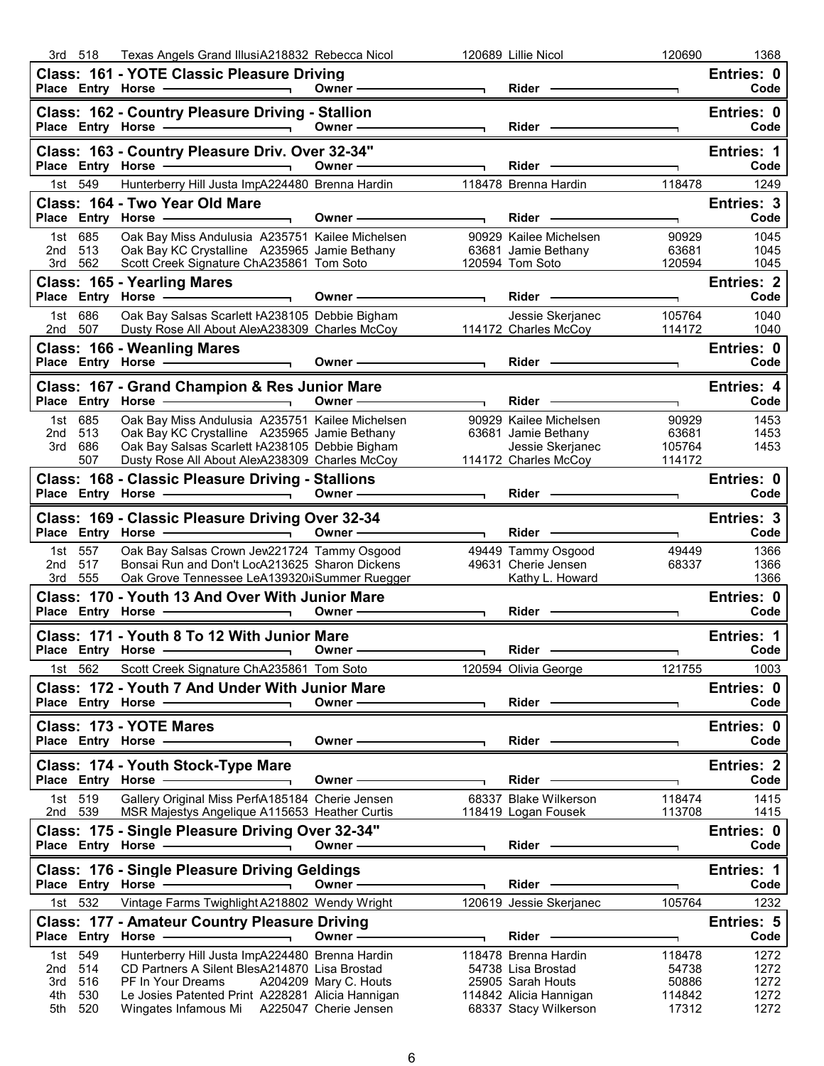| Place | Entry | Horse | Owner | | Rider | | Code |
|---|---|---|---|---|---|---|---|
| 3rd | 518 | Texas Angels Grand IllusiA218832 | Rebecca Nicol | 120689 | Lillie Nicol | 120690 | 1368 |

## Class: 161 - YOTE Classic Pleasure Driving

Entries: 0

| Place | Entry | Horse | Owner | Rider | Code |
|---|---|---|---|---|---|

## Class: 162 - Country Pleasure Driving - Stallion

Entries: 0

| Place | Entry | Horse | Owner | Rider | Code |
|---|---|---|---|---|---|

## Class: 163 - Country Pleasure Driv. Over 32-34"

Entries: 1

| Place | Entry | Horse | Owner | | Rider | | Code |
|---|---|---|---|---|---|---|---|
| 1st | 549 | Hunterberry Hill Justa ImpA224480 | Brenna Hardin | 118478 | Brenna Hardin | 118478 | 1249 |

## Class: 164 - Two Year Old Mare

Entries: 3

| Place | Entry | Horse | Owner | | Rider | | Code |
|---|---|---|---|---|---|---|---|
| 1st | 685 | Oak Bay Miss Andulusia A235751 | Kailee Michelsen | 90929 | Kailee Michelsen | 90929 | 1045 |
| 2nd | 513 | Oak Bay KC Crystalline A235965 | Jamie Bethany | 63681 | Jamie Bethany | 63681 | 1045 |
| 3rd | 562 | Scott Creek Signature ChA235861 | Tom Soto | 120594 | Tom Soto | 120594 | 1045 |

## Class: 165 - Yearling Mares

Entries: 2

| Place | Entry | Horse | Owner | | Rider | | Code |
|---|---|---|---|---|---|---|---|
| 1st | 686 | Oak Bay Salsas Scarlett HA238105 | Debbie Bigham | | Jessie Skerjanec | 105764 | 1040 |
| 2nd | 507 | Dusty Rose All About AleA238309 | Charles McCoy | 114172 | Charles McCoy | 114172 | 1040 |

## Class: 166 - Weanling Mares

Entries: 0

| Place | Entry | Horse | Owner | Rider | Code |
|---|---|---|---|---|---|

## Class: 167 - Grand Champion & Res Junior Mare

Entries: 4

| Place | Entry | Horse | Owner | | Rider | | Code |
|---|---|---|---|---|---|---|---|
| 1st | 685 | Oak Bay Miss Andulusia A235751 | Kailee Michelsen | 90929 | Kailee Michelsen | 90929 | 1453 |
| 2nd | 513 | Oak Bay KC Crystalline A235965 | Jamie Bethany | 63681 | Jamie Bethany | 63681 | 1453 |
| 3rd | 686 | Oak Bay Salsas Scarlett HA238105 | Debbie Bigham | | Jessie Skerjanec | 105764 | 1453 |
| | 507 | Dusty Rose All About AleA238309 | Charles McCoy | 114172 | Charles McCoy | 114172 | |

## Class: 168 - Classic Pleasure Driving - Stallions

Entries: 0

| Place | Entry | Horse | Owner | Rider | Code |
|---|---|---|---|---|---|

## Class: 169 - Classic Pleasure Driving Over 32-34

Entries: 3

| Place | Entry | Horse | Owner | | Rider | | Code |
|---|---|---|---|---|---|---|---|
| 1st | 557 | Oak Bay Salsas Crown Jew221724 | Tammy Osgood | 49449 | Tammy Osgood | 49449 | 1366 |
| 2nd | 517 | Bonsai Run and Don't LocA213625 | Sharon Dickens | 49631 | Cherie Jensen | 68337 | 1366 |
| 3rd | 555 | Oak Grove Tennessee LeA139320 | Summer Ruegger | | Kathy L. Howard | | 1366 |

## Class: 170 - Youth 13 And Over With Junior Mare

Entries: 0

| Place | Entry | Horse | Owner | Rider | Code |
|---|---|---|---|---|---|

## Class: 171 - Youth 8 To 12 With Junior Mare

Entries: 1

| Place | Entry | Horse | Owner | | Rider | | Code |
|---|---|---|---|---|---|---|---|
| 1st | 562 | Scott Creek Signature ChA235861 | Tom Soto | 120594 | Olivia George | 121755 | 1003 |

## Class: 172 - Youth 7 And Under With Junior Mare

Entries: 0

| Place | Entry | Horse | Owner | Rider | Code |
|---|---|---|---|---|---|

## Class: 173 - YOTE Mares

Entries: 0

| Place | Entry | Horse | Owner | Rider | Code |
|---|---|---|---|---|---|

## Class: 174 - Youth Stock-Type Mare

Entries: 2

| Place | Entry | Horse | Owner | | Rider | | Code |
|---|---|---|---|---|---|---|---|
| 1st | 519 | Gallery Original Miss PerfA185184 | Cherie Jensen | 68337 | Blake Wilkerson | 118474 | 1415 |
| 2nd | 539 | MSR Majestys Angelique A115653 | Heather Curtis | 118419 | Logan Fousek | 113708 | 1415 |

## Class: 175 - Single Pleasure Driving Over 32-34"

Entries: 0

| Place | Entry | Horse | Owner | Rider | Code |
|---|---|---|---|---|---|

## Class: 176 - Single Pleasure Driving Geldings

Entries: 1

| Place | Entry | Horse | Owner | | Rider | | Code |
|---|---|---|---|---|---|---|---|
| 1st | 532 | Vintage Farms Twighlight A218802 | Wendy Wright | 120619 | Jessie Skerjanec | 105764 | 1232 |

## Class: 177 - Amateur Country Pleasure Driving

Entries: 5

| Place | Entry | Horse | Owner | | Rider | | Code |
|---|---|---|---|---|---|---|---|
| 1st | 549 | Hunterberry Hill Justa ImpA224480 | Brenna Hardin | 118478 | Brenna Hardin | 118478 | 1272 |
| 2nd | 514 | CD Partners A Silent BlesA214870 | Lisa Brostad | 54738 | Lisa Brostad | 54738 | 1272 |
| 3rd | 516 | PF In Your Dreams A204209 | Mary C. Houts | 25905 | Sarah Houts | 50886 | 1272 |
| 4th | 530 | Le Josies Patented Print A228281 | Alicia Hannigan | 114842 | Alicia Hannigan | 114842 | 1272 |
| 5th | 520 | Wingates Infamous Mi A225047 | Cherie Jensen | 68337 | Stacy Wilkerson | 17312 | 1272 |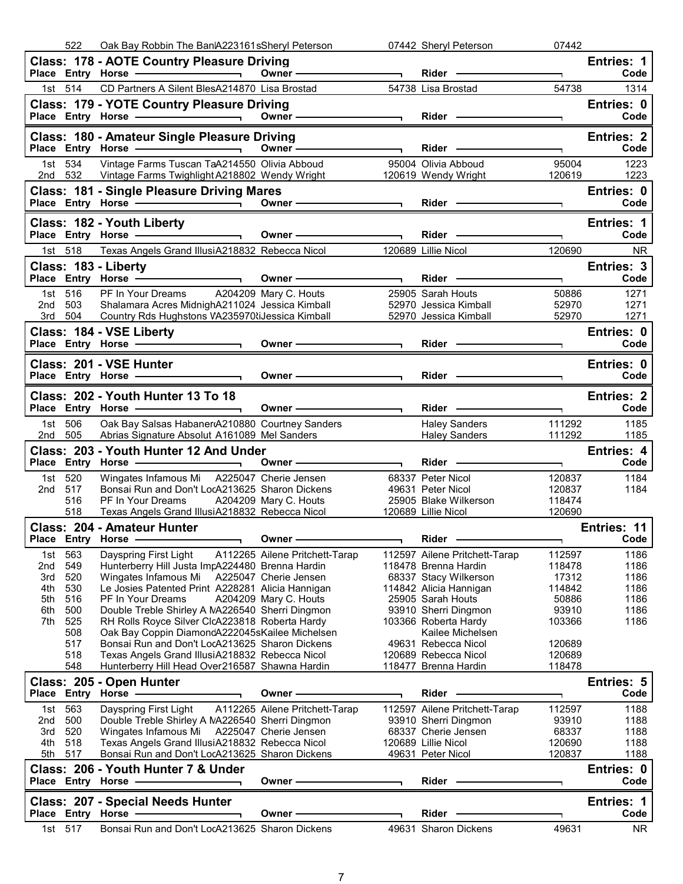| | 522 | Oak Bay Robbin The BanlA223161sSheryl Peterson | | 07442 Sheryl Peterson | 07442 | |
|---|---|---|---|---|---|---|

## Class: 178 - AOTE Country Pleasure Driving

Entries: 1

| Place | Entry | Horse | Owner | Rider | | Code |
|---|---|---|---|---|---|---|
| 1st | 514 | CD Partners A Silent BlesA214870 | Lisa Brostad | 54738 Lisa Brostad | 54738 | 1314 |

## Class: 179 - YOTE Country Pleasure Driving

Entries: 0

| Place | Entry | Horse | Owner | Rider | | Code |
|---|---|---|---|---|---|---|

## Class: 180 - Amateur Single Pleasure Driving

Entries: 2

| Place | Entry | Horse | Owner | Rider | | Code |
|---|---|---|---|---|---|---|
| 1st | 534 | Vintage Farms Tuscan TaA214550 | Olivia Abboud | 95004 Olivia Abboud | 95004 | 1223 |
| 2nd | 532 | Vintage Farms Twighlight A218802 | Wendy Wright | 120619 Wendy Wright | 120619 | 1223 |

## Class: 181 - Single Pleasure Driving Mares

Entries: 0

| Place | Entry | Horse | Owner | Rider | | Code |
|---|---|---|---|---|---|---|

## Class: 182 - Youth Liberty

Entries: 1

| Place | Entry | Horse | Owner | Rider | | Code |
|---|---|---|---|---|---|---|
| 1st | 518 | Texas Angels Grand IllusiA218832 | Rebecca Nicol | 120689 Lillie Nicol | 120690 | NR |

## Class: 183 - Liberty

Entries: 3

| Place | Entry | Horse | Owner | Rider | | Code |
|---|---|---|---|---|---|---|
| 1st | 516 | PF In Your Dreams A204209 | Mary C. Houts | 25905 Sarah Houts | 50886 | 1271 |
| 2nd | 503 | Shalamara Acres MidnighA211024 | Jessica Kimball | 52970 Jessica Kimball | 52970 | 1271 |
| 3rd | 504 | Country Rds Hughstons VA235970 | Jessica Kimball | 52970 Jessica Kimball | 52970 | 1271 |

## Class: 184 - VSE Liberty

Entries: 0

| Place | Entry | Horse | Owner | Rider | | Code |
|---|---|---|---|---|---|---|

## Class: 201 - VSE Hunter

Entries: 0

| Place | Entry | Horse | Owner | Rider | | Code |
|---|---|---|---|---|---|---|

## Class: 202 - Youth Hunter 13 To 18

Entries: 2

| Place | Entry | Horse | Owner | Rider | | Code |
|---|---|---|---|---|---|---|
| 1st | 506 | Oak Bay Salsas HabanerA210880 | Courtney Sanders | Haley Sanders | 111292 | 1185 |
| 2nd | 505 | Abrias Signature Absolut A161089 | Mel Sanders | Haley Sanders | 111292 | 1185 |

## Class: 203 - Youth Hunter 12 And Under

Entries: 4

| Place | Entry | Horse | Owner | Rider | | Code |
|---|---|---|---|---|---|---|
| 1st | 520 | Wingates Infamous Mi A225047 | Cherie Jensen | 68337 Peter Nicol | 120837 | 1184 |
| 2nd | 517 | Bonsai Run and Don't LocA213625 | Sharon Dickens | 49631 Peter Nicol | 120837 | 1184 |
| | 516 | PF In Your Dreams A204209 | Mary C. Houts | 25905 Blake Wilkerson | 118474 | |
| | 518 | Texas Angels Grand IllusiA218832 | Rebecca Nicol | 120689 Lillie Nicol | 120690 | |

## Class: 204 - Amateur Hunter

Entries: 11

| Place | Entry | Horse | Owner | Rider | | Code |
|---|---|---|---|---|---|---|
| 1st | 563 | Dayspring First Light A112265 | Ailene Pritchett-Tarap | 112597 Ailene Pritchett-Tarap | 112597 | 1186 |
| 2nd | 549 | Hunterberry Hill Justa ImpA224480 | Brenna Hardin | 118478 Brenna Hardin | 118478 | 1186 |
| 3rd | 520 | Wingates Infamous Mi A225047 | Cherie Jensen | 68337 Stacy Wilkerson | 17312 | 1186 |
| 4th | 530 | Le Josies Patented Print A228281 | Alicia Hannigan | 114842 Alicia Hannigan | 114842 | 1186 |
| 5th | 516 | PF In Your Dreams A204209 | Mary C. Houts | 25905 Sarah Houts | 50886 | 1186 |
| 6th | 500 | Double Treble Shirley A MA226540 | Sherri Dingmon | 93910 Sherri Dingmon | 93910 | 1186 |
| 7th | 525 | RH Rolls Royce Silver ClcA223818 | Roberta Hardy | 103366 Roberta Hardy | 103366 | 1186 |
| | 508 | Oak Bay Coppin DiamondA222045s | Kailee Michelsen | Kailee Michelsen | | |
| | 517 | Bonsai Run and Don't LocA213625 | Sharon Dickens | 49631 Rebecca Nicol | 120689 | |
| | 518 | Texas Angels Grand IllusiA218832 | Rebecca Nicol | 120689 Rebecca Nicol | 120689 | |
| | 548 | Hunterberry Hill Head Over216587 | Shawna Hardin | 118477 Brenna Hardin | 118478 | |

## Class: 205 - Open Hunter

Entries: 5

| Place | Entry | Horse | Owner | Rider | | Code |
|---|---|---|---|---|---|---|
| 1st | 563 | Dayspring First Light A112265 | Ailene Pritchett-Tarap | 112597 Ailene Pritchett-Tarap | 112597 | 1188 |
| 2nd | 500 | Double Treble Shirley A MA226540 | Sherri Dingmon | 93910 Sherri Dingmon | 93910 | 1188 |
| 3rd | 520 | Wingates Infamous Mi A225047 | Cherie Jensen | 68337 Cherie Jensen | 68337 | 1188 |
| 4th | 518 | Texas Angels Grand IllusiA218832 | Rebecca Nicol | 120689 Lillie Nicol | 120690 | 1188 |
| 5th | 517 | Bonsai Run and Don't LocA213625 | Sharon Dickens | 49631 Peter Nicol | 120837 | 1188 |

## Class: 206 - Youth Hunter 7 & Under

Entries: 0

| Place | Entry | Horse | Owner | Rider | | Code |
|---|---|---|---|---|---|---|

## Class: 207 - Special Needs Hunter

Entries: 1

| Place | Entry | Horse | Owner | Rider | | Code |
|---|---|---|---|---|---|---|
| 1st | 517 | Bonsai Run and Don't LocA213625 | Sharon Dickens | 49631 Sharon Dickens | 49631 | NR |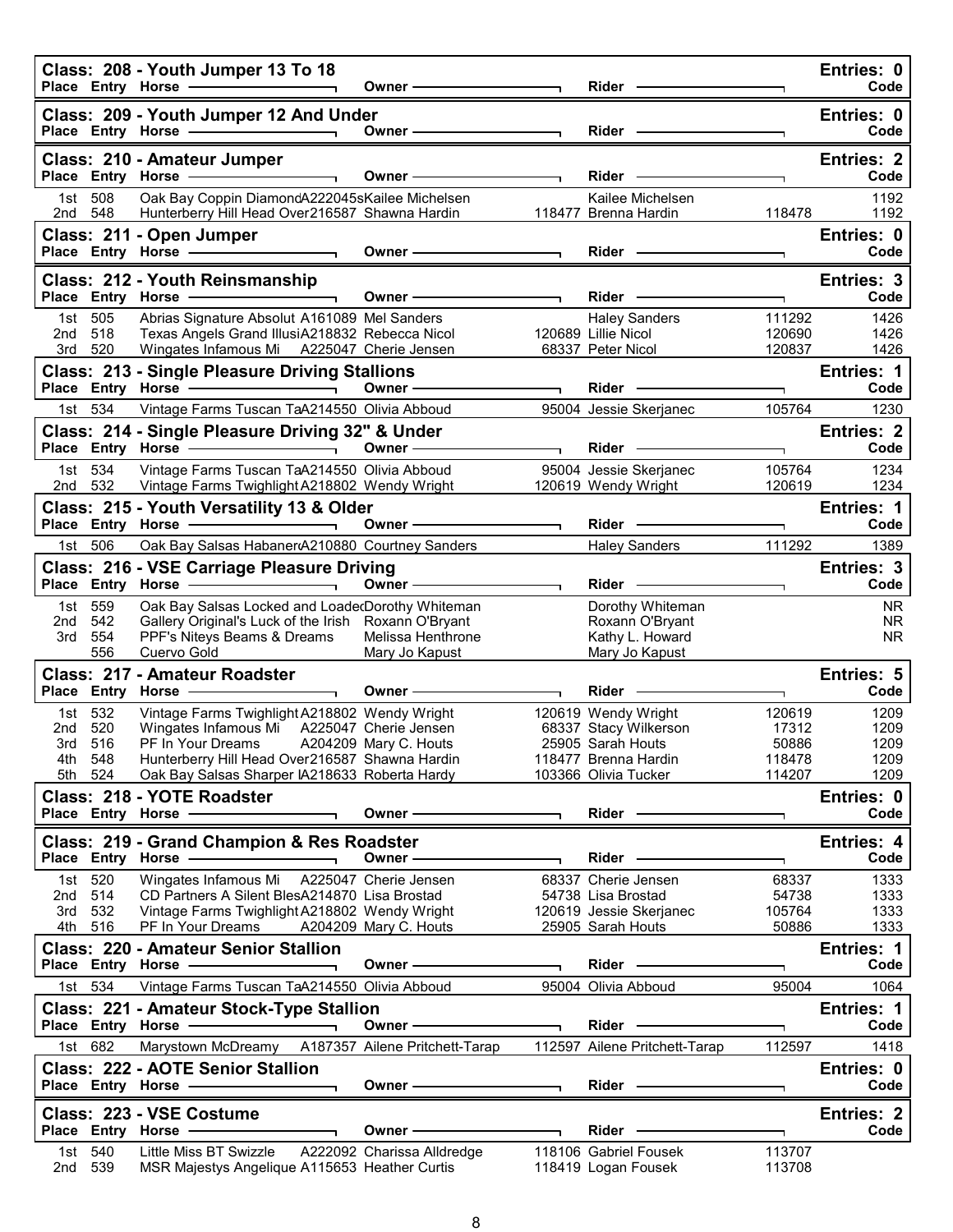## Class: 208 - Youth Jumper 13 To 18

Entries: 0

| Place | Entry | Horse | Owner | | Rider | | Code |
|---|---|---|---|---|---|---|---|

## Class: 209 - Youth Jumper 12 And Under

Entries: 0

| Place | Entry | Horse | Owner | | Rider | | Code |
|---|---|---|---|---|---|---|---|

## Class: 210 - Amateur Jumper

Entries: 2

| Place | Entry | Horse | Owner | | Rider | | Code |
|---|---|---|---|---|---|---|---|
| 1st | 508 | Oak Bay Coppin DiamondA222045s | Kailee Michelsen | | Kailee Michelsen | | 1192 |
| 2nd | 548 | Hunterberry Hill Head Over216587 | Shawna Hardin | 118477 | Brenna Hardin | 118478 | 1192 |

## Class: 211 - Open Jumper

Entries: 0

| Place | Entry | Horse | Owner | | Rider | | Code |
|---|---|---|---|---|---|---|---|

## Class: 212 - Youth Reinsmanship

Entries: 3

| Place | Entry | Horse | Owner | | Rider | | Code |
|---|---|---|---|---|---|---|---|
| 1st | 505 | Abrias Signature Absolut A161089 | Mel Sanders | | Haley Sanders | 111292 | 1426 |
| 2nd | 518 | Texas Angels Grand IllusiA218832 | Rebecca Nicol | 120689 | Lillie Nicol | 120690 | 1426 |
| 3rd | 520 | Wingates Infamous Mi A225047 | Cherie Jensen | 68337 | Peter Nicol | 120837 | 1426 |

## Class: 213 - Single Pleasure Driving Stallions

Entries: 1

| Place | Entry | Horse | Owner | | Rider | | Code |
|---|---|---|---|---|---|---|---|
| 1st | 534 | Vintage Farms Tuscan TaA214550 | Olivia Abboud | 95004 | Jessie Skerjanec | 105764 | 1230 |

## Class: 214 - Single Pleasure Driving 32" & Under

Entries: 2

| Place | Entry | Horse | Owner | | Rider | | Code |
|---|---|---|---|---|---|---|---|
| 1st | 534 | Vintage Farms Tuscan TaA214550 | Olivia Abboud | 95004 | Jessie Skerjanec | 105764 | 1234 |
| 2nd | 532 | Vintage Farms Twighlight A218802 | Wendy Wright | 120619 | Wendy Wright | 120619 | 1234 |

## Class: 215 - Youth Versatility 13 & Older

Entries: 1

| Place | Entry | Horse | Owner | | Rider | | Code |
|---|---|---|---|---|---|---|---|
| 1st | 506 | Oak Bay Salsas HabanerA210880 | Courtney Sanders | | Haley Sanders | 111292 | 1389 |

## Class: 216 - VSE Carriage Pleasure Driving

Entries: 3

| Place | Entry | Horse | Owner | | Rider | | Code |
|---|---|---|---|---|---|---|---|
| 1st | 559 | Oak Bay Salsas Locked and Loade | Dorothy Whiteman | | Dorothy Whiteman | | NR |
| 2nd | 542 | Gallery Original's Luck of the Irish | Roxann O'Bryant | | Roxann O'Bryant | | NR |
| 3rd | 554 | PPF's Niteys Beams & Dreams | Melissa Henthrone | | Kathy L. Howard | | NR |
| | 556 | Cuervo Gold | Mary Jo Kapust | | Mary Jo Kapust | | |

## Class: 217 - Amateur Roadster

Entries: 5

| Place | Entry | Horse | Owner | | Rider | | Code |
|---|---|---|---|---|---|---|---|
| 1st | 532 | Vintage Farms Twighlight A218802 | Wendy Wright | 120619 | Wendy Wright | 120619 | 1209 |
| 2nd | 520 | Wingates Infamous Mi A225047 | Cherie Jensen | 68337 | Stacy Wilkerson | 17312 | 1209 |
| 3rd | 516 | PF In Your Dreams A204209 | Mary C. Houts | 25905 | Sarah Houts | 50886 | 1209 |
| 4th | 548 | Hunterberry Hill Head Over216587 | Shawna Hardin | 118477 | Brenna Hardin | 118478 | 1209 |
| 5th | 524 | Oak Bay Salsas Sharper IA218633 | Roberta Hardy | 103366 | Olivia Tucker | 114207 | 1209 |

## Class: 218 - YOTE Roadster

Entries: 0

| Place | Entry | Horse | Owner | | Rider | | Code |
|---|---|---|---|---|---|---|---|

## Class: 219 - Grand Champion & Res Roadster

Entries: 4

| Place | Entry | Horse | Owner | | Rider | | Code |
|---|---|---|---|---|---|---|---|
| 1st | 520 | Wingates Infamous Mi A225047 | Cherie Jensen | 68337 | Cherie Jensen | 68337 | 1333 |
| 2nd | 514 | CD Partners A Silent BlesA214870 | Lisa Brostad | 54738 | Lisa Brostad | 54738 | 1333 |
| 3rd | 532 | Vintage Farms Twighlight A218802 | Wendy Wright | 120619 | Jessie Skerjanec | 105764 | 1333 |
| 4th | 516 | PF In Your Dreams A204209 | Mary C. Houts | 25905 | Sarah Houts | 50886 | 1333 |

## Class: 220 - Amateur Senior Stallion

Entries: 1

| Place | Entry | Horse | Owner | | Rider | | Code |
|---|---|---|---|---|---|---|---|
| 1st | 534 | Vintage Farms Tuscan TaA214550 | Olivia Abboud | 95004 | Olivia Abboud | 95004 | 1064 |

## Class: 221 - Amateur Stock-Type Stallion

Entries: 1

| Place | Entry | Horse | Owner | | Rider | | Code |
|---|---|---|---|---|---|---|---|
| 1st | 682 | Marystown McDreamy A187357 | Ailene Pritchett-Tarap | 112597 | Ailene Pritchett-Tarap | 112597 | 1418 |

## Class: 222 - AOTE Senior Stallion

Entries: 0

| Place | Entry | Horse | Owner | | Rider | | Code |
|---|---|---|---|---|---|---|---|

## Class: 223 - VSE Costume

Entries: 2

| Place | Entry | Horse | Owner | | Rider | | Code |
|---|---|---|---|---|---|---|---|
| 1st | 540 | Little Miss BT Swizzle A222092 | Charissa Alldredge | 118106 | Gabriel Fousek | 113707 | |
| 2nd | 539 | MSR Majestys Angelique A115653 | Heather Curtis | 118419 | Logan Fousek | 113708 | |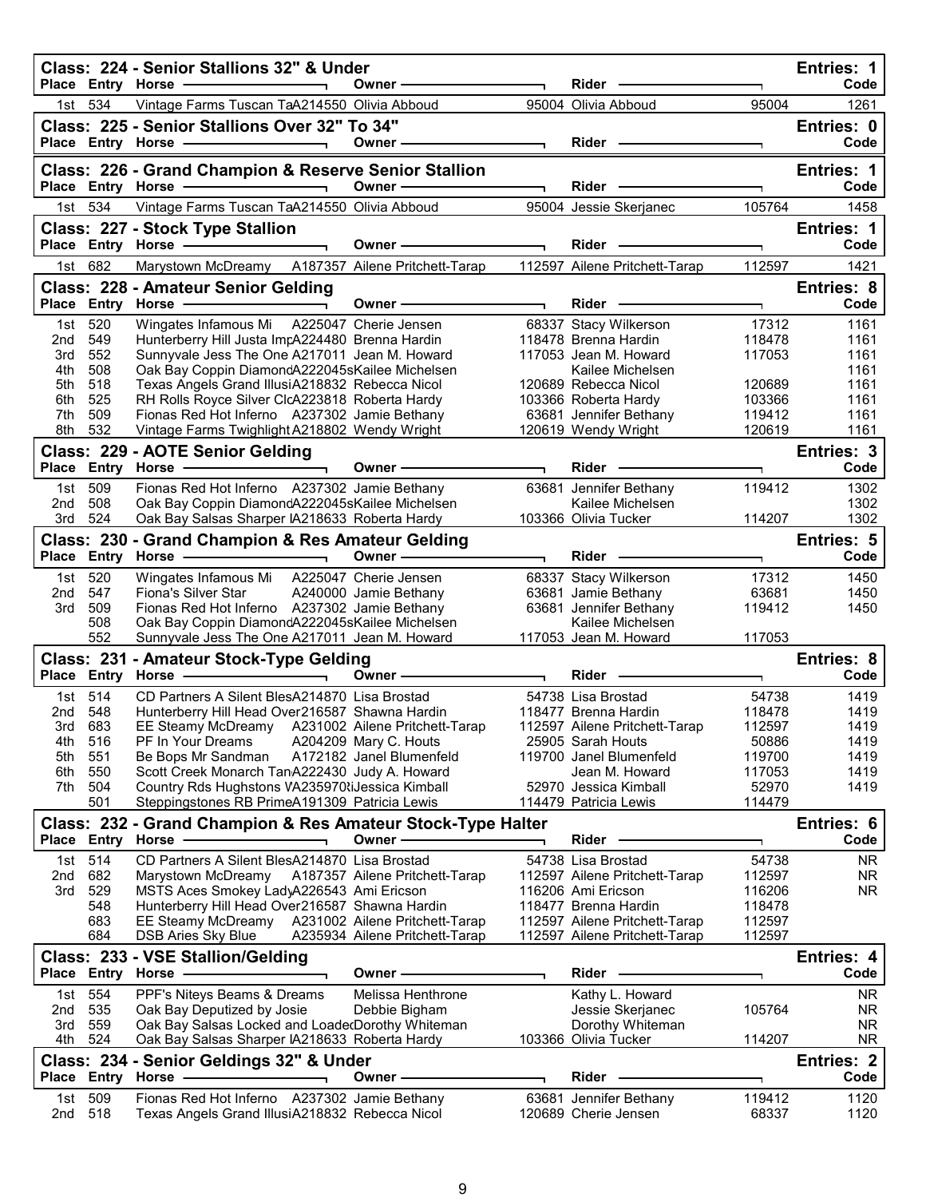## Class: 224 - Senior Stallions 32" & Under

Entries: 1

| Place | Entry | Horse | Owner | | Rider | | Code |
|---|---|---|---|---|---|---|---|
| 1st | 534 | Vintage Farms Tuscan TaA214550 | Olivia Abboud | 95004 | Olivia Abboud | 95004 | 1261 |

## Class: 225 - Senior Stallions Over 32" To 34"

Entries: 0

| Place | Entry | Horse | Owner | | Rider | | Code |
|---|---|---|---|---|---|---|---|

## Class: 226 - Grand Champion & Reserve Senior Stallion

Entries: 1

| Place | Entry | Horse | Owner | | Rider | | Code |
|---|---|---|---|---|---|---|---|
| 1st | 534 | Vintage Farms Tuscan TaA214550 | Olivia Abboud | 95004 | Jessie Skerjanec | 105764 | 1458 |

## Class: 227 - Stock Type Stallion

Entries: 1

| Place | Entry | Horse | Owner | | Rider | | Code |
|---|---|---|---|---|---|---|---|
| 1st | 682 | Marystown McDreamy A187357 | Ailene Pritchett-Tarap | 112597 | Ailene Pritchett-Tarap | 112597 | 1421 |

## Class: 228 - Amateur Senior Gelding

Entries: 8

| Place | Entry | Horse | Owner | | Rider | | Code |
|---|---|---|---|---|---|---|---|
| 1st | 520 | Wingates Infamous Mi A225047 | Cherie Jensen | 68337 | Stacy Wilkerson | 17312 | 1161 |
| 2nd | 549 | Hunterberry Hill Justa ImpA224480 | Brenna Hardin | 118478 | Brenna Hardin | 118478 | 1161 |
| 3rd | 552 | Sunnyvale Jess The One A217011 | Jean M. Howard | 117053 | Jean M. Howard | 117053 | 1161 |
| 4th | 508 | Oak Bay Coppin DiamondA222045s | Kailee Michelsen | | Kailee Michelsen | | 1161 |
| 5th | 518 | Texas Angels Grand IllusiA218832 | Rebecca Nicol | 120689 | Rebecca Nicol | 120689 | 1161 |
| 6th | 525 | RH Rolls Royce Silver ClcA223818 | Roberta Hardy | 103366 | Roberta Hardy | 103366 | 1161 |
| 7th | 509 | Fionas Red Hot Inferno A237302 | Jamie Bethany | 63681 | Jennifer Bethany | 119412 | 1161 |
| 8th | 532 | Vintage Farms Twighlight A218802 | Wendy Wright | 120619 | Wendy Wright | 120619 | 1161 |

## Class: 229 - AOTE Senior Gelding

Entries: 3

| Place | Entry | Horse | Owner | | Rider | | Code |
|---|---|---|---|---|---|---|---|
| 1st | 509 | Fionas Red Hot Inferno A237302 | Jamie Bethany | 63681 | Jennifer Bethany | 119412 | 1302 |
| 2nd | 508 | Oak Bay Coppin DiamondA222045s | Kailee Michelsen | | Kailee Michelsen | | 1302 |
| 3rd | 524 | Oak Bay Salsas Sharper IA218633 | Roberta Hardy | 103366 | Olivia Tucker | 114207 | 1302 |

## Class: 230 - Grand Champion & Res Amateur Gelding

Entries: 5

| Place | Entry | Horse | Owner | | Rider | | Code |
|---|---|---|---|---|---|---|---|
| 1st | 520 | Wingates Infamous Mi A225047 | Cherie Jensen | 68337 | Stacy Wilkerson | 17312 | 1450 |
| 2nd | 547 | Fiona's Silver Star A240000 | Jamie Bethany | 63681 | Jamie Bethany | 63681 | 1450 |
| 3rd | 509 | Fionas Red Hot Inferno A237302 | Jamie Bethany | 63681 | Jennifer Bethany | 119412 | 1450 |
| | 508 | Oak Bay Coppin DiamondA222045s | Kailee Michelsen | | Kailee Michelsen | | |
| | 552 | Sunnyvale Jess The One A217011 | Jean M. Howard | 117053 | Jean M. Howard | 117053 | |

## Class: 231 - Amateur Stock-Type Gelding

Entries: 8

| Place | Entry | Horse | Owner | | Rider | | Code |
|---|---|---|---|---|---|---|---|
| 1st | 514 | CD Partners A Silent BlesA214870 | Lisa Brostad | 54738 | Lisa Brostad | 54738 | 1419 |
| 2nd | 548 | Hunterberry Hill Head Over216587 | Shawna Hardin | 118477 | Brenna Hardin | 118478 | 1419 |
| 3rd | 683 | EE Steamy McDreamy A231002 | Ailene Pritchett-Tarap | 112597 | Ailene Pritchett-Tarap | 112597 | 1419 |
| 4th | 516 | PF In Your Dreams A204209 | Mary C. Houts | 25905 | Sarah Houts | 50886 | 1419 |
| 5th | 551 | Be Bops Mr Sandman A172182 | Janel Blumenfeld | 119700 | Janel Blumenfeld | 119700 | 1419 |
| 6th | 550 | Scott Creek Monarch TanA222430 | Judy A. Howard | | Jean M. Howard | 117053 | 1419 |
| 7th | 504 | Country Rds Hughstons VA235970 | Jessica Kimball | 52970 | Jessica Kimball | 52970 | 1419 |
| | 501 | Steppingstones RB PrimeA191309 | Patricia Lewis | 114479 | Patricia Lewis | 114479 | |

## Class: 232 - Grand Champion & Res Amateur Stock-Type Halter

Entries: 6

| Place | Entry | Horse | Owner | | Rider | | Code |
|---|---|---|---|---|---|---|---|
| 1st | 514 | CD Partners A Silent BlesA214870 | Lisa Brostad | 54738 | Lisa Brostad | 54738 | NR |
| 2nd | 682 | Marystown McDreamy A187357 | Ailene Pritchett-Tarap | 112597 | Ailene Pritchett-Tarap | 112597 | NR |
| 3rd | 529 | MSTS Aces Smokey LadyA226543 | Ami Ericson | 116206 | Ami Ericson | 116206 | NR |
| | 548 | Hunterberry Hill Head Over216587 | Shawna Hardin | 118477 | Brenna Hardin | 118478 | |
| | 683 | EE Steamy McDreamy A231002 | Ailene Pritchett-Tarap | 112597 | Ailene Pritchett-Tarap | 112597 | |
| | 684 | DSB Aries Sky Blue A235934 | Ailene Pritchett-Tarap | 112597 | Ailene Pritchett-Tarap | 112597 | |

## Class: 233 - VSE Stallion/Gelding

Entries: 4

| Place | Entry | Horse | Owner | | Rider | | Code |
|---|---|---|---|---|---|---|---|
| 1st | 554 | PPF's Niteys Beams & Dreams | Melissa Henthrone | | Kathy L. Howard | | NR |
| 2nd | 535 | Oak Bay Deputized by Josie | Debbie Bigham | | Jessie Skerjanec | 105764 | NR |
| 3rd | 559 | Oak Bay Salsas Locked and Loade | Dorothy Whiteman | | Dorothy Whiteman | | NR |
| 4th | 524 | Oak Bay Salsas Sharper IA218633 | Roberta Hardy | 103366 | Olivia Tucker | 114207 | NR |

## Class: 234 - Senior Geldings 32" & Under

Entries: 2

| Place | Entry | Horse | Owner | | Rider | | Code |
|---|---|---|---|---|---|---|---|
| 1st | 509 | Fionas Red Hot Inferno A237302 | Jamie Bethany | 63681 | Jennifer Bethany | 119412 | 1120 |
| 2nd | 518 | Texas Angels Grand IllusiA218832 | Rebecca Nicol | 120689 | Cherie Jensen | 68337 | 1120 |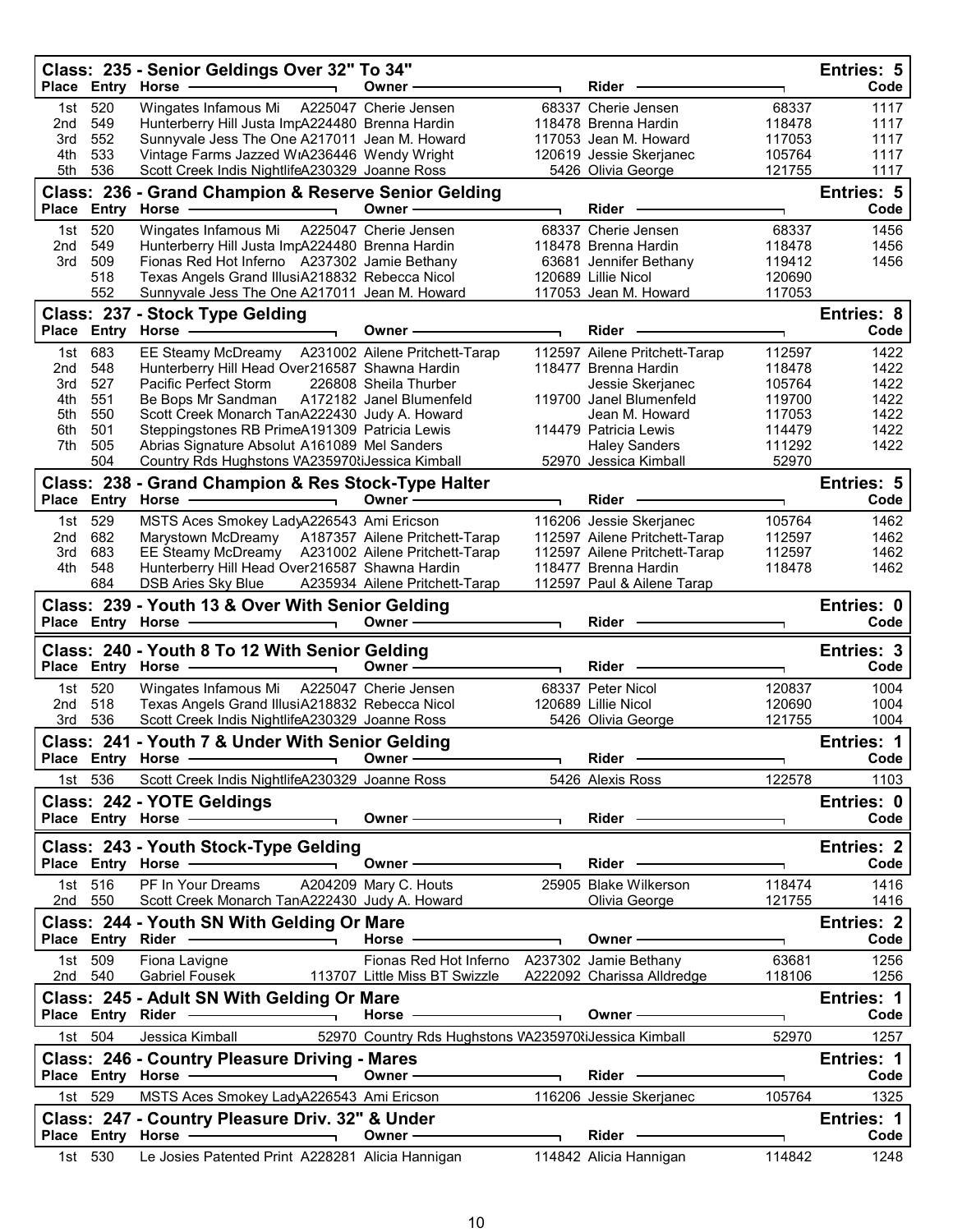## Class: 235 - Senior Geldings Over 32" To 34"

Entries: 5

| Place | Entry | Horse | | Owner | | Rider | | Code |
|---|---|---|---|---|---|---|---|---|
| 1st | 520 | Wingates Infamous Mi | A225047 | Cherie Jensen | 68337 | Cherie Jensen | 68337 | 1117 |
| 2nd | 549 | Hunterberry Hill Justa Imp | A224480 | Brenna Hardin | 118478 | Brenna Hardin | 118478 | 1117 |
| 3rd | 552 | Sunnyvale Jess The One | A217011 | Jean M. Howard | 117053 | Jean M. Howard | 117053 | 1117 |
| 4th | 533 | Vintage Farms Jazzed W | A236446 | Wendy Wright | 120619 | Jessie Skerjanec | 105764 | 1117 |
| 5th | 536 | Scott Creek Indis Nightlife | A230329 | Joanne Ross | 5426 | Olivia George | 121755 | 1117 |

## Class: 236 - Grand Champion & Reserve Senior Gelding

Entries: 5

| Place | Entry | Horse | | Owner | | Rider | | Code |
|---|---|---|---|---|---|---|---|---|
| 1st | 520 | Wingates Infamous Mi | A225047 | Cherie Jensen | 68337 | Cherie Jensen | 68337 | 1456 |
| 2nd | 549 | Hunterberry Hill Justa Imp | A224480 | Brenna Hardin | 118478 | Brenna Hardin | 118478 | 1456 |
| 3rd | 509 | Fionas Red Hot Inferno | A237302 | Jamie Bethany | 63681 | Jennifer Bethany | 119412 | 1456 |
| | 518 | Texas Angels Grand Illusi | A218832 | Rebecca Nicol | 120689 | Lillie Nicol | 120690 | |
| | 552 | Sunnyvale Jess The One | A217011 | Jean M. Howard | 117053 | Jean M. Howard | 117053 | |

## Class: 237 - Stock Type Gelding

Entries: 8

| Place | Entry | Horse | | Owner | | Rider | | Code |
|---|---|---|---|---|---|---|---|---|
| 1st | 683 | EE Steamy McDreamy | A231002 | Ailene Pritchett-Tarap | 112597 | Ailene Pritchett-Tarap | 112597 | 1422 |
| 2nd | 548 | Hunterberry Hill Head Over | 216587 | Shawna Hardin | 118477 | Brenna Hardin | 118478 | 1422 |
| 3rd | 527 | Pacific Perfect Storm | 226808 | Sheila Thurber | | Jessie Skerjanec | 105764 | 1422 |
| 4th | 551 | Be Bops Mr Sandman | A172182 | Janel Blumenfeld | 119700 | Janel Blumenfeld | 119700 | 1422 |
| 5th | 550 | Scott Creek Monarch Tan | A222430 | Judy A. Howard | | Jean M. Howard | 117053 | 1422 |
| 6th | 501 | Steppingstones RB Prime | A191309 | Patricia Lewis | 114479 | Patricia Lewis | 114479 | 1422 |
| 7th | 505 | Abrias Signature Absolut | A161089 | Mel Sanders | | Haley Sanders | 111292 | 1422 |
| | 504 | Country Rds Hughstons V | A235970 | Jessica Kimball | 52970 | Jessica Kimball | 52970 | |

## Class: 238 - Grand Champion & Res Stock-Type Halter

Entries: 5

| Place | Entry | Horse | | Owner | | Rider | | Code |
|---|---|---|---|---|---|---|---|---|
| 1st | 529 | MSTS Aces Smokey Lady | A226543 | Ami Ericson | 116206 | Jessie Skerjanec | 105764 | 1462 |
| 2nd | 682 | Marystown McDreamy | A187357 | Ailene Pritchett-Tarap | 112597 | Ailene Pritchett-Tarap | 112597 | 1462 |
| 3rd | 683 | EE Steamy McDreamy | A231002 | Ailene Pritchett-Tarap | 112597 | Ailene Pritchett-Tarap | 112597 | 1462 |
| 4th | 548 | Hunterberry Hill Head Over | 216587 | Shawna Hardin | 118477 | Brenna Hardin | 118478 | 1462 |
| | 684 | DSB Aries Sky Blue | A235934 | Ailene Pritchett-Tarap | 112597 | Paul & Ailene Tarap | | |

## Class: 239 - Youth 13 & Over With Senior Gelding

Entries: 0

| Place | Entry | Horse | | Owner | | Rider | | Code |
|---|---|---|---|---|---|---|---|---|

## Class: 240 - Youth 8 To 12 With Senior Gelding

Entries: 3

| Place | Entry | Horse | | Owner | | Rider | | Code |
|---|---|---|---|---|---|---|---|---|
| 1st | 520 | Wingates Infamous Mi | A225047 | Cherie Jensen | 68337 | Peter Nicol | 120837 | 1004 |
| 2nd | 518 | Texas Angels Grand Illusi | A218832 | Rebecca Nicol | 120689 | Lillie Nicol | 120690 | 1004 |
| 3rd | 536 | Scott Creek Indis Nightlife | A230329 | Joanne Ross | 5426 | Olivia George | 121755 | 1004 |

## Class: 241 - Youth 7 & Under With Senior Gelding

Entries: 1

| Place | Entry | Horse | | Owner | | Rider | | Code |
|---|---|---|---|---|---|---|---|---|
| 1st | 536 | Scott Creek Indis Nightlife | A230329 | Joanne Ross | 5426 | Alexis Ross | 122578 | 1103 |

## Class: 242 - YOTE Geldings

Entries: 0

| Place | Entry | Horse | | Owner | | Rider | | Code |
|---|---|---|---|---|---|---|---|---|

## Class: 243 - Youth Stock-Type Gelding

Entries: 2

| Place | Entry | Horse | | Owner | | Rider | | Code |
|---|---|---|---|---|---|---|---|---|
| 1st | 516 | PF In Your Dreams | A204209 | Mary C. Houts | 25905 | Blake Wilkerson | 118474 | 1416 |
| 2nd | 550 | Scott Creek Monarch Tan | A222430 | Judy A. Howard | | Olivia George | 121755 | 1416 |

## Class: 244 - Youth SN With Gelding Or Mare

Entries: 2

| Place | Entry | Rider | | Horse | | Owner | | Code |
|---|---|---|---|---|---|---|---|---|
| 1st | 509 | Fiona Lavigne | | Fionas Red Hot Inferno | A237302 | Jamie Bethany | 63681 | 1256 |
| 2nd | 540 | Gabriel Fousek | 113707 | Little Miss BT Swizzle | A222092 | Charissa Alldredge | 118106 | 1256 |

## Class: 245 - Adult SN With Gelding Or Mare

Entries: 1

| Place | Entry | Rider | | Horse | | Owner | | Code |
|---|---|---|---|---|---|---|---|---|
| 1st | 504 | Jessica Kimball | 52970 | Country Rds Hughstons V | A235970 | Jessica Kimball | 52970 | 1257 |

## Class: 246 - Country Pleasure Driving - Mares

Entries: 1

| Place | Entry | Horse | | Owner | | Rider | | Code |
|---|---|---|---|---|---|---|---|---|
| 1st | 529 | MSTS Aces Smokey Lady | A226543 | Ami Ericson | 116206 | Jessie Skerjanec | 105764 | 1325 |

## Class: 247 - Country Pleasure Driv. 32" & Under

Entries: 1

| Place | Entry | Horse | | Owner | | Rider | | Code |
|---|---|---|---|---|---|---|---|---|
| 1st | 530 | Le Josies Patented Print | A228281 | Alicia Hannigan | 114842 | Alicia Hannigan | 114842 | 1248 |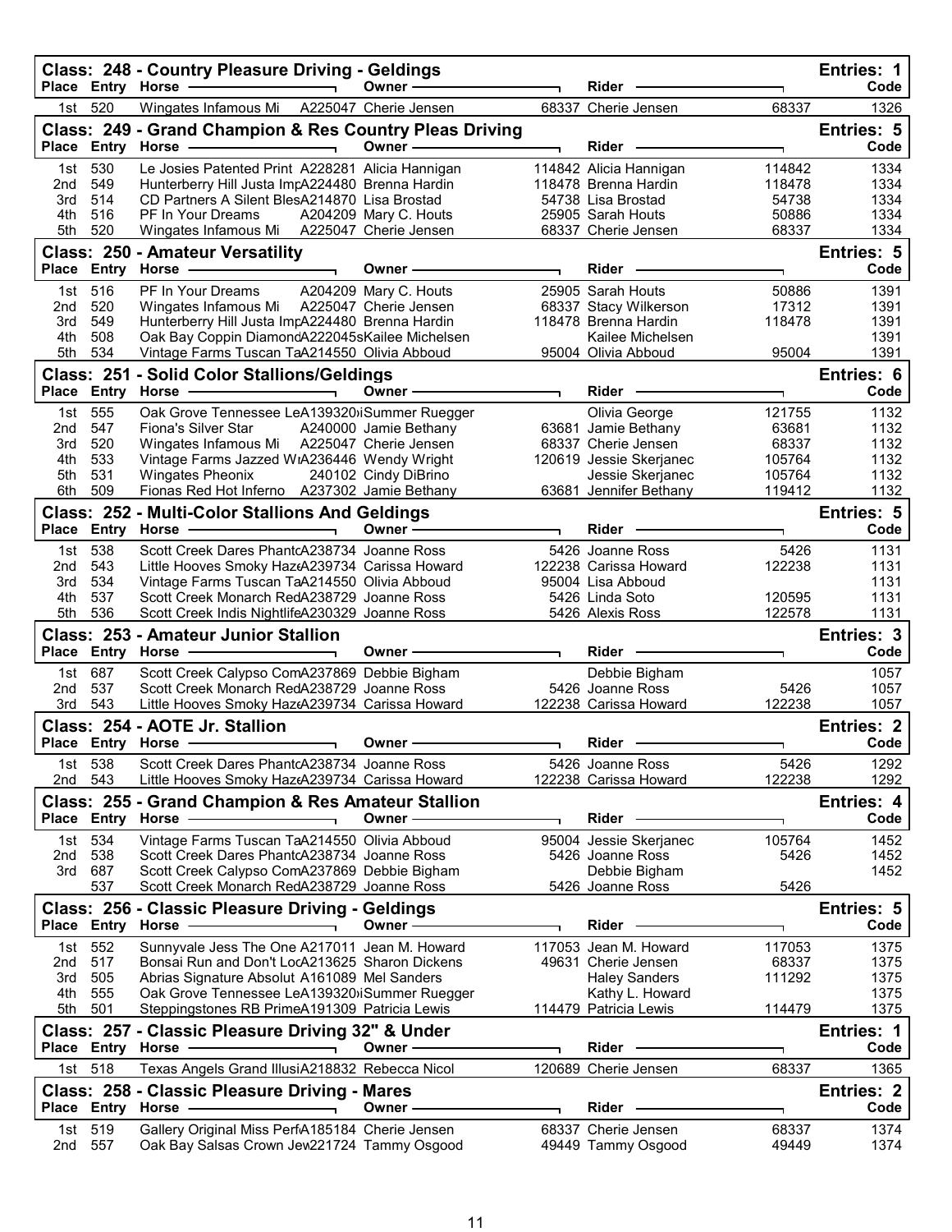## Class: 248 - Country Pleasure Driving - Geldings

Entries: 1

| Place | Entry | Horse | | Owner | | Rider | | Code |
|---|---|---|---|---|---|---|---|---|
| 1st | 520 | Wingates Infamous Mi | A225047 | Cherie Jensen | 68337 | Cherie Jensen | 68337 | 1326 |

## Class: 249 - Grand Champion & Res Country Pleas Driving

Entries: 5

| Place | Entry | Horse | | Owner | | Rider | | Code |
|---|---|---|---|---|---|---|---|---|
| 1st | 530 | Le Josies Patented Print | A228281 | Alicia Hannigan | 114842 | Alicia Hannigan | 114842 | 1334 |
| 2nd | 549 | Hunterberry Hill Justa Imp | A224480 | Brenna Hardin | 118478 | Brenna Hardin | 118478 | 1334 |
| 3rd | 514 | CD Partners A Silent Bles | A214870 | Lisa Brostad | 54738 | Lisa Brostad | 54738 | 1334 |
| 4th | 516 | PF In Your Dreams | A204209 | Mary C. Houts | 25905 | Sarah Houts | 50886 | 1334 |
| 5th | 520 | Wingates Infamous Mi | A225047 | Cherie Jensen | 68337 | Cherie Jensen | 68337 | 1334 |

## Class: 250 - Amateur Versatility

Entries: 5

| Place | Entry | Horse | | Owner | | Rider | | Code |
|---|---|---|---|---|---|---|---|---|
| 1st | 516 | PF In Your Dreams | A204209 | Mary C. Houts | 25905 | Sarah Houts | 50886 | 1391 |
| 2nd | 520 | Wingates Infamous Mi | A225047 | Cherie Jensen | 68337 | Stacy Wilkerson | 17312 | 1391 |
| 3rd | 549 | Hunterberry Hill Justa Imp | A224480 | Brenna Hardin | 118478 | Brenna Hardin | 118478 | 1391 |
| 4th | 508 | Oak Bay Coppin Diamond | A222045s | Kailee Michelsen | | Kailee Michelsen | | 1391 |
| 5th | 534 | Vintage Farms Tuscan Ta | A214550 | Olivia Abboud | 95004 | Olivia Abboud | 95004 | 1391 |

## Class: 251 - Solid Color Stallions/Geldings

Entries: 6

| Place | Entry | Horse | | Owner | | Rider | | Code |
|---|---|---|---|---|---|---|---|---|
| 1st | 555 | Oak Grove Tennessee Le | A139320i | Summer Ruegger | | Olivia George | 121755 | 1132 |
| 2nd | 547 | Fiona's Silver Star | A240000 | Jamie Bethany | 63681 | Jamie Bethany | 63681 | 1132 |
| 3rd | 520 | Wingates Infamous Mi | A225047 | Cherie Jensen | 68337 | Cherie Jensen | 68337 | 1132 |
| 4th | 533 | Vintage Farms Jazzed W | A236446 | Wendy Wright | 120619 | Jessie Skerjanec | 105764 | 1132 |
| 5th | 531 | Wingates Pheonix | 240102 | Cindy DiBrino | | Jessie Skerjanec | 105764 | 1132 |
| 6th | 509 | Fionas Red Hot Inferno | A237302 | Jamie Bethany | 63681 | Jennifer Bethany | 119412 | 1132 |

## Class: 252 - Multi-Color Stallions And Geldings

Entries: 5

| Place | Entry | Horse | | Owner | | Rider | | Code |
|---|---|---|---|---|---|---|---|---|
| 1st | 538 | Scott Creek Dares Phant | A238734 | Joanne Ross | 5426 | Joanne Ross | 5426 | 1131 |
| 2nd | 543 | Little Hooves Smoky Haz | A239734 | Carissa Howard | 122238 | Carissa Howard | 122238 | 1131 |
| 3rd | 534 | Vintage Farms Tuscan Ta | A214550 | Olivia Abboud | 95004 | Lisa Abboud | | 1131 |
| 4th | 537 | Scott Creek Monarch Red | A238729 | Joanne Ross | 5426 | Linda Soto | 120595 | 1131 |
| 5th | 536 | Scott Creek Indis Nightlife | A230329 | Joanne Ross | 5426 | Alexis Ross | 122578 | 1131 |

## Class: 253 - Amateur Junior Stallion

Entries: 3

| Place | Entry | Horse | | Owner | | Rider | | Code |
|---|---|---|---|---|---|---|---|---|
| 1st | 687 | Scott Creek Calypso Com | A237869 | Debbie Bigham | | Debbie Bigham | | 1057 |
| 2nd | 537 | Scott Creek Monarch Red | A238729 | Joanne Ross | 5426 | Joanne Ross | 5426 | 1057 |
| 3rd | 543 | Little Hooves Smoky Haz | A239734 | Carissa Howard | 122238 | Carissa Howard | 122238 | 1057 |

## Class: 254 - AOTE Jr. Stallion

Entries: 2

| Place | Entry | Horse | | Owner | | Rider | | Code |
|---|---|---|---|---|---|---|---|---|
| 1st | 538 | Scott Creek Dares Phant | A238734 | Joanne Ross | 5426 | Joanne Ross | 5426 | 1292 |
| 2nd | 543 | Little Hooves Smoky Haz | A239734 | Carissa Howard | 122238 | Carissa Howard | 122238 | 1292 |

## Class: 255 - Grand Champion & Res Amateur Stallion

Entries: 4

| Place | Entry | Horse | | Owner | | Rider | | Code |
|---|---|---|---|---|---|---|---|---|
| 1st | 534 | Vintage Farms Tuscan Ta | A214550 | Olivia Abboud | 95004 | Jessie Skerjanec | 105764 | 1452 |
| 2nd | 538 | Scott Creek Dares Phant | A238734 | Joanne Ross | 5426 | Joanne Ross | 5426 | 1452 |
| 3rd | 687 | Scott Creek Calypso Com | A237869 | Debbie Bigham | | Debbie Bigham | | 1452 |
| | 537 | Scott Creek Monarch Red | A238729 | Joanne Ross | 5426 | Joanne Ross | 5426 | |

## Class: 256 - Classic Pleasure Driving - Geldings

Entries: 5

| Place | Entry | Horse | | Owner | | Rider | | Code |
|---|---|---|---|---|---|---|---|---|
| 1st | 552 | Sunnyvale Jess The One | A217011 | Jean M. Howard | 117053 | Jean M. Howard | 117053 | 1375 |
| 2nd | 517 | Bonsai Run and Don't Loc | A213625 | Sharon Dickens | 49631 | Cherie Jensen | 68337 | 1375 |
| 3rd | 505 | Abrias Signature Absolut | A161089 | Mel Sanders | | Haley Sanders | 111292 | 1375 |
| 4th | 555 | Oak Grove Tennessee Le | A139320i | Summer Ruegger | | Kathy L. Howard | | 1375 |
| 5th | 501 | Steppingstones RB Prime | A191309 | Patricia Lewis | 114479 | Patricia Lewis | 114479 | 1375 |

## Class: 257 - Classic Pleasure Driving 32" & Under

Entries: 1

| Place | Entry | Horse | | Owner | | Rider | | Code |
|---|---|---|---|---|---|---|---|---|
| 1st | 518 | Texas Angels Grand Illusi | A218832 | Rebecca Nicol | 120689 | Cherie Jensen | 68337 | 1365 |

## Class: 258 - Classic Pleasure Driving - Mares

Entries: 2

| Place | Entry | Horse | | Owner | | Rider | | Code |
|---|---|---|---|---|---|---|---|---|
| 1st | 519 | Gallery Original Miss Perf | A185184 | Cherie Jensen | 68337 | Cherie Jensen | 68337 | 1374 |
| 2nd | 557 | Oak Bay Salsas Crown Jew | 221724 | Tammy Osgood | 49449 | Tammy Osgood | 49449 | 1374 |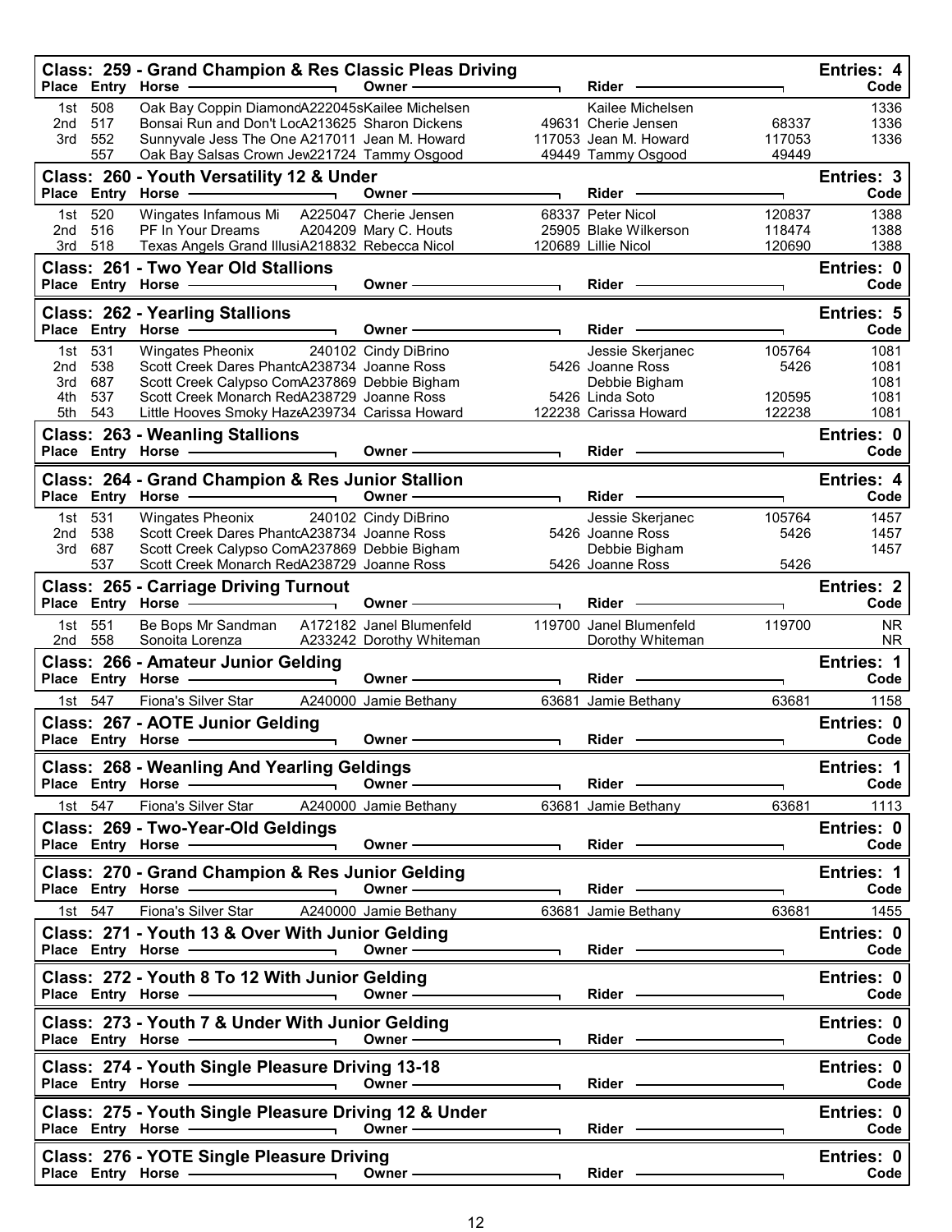## Class: 259 - Grand Champion & Res Classic Pleas Driving

Entries: 4

| Place | Entry | Horse | | Owner | | Rider | | Code |
|---|---|---|---|---|---|---|---|---|
| 1st | 508 | Oak Bay Coppin Diamond | A222045s | Kailee Michelsen | | Kailee Michelsen | | 1336 |
| 2nd | 517 | Bonsai Run and Don't Loc | A213625 | Sharon Dickens | 49631 | Cherie Jensen | 68337 | 1336 |
| 3rd | 552 | Sunnyvale Jess The One | A217011 | Jean M. Howard | 117053 | Jean M. Howard | 117053 | 1336 |
| | 557 | Oak Bay Salsas Crown Jew | 221724 | Tammy Osgood | 49449 | Tammy Osgood | 49449 | |

## Class: 260 - Youth Versatility 12 & Under

Entries: 3

| Place | Entry | Horse | | Owner | | Rider | | Code |
|---|---|---|---|---|---|---|---|---|
| 1st | 520 | Wingates Infamous Mi | A225047 | Cherie Jensen | 68337 | Peter Nicol | 120837 | 1388 |
| 2nd | 516 | PF In Your Dreams | A204209 | Mary C. Houts | 25905 | Blake Wilkerson | 118474 | 1388 |
| 3rd | 518 | Texas Angels Grand Illusi | A218832 | Rebecca Nicol | 120689 | Lillie Nicol | 120690 | 1388 |

## Class: 261 - Two Year Old Stallions

Entries: 0

| Place | Entry | Horse | Owner | Rider | Code |
|---|---|---|---|---|---|

## Class: 262 - Yearling Stallions

Entries: 5

| Place | Entry | Horse | | Owner | | Rider | | Code |
|---|---|---|---|---|---|---|---|---|
| 1st | 531 | Wingates Pheonix | 240102 | Cindy DiBrino | | Jessie Skerjanec | 105764 | 1081 |
| 2nd | 538 | Scott Creek Dares Phantc | A238734 | Joanne Ross | 5426 | Joanne Ross | 5426 | 1081 |
| 3rd | 687 | Scott Creek Calypso Com | A237869 | Debbie Bigham | | Debbie Bigham | | 1081 |
| 4th | 537 | Scott Creek Monarch Red | A238729 | Joanne Ross | 5426 | Linda Soto | 120595 | 1081 |
| 5th | 543 | Little Hooves Smoky Haze | A239734 | Carissa Howard | 122238 | Carissa Howard | 122238 | 1081 |

## Class: 263 - Weanling Stallions

Entries: 0

| Place | Entry | Horse | Owner | Rider | Code |
|---|---|---|---|---|---|

## Class: 264 - Grand Champion & Res Junior Stallion

Entries: 4

| Place | Entry | Horse | | Owner | | Rider | | Code |
|---|---|---|---|---|---|---|---|---|
| 1st | 531 | Wingates Pheonix | 240102 | Cindy DiBrino | | Jessie Skerjanec | 105764 | 1457 |
| 2nd | 538 | Scott Creek Dares Phantc | A238734 | Joanne Ross | 5426 | Joanne Ross | 5426 | 1457 |
| 3rd | 687 | Scott Creek Calypso Com | A237869 | Debbie Bigham | | Debbie Bigham | | 1457 |
| | 537 | Scott Creek Monarch Red | A238729 | Joanne Ross | 5426 | Joanne Ross | 5426 | |

## Class: 265 - Carriage Driving Turnout

Entries: 2

| Place | Entry | Horse | | Owner | | Rider | | Code |
|---|---|---|---|---|---|---|---|---|
| 1st | 551 | Be Bops Mr Sandman | A172182 | Janel Blumenfeld | 119700 | Janel Blumenfeld | 119700 | NR |
| 2nd | 558 | Sonoita Lorenza | A233242 | Dorothy Whiteman | | Dorothy Whiteman | | NR |

## Class: 266 - Amateur Junior Gelding

Entries: 1

| Place | Entry | Horse | | Owner | | Rider | | Code |
|---|---|---|---|---|---|---|---|---|
| 1st | 547 | Fiona's Silver Star | A240000 | Jamie Bethany | 63681 | Jamie Bethany | 63681 | 1158 |

## Class: 267 - AOTE Junior Gelding

Entries: 0

| Place | Entry | Horse | Owner | Rider | Code |
|---|---|---|---|---|---|

## Class: 268 - Weanling And Yearling Geldings

Entries: 1

| Place | Entry | Horse | | Owner | | Rider | | Code |
|---|---|---|---|---|---|---|---|---|
| 1st | 547 | Fiona's Silver Star | A240000 | Jamie Bethany | 63681 | Jamie Bethany | 63681 | 1113 |

## Class: 269 - Two-Year-Old Geldings

Entries: 0

| Place | Entry | Horse | Owner | Rider | Code |
|---|---|---|---|---|---|

## Class: 270 - Grand Champion & Res Junior Gelding

Entries: 1

| Place | Entry | Horse | | Owner | | Rider | | Code |
|---|---|---|---|---|---|---|---|---|
| 1st | 547 | Fiona's Silver Star | A240000 | Jamie Bethany | 63681 | Jamie Bethany | 63681 | 1455 |

## Class: 271 - Youth 13 & Over With Junior Gelding

Entries: 0

| Place | Entry | Horse | Owner | Rider | Code |
|---|---|---|---|---|---|

## Class: 272 - Youth 8 To 12 With Junior Gelding

Entries: 0

| Place | Entry | Horse | Owner | Rider | Code |
|---|---|---|---|---|---|

## Class: 273 - Youth 7 & Under With Junior Gelding

Entries: 0

| Place | Entry | Horse | Owner | Rider | Code |
|---|---|---|---|---|---|

## Class: 274 - Youth Single Pleasure Driving 13-18

Entries: 0

| Place | Entry | Horse | Owner | Rider | Code |
|---|---|---|---|---|---|

## Class: 275 - Youth Single Pleasure Driving 12 & Under

Entries: 0

| Place | Entry | Horse | Owner | Rider | Code |
|---|---|---|---|---|---|

## Class: 276 - YOTE Single Pleasure Driving

Entries: 0

| Place | Entry | Horse | Owner | Rider | Code |
|---|---|---|---|---|---|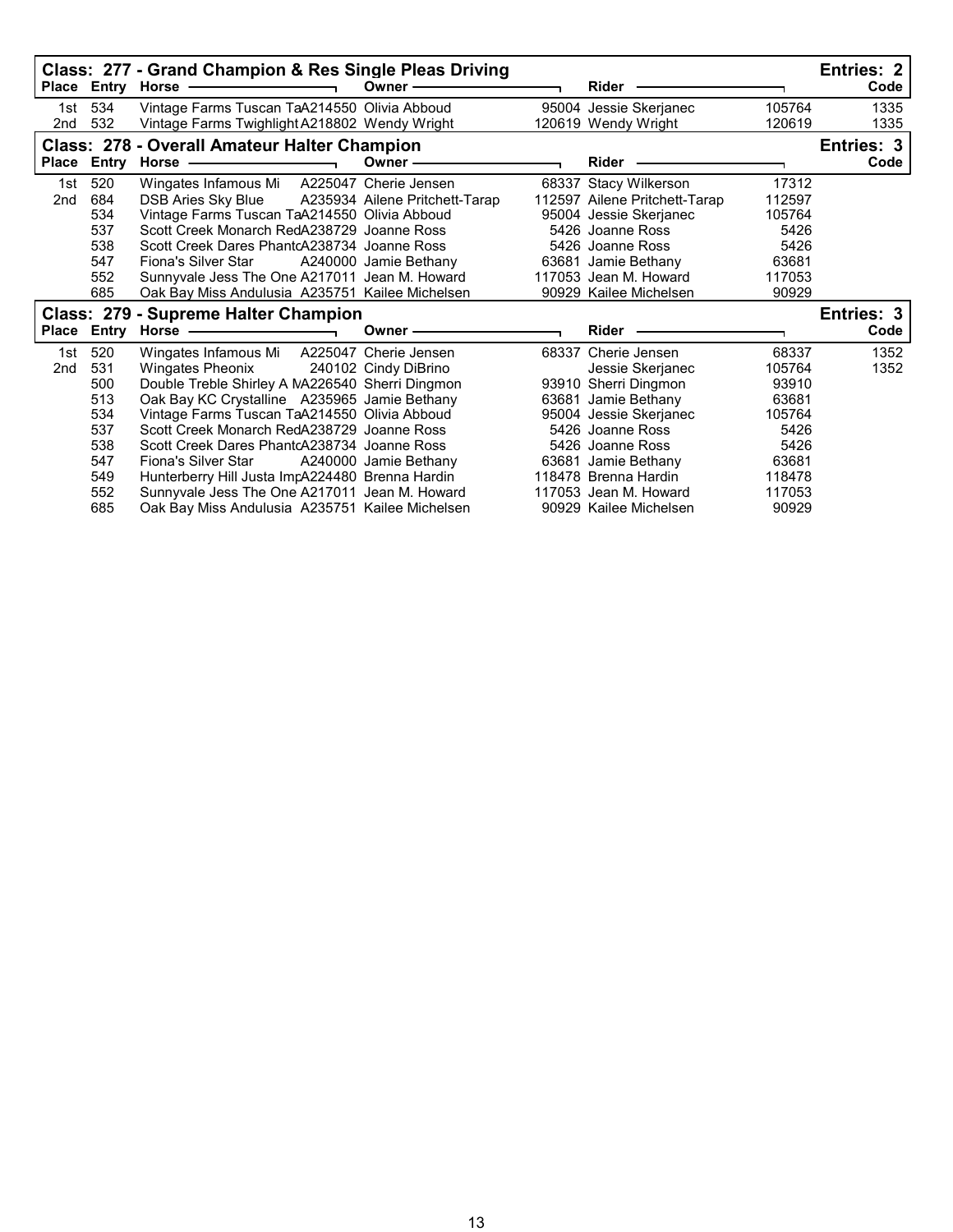## Class: 277 - Grand Champion & Res Single Pleas Driving

Entries: 2

| Place | Entry | Horse | | Owner | | Rider | | Code |
|---|---|---|---|---|---|---|---|---|
| 1st | 534 | Vintage Farms Tuscan Ta | A214550 | Olivia Abboud | 95004 | Jessie Skerjanec | 105764 | 1335 |
| 2nd | 532 | Vintage Farms Twighlight | A218802 | Wendy Wright | 120619 | Wendy Wright | 120619 | 1335 |

## Class: 278 - Overall Amateur Halter Champion

Entries: 3

| Place | Entry | Horse | | Owner | | Rider | | Code |
|---|---|---|---|---|---|---|---|---|
| 1st | 520 | Wingates Infamous Mi | A225047 | Cherie Jensen | 68337 | Stacy Wilkerson | 17312 | |
| 2nd | 684 | DSB Aries Sky Blue | A235934 | Ailene Pritchett-Tarap | 112597 | Ailene Pritchett-Tarap | 112597 | |
| | 534 | Vintage Farms Tuscan Ta | A214550 | Olivia Abboud | 95004 | Jessie Skerjanec | 105764 | |
| | 537 | Scott Creek Monarch Red | A238729 | Joanne Ross | 5426 | Joanne Ross | 5426 | |
| | 538 | Scott Creek Dares Phanto | A238734 | Joanne Ross | 5426 | Joanne Ross | 5426 | |
| | 547 | Fiona's Silver Star | A240000 | Jamie Bethany | 63681 | Jamie Bethany | 63681 | |
| | 552 | Sunnyvale Jess The One | A217011 | Jean M. Howard | 117053 | Jean M. Howard | 117053 | |
| | 685 | Oak Bay Miss Andulusia | A235751 | Kailee Michelsen | 90929 | Kailee Michelsen | 90929 | |

## Class: 279 - Supreme Halter Champion

Entries: 3

| Place | Entry | Horse | | Owner | | Rider | | Code |
|---|---|---|---|---|---|---|---|---|
| 1st | 520 | Wingates Infamous Mi | A225047 | Cherie Jensen | 68337 | Cherie Jensen | 68337 | 1352 |
| 2nd | 531 | Wingates Pheonix | 240102 | Cindy DiBrino | | Jessie Skerjanec | 105764 | 1352 |
| | 500 | Double Treble Shirley A M | A226540 | Sherri Dingmon | 93910 | Sherri Dingmon | 93910 | |
| | 513 | Oak Bay KC Crystalline | A235965 | Jamie Bethany | 63681 | Jamie Bethany | 63681 | |
| | 534 | Vintage Farms Tuscan Ta | A214550 | Olivia Abboud | 95004 | Jessie Skerjanec | 105764 | |
| | 537 | Scott Creek Monarch Red | A238729 | Joanne Ross | 5426 | Joanne Ross | 5426 | |
| | 538 | Scott Creek Dares Phanto | A238734 | Joanne Ross | 5426 | Joanne Ross | 5426 | |
| | 547 | Fiona's Silver Star | A240000 | Jamie Bethany | 63681 | Jamie Bethany | 63681 | |
| | 549 | Hunterberry Hill Justa Imp | A224480 | Brenna Hardin | 118478 | Brenna Hardin | 118478 | |
| | 552 | Sunnyvale Jess The One | A217011 | Jean M. Howard | 117053 | Jean M. Howard | 117053 | |
| | 685 | Oak Bay Miss Andulusia | A235751 | Kailee Michelsen | 90929 | Kailee Michelsen | 90929 | |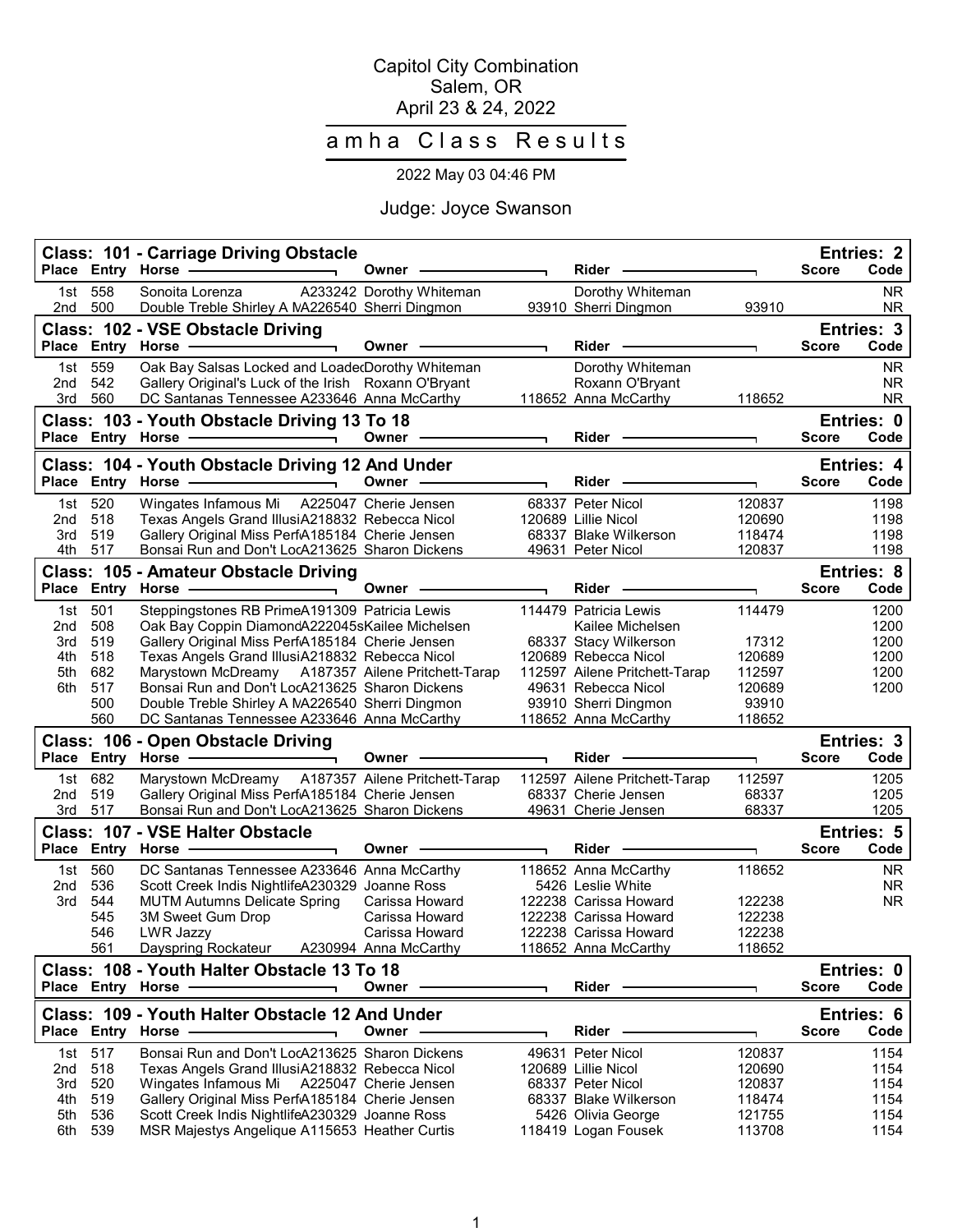Capitol City Combination
Salem, OR
April 23 & 24, 2022

# a m h a  Class Results

2022 May 03 04:46 PM

Judge: Joyce Swanson

## Class: 101 - Carriage Driving Obstacle

Entries: 2

| Place | Entry | Horse | | Owner | | Rider | | Score | Code |
|---|---|---|---|---|---|---|---|---|---|
| 1st | 558 | Sonoita Lorenza | A233242 | Dorothy Whiteman | | Dorothy Whiteman | | | NR |
| 2nd | 500 | Double Treble Shirley A M | A226540 | Sherri Dingmon | 93910 | Sherri Dingmon | 93910 | | NR |

## Class: 102 - VSE Obstacle Driving

Entries: 3

| Place | Entry | Horse | | Owner | | Rider | | Score | Code |
|---|---|---|---|---|---|---|---|---|---|
| 1st | 559 | Oak Bay Salsas Locked and Loaded | | Dorothy Whiteman | | Dorothy Whiteman | | | NR |
| 2nd | 542 | Gallery Original's Luck of the Irish | | Roxann O'Bryant | | Roxann O'Bryant | | | NR |
| 3rd | 560 | DC Santanas Tennessee | A233646 | Anna McCarthy | 118652 | Anna McCarthy | 118652 | | NR |

## Class: 103 - Youth Obstacle Driving 13 To 18

Entries: 0

| Place | Entry | Horse | | Owner | | Rider | | Score | Code |
|---|---|---|---|---|---|---|---|---|---|

## Class: 104 - Youth Obstacle Driving 12 And Under

Entries: 4

| Place | Entry | Horse | | Owner | | Rider | | Score | Code |
|---|---|---|---|---|---|---|---|---|---|
| 1st | 520 | Wingates Infamous Mi | A225047 | Cherie Jensen | 68337 | Peter Nicol | 120837 | | 1198 |
| 2nd | 518 | Texas Angels Grand Illusi | A218832 | Rebecca Nicol | 120689 | Lillie Nicol | 120690 | | 1198 |
| 3rd | 519 | Gallery Original Miss Perf | A185184 | Cherie Jensen | 68337 | Blake Wilkerson | 118474 | | 1198 |
| 4th | 517 | Bonsai Run and Don't Loc | A213625 | Sharon Dickens | 49631 | Peter Nicol | 120837 | | 1198 |

## Class: 105 - Amateur Obstacle Driving

Entries: 8

| Place | Entry | Horse | | Owner | | Rider | | Score | Code |
|---|---|---|---|---|---|---|---|---|---|
| 1st | 501 | Steppingstones RB Prime | A191309 | Patricia Lewis | 114479 | Patricia Lewis | 114479 | | 1200 |
| 2nd | 508 | Oak Bay Coppin Diamond | A222045s | Kailee Michelsen | | Kailee Michelsen | | | 1200 |
| 3rd | 519 | Gallery Original Miss Perf | A185184 | Cherie Jensen | 68337 | Stacy Wilkerson | 17312 | | 1200 |
| 4th | 518 | Texas Angels Grand Illusi | A218832 | Rebecca Nicol | 120689 | Rebecca Nicol | 120689 | | 1200 |
| 5th | 682 | Marystown McDreamy | A187357 | Ailene Pritchett-Tarap | 112597 | Ailene Pritchett-Tarap | 112597 | | 1200 |
| 6th | 517 | Bonsai Run and Don't Loc | A213625 | Sharon Dickens | 49631 | Rebecca Nicol | 120689 | | 1200 |
| | 500 | Double Treble Shirley A M | A226540 | Sherri Dingmon | 93910 | Sherri Dingmon | 93910 | | |
| | 560 | DC Santanas Tennessee | A233646 | Anna McCarthy | 118652 | Anna McCarthy | 118652 | | |

## Class: 106 - Open Obstacle Driving

Entries: 3

| Place | Entry | Horse | | Owner | | Rider | | Score | Code |
|---|---|---|---|---|---|---|---|---|---|
| 1st | 682 | Marystown McDreamy | A187357 | Ailene Pritchett-Tarap | 112597 | Ailene Pritchett-Tarap | 112597 | | 1205 |
| 2nd | 519 | Gallery Original Miss Perf | A185184 | Cherie Jensen | 68337 | Cherie Jensen | 68337 | | 1205 |
| 3rd | 517 | Bonsai Run and Don't Loc | A213625 | Sharon Dickens | 49631 | Cherie Jensen | 68337 | | 1205 |

## Class: 107 - VSE Halter Obstacle

Entries: 5

| Place | Entry | Horse | | Owner | | Rider | | Score | Code |
|---|---|---|---|---|---|---|---|---|---|
| 1st | 560 | DC Santanas Tennessee | A233646 | Anna McCarthy | 118652 | Anna McCarthy | 118652 | | NR |
| 2nd | 536 | Scott Creek Indis Nightlife | A230329 | Joanne Ross | 5426 | Leslie White | | | NR |
| 3rd | 544 | MUTM Autumns Delicate Spring | | Carissa Howard | 122238 | Carissa Howard | 122238 | | NR |
| | 545 | 3M Sweet Gum Drop | | Carissa Howard | 122238 | Carissa Howard | 122238 | | |
| | 546 | LWR Jazzy | | Carissa Howard | 122238 | Carissa Howard | 122238 | | |
| | 561 | Dayspring Rockateur | A230994 | Anna McCarthy | 118652 | Anna McCarthy | 118652 | | |

## Class: 108 - Youth Halter Obstacle 13 To 18

Entries: 0

| Place | Entry | Horse | | Owner | | Rider | | Score | Code |
|---|---|---|---|---|---|---|---|---|---|

## Class: 109 - Youth Halter Obstacle 12 And Under

Entries: 6

| Place | Entry | Horse | | Owner | | Rider | | Score | Code |
|---|---|---|---|---|---|---|---|---|---|
| 1st | 517 | Bonsai Run and Don't Loc | A213625 | Sharon Dickens | 49631 | Peter Nicol | 120837 | | 1154 |
| 2nd | 518 | Texas Angels Grand Illusi | A218832 | Rebecca Nicol | 120689 | Lillie Nicol | 120690 | | 1154 |
| 3rd | 520 | Wingates Infamous Mi | A225047 | Cherie Jensen | 68337 | Peter Nicol | 120837 | | 1154 |
| 4th | 519 | Gallery Original Miss Perf | A185184 | Cherie Jensen | 68337 | Blake Wilkerson | 118474 | | 1154 |
| 5th | 536 | Scott Creek Indis Nightlife | A230329 | Joanne Ross | 5426 | Olivia George | 121755 | | 1154 |
| 6th | 539 | MSR Majestys Angelique | A115653 | Heather Curtis | 118419 | Logan Fousek | 113708 | | 1154 |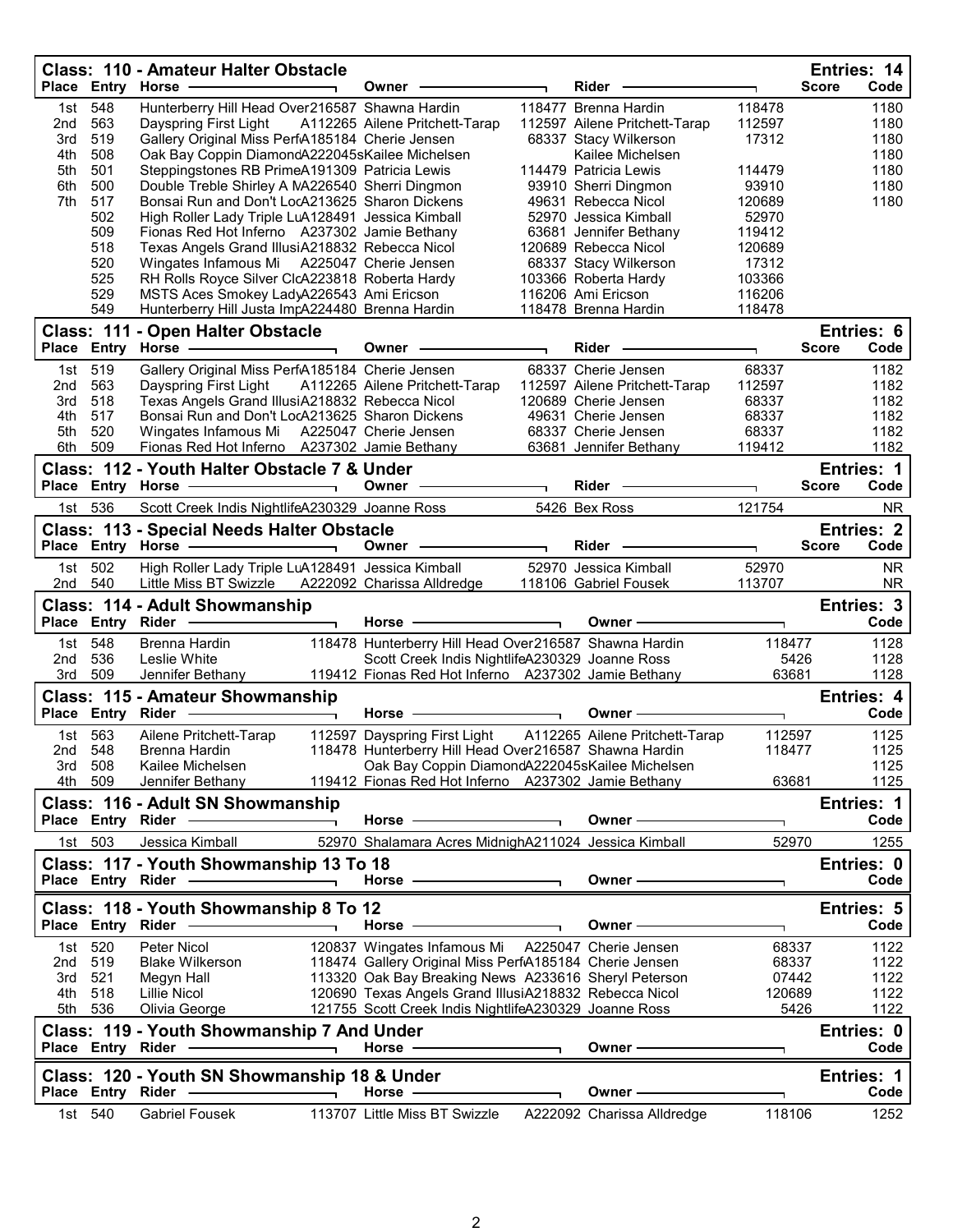## Class: 110 - Amateur Halter Obstacle

Entries: 14

| Place | Entry | Horse | | Owner | | Rider | | Score | Code |
|---|---|---|---|---|---|---|---|---|---|
| 1st | 548 | Hunterberry Hill Head Over | 216587 | Shawna Hardin | 118477 | Brenna Hardin | 118478 | | 1180 |
| 2nd | 563 | Dayspring First Light | A112265 | Ailene Pritchett-Tarap | 112597 | Ailene Pritchett-Tarap | 112597 | | 1180 |
| 3rd | 519 | Gallery Original Miss Perf | A185184 | Cherie Jensen | 68337 | Stacy Wilkerson | 17312 | | 1180 |
| 4th | 508 | Oak Bay Coppin Diamond | A222045s | Kailee Michelsen | | Kailee Michelsen | | | 1180 |
| 5th | 501 | Steppingstones RB Prime | A191309 | Patricia Lewis | 114479 | Patricia Lewis | 114479 | | 1180 |
| 6th | 500 | Double Treble Shirley A M | A226540 | Sherri Dingmon | 93910 | Sherri Dingmon | 93910 | | 1180 |
| 7th | 517 | Bonsai Run and Don't Loc | A213625 | Sharon Dickens | 49631 | Rebecca Nicol | 120689 | | 1180 |
| | 502 | High Roller Lady Triple Lu | A128491 | Jessica Kimball | 52970 | Jessica Kimball | 52970 | | |
| | 509 | Fionas Red Hot Inferno | A237302 | Jamie Bethany | 63681 | Jennifer Bethany | 119412 | | |
| | 518 | Texas Angels Grand Illusi | A218832 | Rebecca Nicol | 120689 | Rebecca Nicol | 120689 | | |
| | 520 | Wingates Infamous Mi | A225047 | Cherie Jensen | 68337 | Stacy Wilkerson | 17312 | | |
| | 525 | RH Rolls Royce Silver Clo | A223818 | Roberta Hardy | 103366 | Roberta Hardy | 103366 | | |
| | 529 | MSTS Aces Smokey Lady | A226543 | Ami Ericson | 116206 | Ami Ericson | 116206 | | |
| | 549 | Hunterberry Hill Justa Imp | A224480 | Brenna Hardin | 118478 | Brenna Hardin | 118478 | | |

## Class: 111 - Open Halter Obstacle

Entries: 6

| Place | Entry | Horse | | Owner | | Rider | | Score | Code |
|---|---|---|---|---|---|---|---|---|---|
| 1st | 519 | Gallery Original Miss Perf | A185184 | Cherie Jensen | 68337 | Cherie Jensen | 68337 | | 1182 |
| 2nd | 563 | Dayspring First Light | A112265 | Ailene Pritchett-Tarap | 112597 | Ailene Pritchett-Tarap | 112597 | | 1182 |
| 3rd | 518 | Texas Angels Grand Illusi | A218832 | Rebecca Nicol | 120689 | Cherie Jensen | 68337 | | 1182 |
| 4th | 517 | Bonsai Run and Don't Loc | A213625 | Sharon Dickens | 49631 | Cherie Jensen | 68337 | | 1182 |
| 5th | 520 | Wingates Infamous Mi | A225047 | Cherie Jensen | 68337 | Cherie Jensen | 68337 | | 1182 |
| 6th | 509 | Fionas Red Hot Inferno | A237302 | Jamie Bethany | 63681 | Jennifer Bethany | 119412 | | 1182 |

## Class: 112 - Youth Halter Obstacle 7 & Under

Entries: 1

| Place | Entry | Horse | | Owner | | Rider | | Score | Code |
|---|---|---|---|---|---|---|---|---|---|
| 1st | 536 | Scott Creek Indis Nightlife | A230329 | Joanne Ross | 5426 | Bex Ross | 121754 | | NR |

## Class: 113 - Special Needs Halter Obstacle

Entries: 2

| Place | Entry | Horse | | Owner | | Rider | | Score | Code |
|---|---|---|---|---|---|---|---|---|---|
| 1st | 502 | High Roller Lady Triple Lu | A128491 | Jessica Kimball | 52970 | Jessica Kimball | 52970 | | NR |
| 2nd | 540 | Little Miss BT Swizzle | A222092 | Charissa Alldredge | 118106 | Gabriel Fousek | 113707 | | NR |

## Class: 114 - Adult Showmanship

Entries: 3

| Place | Entry | Rider | | Horse | | Owner | | Code |
|---|---|---|---|---|---|---|---|---|
| 1st | 548 | Brenna Hardin | 118478 | Hunterberry Hill Head Over | 216587 | Shawna Hardin | 118477 | 1128 |
| 2nd | 536 | Leslie White | | Scott Creek Indis Nightlife | A230329 | Joanne Ross | 5426 | 1128 |
| 3rd | 509 | Jennifer Bethany | 119412 | Fionas Red Hot Inferno | A237302 | Jamie Bethany | 63681 | 1128 |

## Class: 115 - Amateur Showmanship

Entries: 4

| Place | Entry | Rider | | Horse | | Owner | | Code |
|---|---|---|---|---|---|---|---|---|
| 1st | 563 | Ailene Pritchett-Tarap | 112597 | Dayspring First Light | A112265 | Ailene Pritchett-Tarap | 112597 | 1125 |
| 2nd | 548 | Brenna Hardin | 118478 | Hunterberry Hill Head Over | 216587 | Shawna Hardin | 118477 | 1125 |
| 3rd | 508 | Kailee Michelsen | | Oak Bay Coppin Diamond | A222045s | Kailee Michelsen | | 1125 |
| 4th | 509 | Jennifer Bethany | 119412 | Fionas Red Hot Inferno | A237302 | Jamie Bethany | 63681 | 1125 |

## Class: 116 - Adult SN Showmanship

Entries: 1

| Place | Entry | Rider | | Horse | | Owner | | Code |
|---|---|---|---|---|---|---|---|---|
| 1st | 503 | Jessica Kimball | 52970 | Shalamara Acres Midnigh | A211024 | Jessica Kimball | 52970 | 1255 |

## Class: 117 - Youth Showmanship 13 To 18

Entries: 0

| Place | Entry | Rider | Horse | Owner | Code |
|---|---|---|---|---|---|

## Class: 118 - Youth Showmanship 8 To 12

Entries: 5

| Place | Entry | Rider | | Horse | | Owner | | Code |
|---|---|---|---|---|---|---|---|---|
| 1st | 520 | Peter Nicol | 120837 | Wingates Infamous Mi | A225047 | Cherie Jensen | 68337 | 1122 |
| 2nd | 519 | Blake Wilkerson | 118474 | Gallery Original Miss Perf | A185184 | Cherie Jensen | 68337 | 1122 |
| 3rd | 521 | Megyn Hall | 113320 | Oak Bay Breaking News | A233616 | Sheryl Peterson | 07442 | 1122 |
| 4th | 518 | Lillie Nicol | 120690 | Texas Angels Grand Illusi | A218832 | Rebecca Nicol | 120689 | 1122 |
| 5th | 536 | Olivia George | 121755 | Scott Creek Indis Nightlife | A230329 | Joanne Ross | 5426 | 1122 |

## Class: 119 - Youth Showmanship 7 And Under

Entries: 0

| Place | Entry | Rider | Horse | Owner | Code |
|---|---|---|---|---|---|

## Class: 120 - Youth SN Showmanship 18 & Under

Entries: 1

| Place | Entry | Rider | | Horse | | Owner | | Code |
|---|---|---|---|---|---|---|---|---|
| 1st | 540 | Gabriel Fousek | 113707 | Little Miss BT Swizzle | A222092 | Charissa Alldredge | 118106 | 1252 |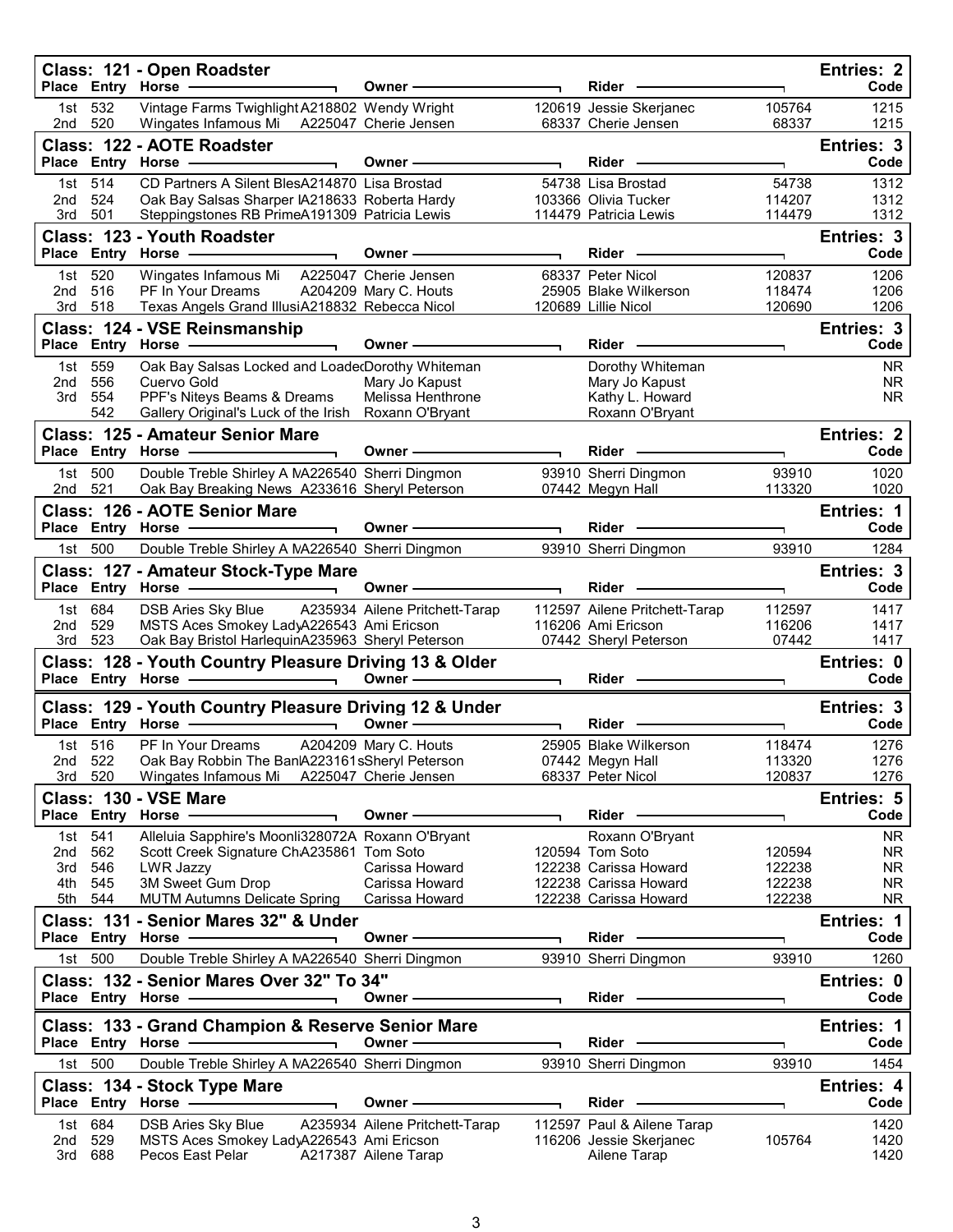## Class: 121 - Open Roadster

Entries: 2

| Place | Entry | Horse | | Owner | | Rider | | Code |
|---|---|---|---|---|---|---|---|---|
| 1st | 532 | Vintage Farms Twighlight | A218802 | Wendy Wright | 120619 | Jessie Skerjanec | 105764 | 1215 |
| 2nd | 520 | Wingates Infamous Mi | A225047 | Cherie Jensen | 68337 | Cherie Jensen | 68337 | 1215 |

## Class: 122 - AOTE Roadster

Entries: 3

| Place | Entry | Horse | | Owner | | Rider | | Code |
|---|---|---|---|---|---|---|---|---|
| 1st | 514 | CD Partners A Silent Bles | A214870 | Lisa Brostad | 54738 | Lisa Brostad | 54738 | 1312 |
| 2nd | 524 | Oak Bay Salsas Sharper I | A218633 | Roberta Hardy | 103366 | Olivia Tucker | 114207 | 1312 |
| 3rd | 501 | Steppingstones RB Prime | A191309 | Patricia Lewis | 114479 | Patricia Lewis | 114479 | 1312 |

## Class: 123 - Youth Roadster

Entries: 3

| Place | Entry | Horse | | Owner | | Rider | | Code |
|---|---|---|---|---|---|---|---|---|
| 1st | 520 | Wingates Infamous Mi | A225047 | Cherie Jensen | 68337 | Peter Nicol | 120837 | 1206 |
| 2nd | 516 | PF In Your Dreams | A204209 | Mary C. Houts | 25905 | Blake Wilkerson | 118474 | 1206 |
| 3rd | 518 | Texas Angels Grand Illusi | A218832 | Rebecca Nicol | 120689 | Lillie Nicol | 120690 | 1206 |

## Class: 124 - VSE Reinsmanship

Entries: 3

| Place | Entry | Horse | | Owner | | Rider | | Code |
|---|---|---|---|---|---|---|---|---|
| 1st | 559 | Oak Bay Salsas Locked and Loade | | Dorothy Whiteman | | Dorothy Whiteman | | NR |
| 2nd | 556 | Cuervo Gold | | Mary Jo Kapust | | Mary Jo Kapust | | NR |
| 3rd | 554 | PPF's Niteys Beams & Dreams | | Melissa Henthrone | | Kathy L. Howard | | NR |
| | 542 | Gallery Original's Luck of the Irish | | Roxann O'Bryant | | Roxann O'Bryant | | |

## Class: 125 - Amateur Senior Mare

Entries: 2

| Place | Entry | Horse | | Owner | | Rider | | Code |
|---|---|---|---|---|---|---|---|---|
| 1st | 500 | Double Treble Shirley A M | A226540 | Sherri Dingmon | 93910 | Sherri Dingmon | 93910 | 1020 |
| 2nd | 521 | Oak Bay Breaking News | A233616 | Sheryl Peterson | 07442 | Megyn Hall | 113320 | 1020 |

## Class: 126 - AOTE Senior Mare

Entries: 1

| Place | Entry | Horse | | Owner | | Rider | | Code |
|---|---|---|---|---|---|---|---|---|
| 1st | 500 | Double Treble Shirley A M | A226540 | Sherri Dingmon | 93910 | Sherri Dingmon | 93910 | 1284 |

## Class: 127 - Amateur Stock-Type Mare

Entries: 3

| Place | Entry | Horse | | Owner | | Rider | | Code |
|---|---|---|---|---|---|---|---|---|
| 1st | 684 | DSB Aries Sky Blue | A235934 | Ailene Pritchett-Tarap | 112597 | Ailene Pritchett-Tarap | 112597 | 1417 |
| 2nd | 529 | MSTS Aces Smokey Lady | A226543 | Ami Ericson | 116206 | Ami Ericson | 116206 | 1417 |
| 3rd | 523 | Oak Bay Bristol Harlequin | A235963 | Sheryl Peterson | 07442 | Sheryl Peterson | 07442 | 1417 |

## Class: 128 - Youth Country Pleasure Driving 13 & Older

Entries: 0

| Place | Entry | Horse | Owner | Rider | Code |
|---|---|---|---|---|---|

## Class: 129 - Youth Country Pleasure Driving 12 & Under

Entries: 3

| Place | Entry | Horse | | Owner | | Rider | | Code |
|---|---|---|---|---|---|---|---|---|
| 1st | 516 | PF In Your Dreams | A204209 | Mary C. Houts | 25905 | Blake Wilkerson | 118474 | 1276 |
| 2nd | 522 | Oak Bay Robbin The Ban | A223161s | Sheryl Peterson | 07442 | Megyn Hall | 113320 | 1276 |
| 3rd | 520 | Wingates Infamous Mi | A225047 | Cherie Jensen | 68337 | Peter Nicol | 120837 | 1276 |

## Class: 130 - VSE Mare

Entries: 5

| Place | Entry | Horse | | Owner | | Rider | | Code |
|---|---|---|---|---|---|---|---|---|
| 1st | 541 | Alleluia Sapphire's Moonli | 328072A | Roxann O'Bryant | | Roxann O'Bryant | | NR |
| 2nd | 562 | Scott Creek Signature Ch | A235861 | Tom Soto | 120594 | Tom Soto | 120594 | NR |
| 3rd | 546 | LWR Jazzy | | Carissa Howard | 122238 | Carissa Howard | 122238 | NR |
| 4th | 545 | 3M Sweet Gum Drop | | Carissa Howard | 122238 | Carissa Howard | 122238 | NR |
| 5th | 544 | MUTM Autumns Delicate Spring | | Carissa Howard | 122238 | Carissa Howard | 122238 | NR |

## Class: 131 - Senior Mares 32" & Under

Entries: 1

| Place | Entry | Horse | | Owner | | Rider | | Code |
|---|---|---|---|---|---|---|---|---|
| 1st | 500 | Double Treble Shirley A M | A226540 | Sherri Dingmon | 93910 | Sherri Dingmon | 93910 | 1260 |

## Class: 132 - Senior Mares Over 32" To 34"

Entries: 0

| Place | Entry | Horse | Owner | Rider | Code |
|---|---|---|---|---|---|

## Class: 133 - Grand Champion & Reserve Senior Mare

Entries: 1

| Place | Entry | Horse | | Owner | | Rider | | Code |
|---|---|---|---|---|---|---|---|---|
| 1st | 500 | Double Treble Shirley A M | A226540 | Sherri Dingmon | 93910 | Sherri Dingmon | 93910 | 1454 |

## Class: 134 - Stock Type Mare

Entries: 4

| Place | Entry | Horse | | Owner | | Rider | | Code |
|---|---|---|---|---|---|---|---|---|
| 1st | 684 | DSB Aries Sky Blue | A235934 | Ailene Pritchett-Tarap | 112597 | Paul & Ailene Tarap | | 1420 |
| 2nd | 529 | MSTS Aces Smokey Lady | A226543 | Ami Ericson | 116206 | Jessie Skerjanec | 105764 | 1420 |
| 3rd | 688 | Pecos East Pelar | A217387 | Ailene Tarap | | Ailene Tarap | | 1420 |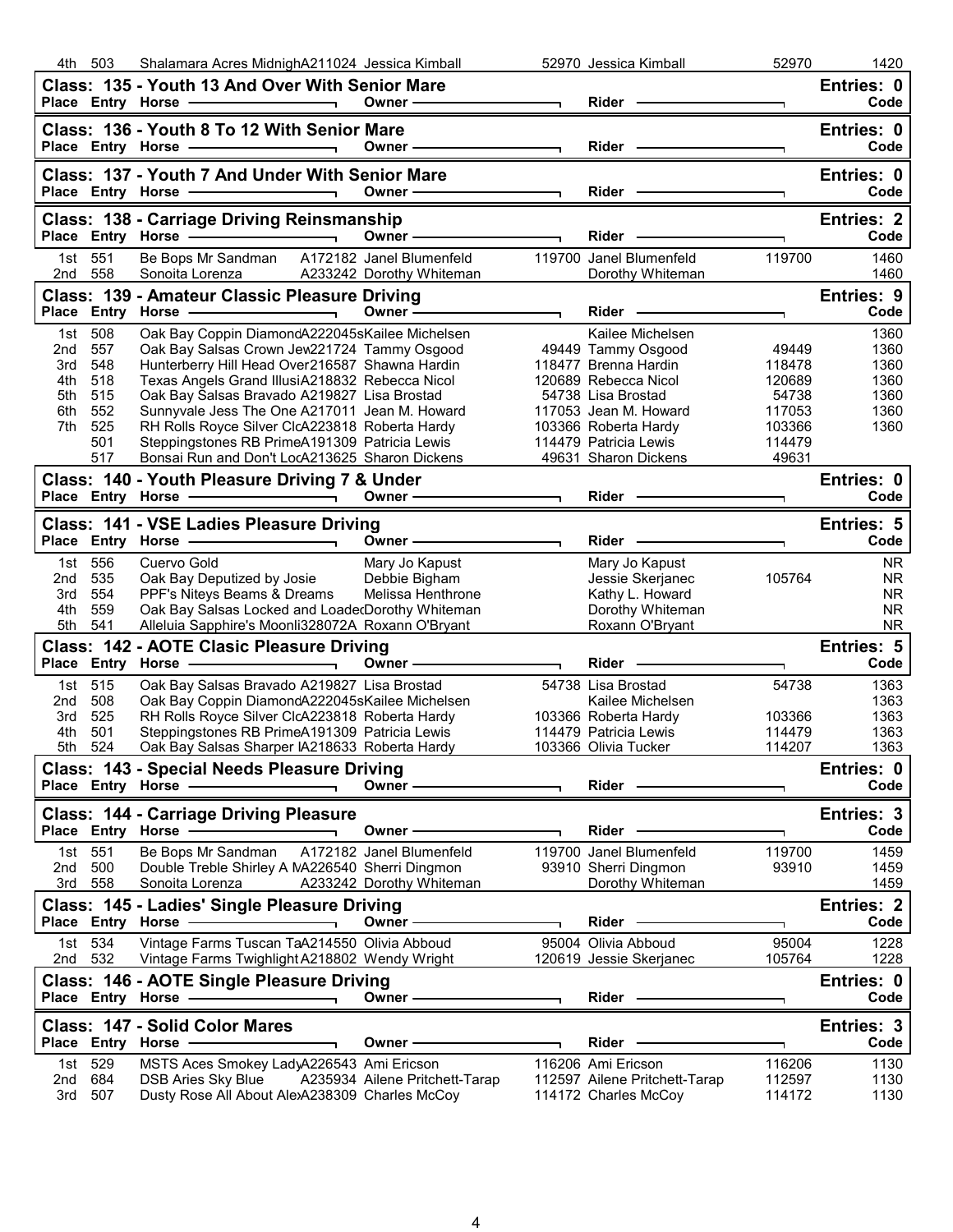| Place | Entry | Horse | Owner | | Rider | | Code |
|---|---|---|---|---|---|---|---|
| 4th | 503 | Shalamara Acres MidnighA211024 | Jessica Kimball | 52970 | Jessica Kimball | 52970 | 1420 |

## Class: 135 - Youth 13 And Over With Senior Mare

Entries: 0

| Place | Entry | Horse | Owner | Rider | Code |
|---|---|---|---|---|---|

## Class: 136 - Youth 8 To 12 With Senior Mare

Entries: 0

| Place | Entry | Horse | Owner | Rider | Code |
|---|---|---|---|---|---|

## Class: 137 - Youth 7 And Under With Senior Mare

Entries: 0

| Place | Entry | Horse | Owner | Rider | Code |
|---|---|---|---|---|---|

## Class: 138 - Carriage Driving Reinsmanship

Entries: 2

| Place | Entry | Horse | Owner | | Rider | | Code |
|---|---|---|---|---|---|---|---|
| 1st | 551 | Be Bops Mr Sandman A172182 | Janel Blumenfeld | 119700 | Janel Blumenfeld | 119700 | 1460 |
| 2nd | 558 | Sonoita Lorenza A233242 | Dorothy Whiteman | | Dorothy Whiteman | | 1460 |

## Class: 139 - Amateur Classic Pleasure Driving

Entries: 9

| Place | Entry | Horse | Owner | | Rider | | Code |
|---|---|---|---|---|---|---|---|
| 1st | 508 | Oak Bay Coppin DiamondA222045s | Kailee Michelsen | | Kailee Michelsen | | 1360 |
| 2nd | 557 | Oak Bay Salsas Crown Jew221724 | Tammy Osgood | 49449 | Tammy Osgood | 49449 | 1360 |
| 3rd | 548 | Hunterberry Hill Head Over216587 | Shawna Hardin | 118477 | Brenna Hardin | 118478 | 1360 |
| 4th | 518 | Texas Angels Grand IllusiA218832 | Rebecca Nicol | 120689 | Rebecca Nicol | 120689 | 1360 |
| 5th | 515 | Oak Bay Salsas Bravado A219827 | Lisa Brostad | 54738 | Lisa Brostad | 54738 | 1360 |
| 6th | 552 | Sunnyvale Jess The One A217011 | Jean M. Howard | 117053 | Jean M. Howard | 117053 | 1360 |
| 7th | 525 | RH Rolls Royce Silver ClcA223818 | Roberta Hardy | 103366 | Roberta Hardy | 103366 | 1360 |
| | 501 | Steppingstones RB PrimeA191309 | Patricia Lewis | 114479 | Patricia Lewis | 114479 | |
| | 517 | Bonsai Run and Don't LocA213625 | Sharon Dickens | 49631 | Sharon Dickens | 49631 | |

## Class: 140 - Youth Pleasure Driving 7 & Under

Entries: 0

| Place | Entry | Horse | Owner | Rider | Code |
|---|---|---|---|---|---|

## Class: 141 - VSE Ladies Pleasure Driving

Entries: 5

| Place | Entry | Horse | Owner | | Rider | | Code |
|---|---|---|---|---|---|---|---|
| 1st | 556 | Cuervo Gold | Mary Jo Kapust | | Mary Jo Kapust | | NR |
| 2nd | 535 | Oak Bay Deputized by Josie | Debbie Bigham | | Jessie Skerjanec | 105764 | NR |
| 3rd | 554 | PPF's Niteys Beams & Dreams | Melissa Henthrone | | Kathy L. Howard | | NR |
| 4th | 559 | Oak Bay Salsas Locked and Loade | Dorothy Whiteman | | Dorothy Whiteman | | NR |
| 5th | 541 | Alleluia Sapphire's Moonli328072A | Roxann O'Bryant | | Roxann O'Bryant | | NR |

## Class: 142 - AOTE Clasic Pleasure Driving

Entries: 5

| Place | Entry | Horse | Owner | | Rider | | Code |
|---|---|---|---|---|---|---|---|
| 1st | 515 | Oak Bay Salsas Bravado A219827 | Lisa Brostad | 54738 | Lisa Brostad | 54738 | 1363 |
| 2nd | 508 | Oak Bay Coppin DiamondA222045s | Kailee Michelsen | | Kailee Michelsen | | 1363 |
| 3rd | 525 | RH Rolls Royce Silver ClcA223818 | Roberta Hardy | 103366 | Roberta Hardy | 103366 | 1363 |
| 4th | 501 | Steppingstones RB PrimeA191309 | Patricia Lewis | 114479 | Patricia Lewis | 114479 | 1363 |
| 5th | 524 | Oak Bay Salsas Sharper IA218633 | Roberta Hardy | 103366 | Olivia Tucker | 114207 | 1363 |

## Class: 143 - Special Needs Pleasure Driving

Entries: 0

| Place | Entry | Horse | Owner | Rider | Code |
|---|---|---|---|---|---|

## Class: 144 - Carriage Driving Pleasure

Entries: 3

| Place | Entry | Horse | Owner | | Rider | | Code |
|---|---|---|---|---|---|---|---|
| 1st | 551 | Be Bops Mr Sandman A172182 | Janel Blumenfeld | 119700 | Janel Blumenfeld | 119700 | 1459 |
| 2nd | 500 | Double Treble Shirley A MA226540 | Sherri Dingmon | 93910 | Sherri Dingmon | 93910 | 1459 |
| 3rd | 558 | Sonoita Lorenza A233242 | Dorothy Whiteman | | Dorothy Whiteman | | 1459 |

## Class: 145 - Ladies' Single Pleasure Driving

Entries: 2

| Place | Entry | Horse | Owner | | Rider | | Code |
|---|---|---|---|---|---|---|---|
| 1st | 534 | Vintage Farms Tuscan TaA214550 | Olivia Abboud | 95004 | Olivia Abboud | 95004 | 1228 |
| 2nd | 532 | Vintage Farms Twighlight A218802 | Wendy Wright | 120619 | Jessie Skerjanec | 105764 | 1228 |

## Class: 146 - AOTE Single Pleasure Driving

Entries: 0

| Place | Entry | Horse | Owner | Rider | Code |
|---|---|---|---|---|---|

## Class: 147 - Solid Color Mares

Entries: 3

| Place | Entry | Horse | Owner | | Rider | | Code |
|---|---|---|---|---|---|---|---|
| 1st | 529 | MSTS Aces Smokey LadyA226543 | Ami Ericson | 116206 | Ami Ericson | 116206 | 1130 |
| 2nd | 684 | DSB Aries Sky Blue A235934 | Ailene Pritchett-Tarap | 112597 | Ailene Pritchett-Tarap | 112597 | 1130 |
| 3rd | 507 | Dusty Rose All About AlexA238309 | Charles McCoy | 114172 | Charles McCoy | 114172 | 1130 |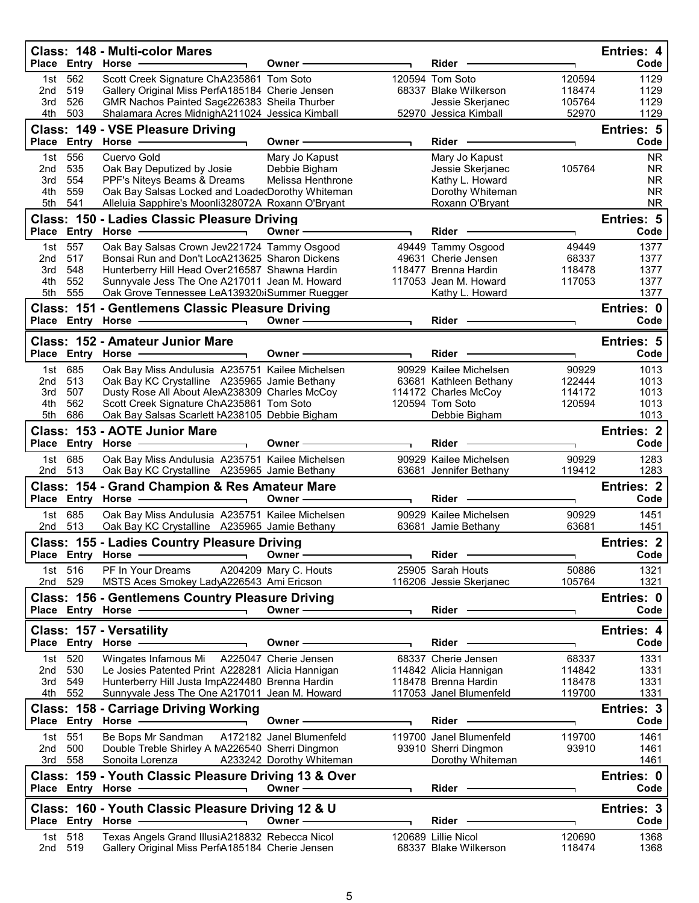## Class: 148 - Multi-color Mares

Entries: 4

| Place | Entry | Horse | Owner | | Rider | | Code |
|---|---|---|---|---|---|---|---|
| 1st | 562 | Scott Creek Signature ChA235861 | Tom Soto | 120594 | Tom Soto | 120594 | 1129 |
| 2nd | 519 | Gallery Original Miss PerfA185184 | Cherie Jensen | 68337 | Blake Wilkerson | 118474 | 1129 |
| 3rd | 526 | GMR Nachos Painted Sage226383 | Sheila Thurber | | Jessie Skerjanec | 105764 | 1129 |
| 4th | 503 | Shalamara Acres MidnighA211024 | Jessica Kimball | 52970 | Jessica Kimball | 52970 | 1129 |

## Class: 149 - VSE Pleasure Driving

Entries: 5

| Place | Entry | Horse | Owner | | Rider | | Code |
|---|---|---|---|---|---|---|---|
| 1st | 556 | Cuervo Gold | Mary Jo Kapust | | Mary Jo Kapust | | NR |
| 2nd | 535 | Oak Bay Deputized by Josie | Debbie Bigham | | Jessie Skerjanec | 105764 | NR |
| 3rd | 554 | PPF's Niteys Beams & Dreams | Melissa Henthrone | | Kathy L. Howard | | NR |
| 4th | 559 | Oak Bay Salsas Locked and Loade | Dorothy Whiteman | | Dorothy Whiteman | | NR |
| 5th | 541 | Alleluia Sapphire's Moonli328072A | Roxann O'Bryant | | Roxann O'Bryant | | NR |

## Class: 150 - Ladies Classic Pleasure Driving

Entries: 5

| Place | Entry | Horse | Owner | | Rider | | Code |
|---|---|---|---|---|---|---|---|
| 1st | 557 | Oak Bay Salsas Crown Jew221724 | Tammy Osgood | 49449 | Tammy Osgood | 49449 | 1377 |
| 2nd | 517 | Bonsai Run and Don't LocA213625 | Sharon Dickens | 49631 | Cherie Jensen | 68337 | 1377 |
| 3rd | 548 | Hunterberry Hill Head Over216587 | Shawna Hardin | 118477 | Brenna Hardin | 118478 | 1377 |
| 4th | 552 | Sunnyvale Jess The One A217011 | Jean M. Howard | 117053 | Jean M. Howard | 117053 | 1377 |
| 5th | 555 | Oak Grove Tennessee LeA139320 | Summer Ruegger | | Kathy L. Howard | | 1377 |

## Class: 151 - Gentlemens Classic Pleasure Driving

Entries: 0

| Place | Entry | Horse | Owner | | Rider | | Code |
|---|---|---|---|---|---|---|---|

## Class: 152 - Amateur Junior Mare

Entries: 5

| Place | Entry | Horse | Owner | | Rider | | Code |
|---|---|---|---|---|---|---|---|
| 1st | 685 | Oak Bay Miss Andulusia A235751 | Kailee Michelsen | 90929 | Kailee Michelsen | 90929 | 1013 |
| 2nd | 513 | Oak Bay KC Crystalline A235965 | Jamie Bethany | 63681 | Kathleen Bethany | 122444 | 1013 |
| 3rd | 507 | Dusty Rose All About AleA238309 | Charles McCoy | 114172 | Charles McCoy | 114172 | 1013 |
| 4th | 562 | Scott Creek Signature ChA235861 | Tom Soto | 120594 | Tom Soto | 120594 | 1013 |
| 5th | 686 | Oak Bay Salsas Scarlett FA238105 | Debbie Bigham | | Debbie Bigham | | 1013 |

## Class: 153 - AOTE Junior Mare

Entries: 2

| Place | Entry | Horse | Owner | | Rider | | Code |
|---|---|---|---|---|---|---|---|
| 1st | 685 | Oak Bay Miss Andulusia A235751 | Kailee Michelsen | 90929 | Kailee Michelsen | 90929 | 1283 |
| 2nd | 513 | Oak Bay KC Crystalline A235965 | Jamie Bethany | 63681 | Jennifer Bethany | 119412 | 1283 |

## Class: 154 - Grand Champion & Res Amateur Mare

Entries: 2

| Place | Entry | Horse | Owner | | Rider | | Code |
|---|---|---|---|---|---|---|---|
| 1st | 685 | Oak Bay Miss Andulusia A235751 | Kailee Michelsen | 90929 | Kailee Michelsen | 90929 | 1451 |
| 2nd | 513 | Oak Bay KC Crystalline A235965 | Jamie Bethany | 63681 | Jamie Bethany | 63681 | 1451 |

## Class: 155 - Ladies Country Pleasure Driving

Entries: 2

| Place | Entry | Horse | Owner | | Rider | | Code |
|---|---|---|---|---|---|---|---|
| 1st | 516 | PF In Your Dreams A204209 | Mary C. Houts | 25905 | Sarah Houts | 50886 | 1321 |
| 2nd | 529 | MSTS Aces Smokey LadyA226543 | Ami Ericson | 116206 | Jessie Skerjanec | 105764 | 1321 |

## Class: 156 - Gentlemens Country Pleasure Driving

Entries: 0

| Place | Entry | Horse | Owner | | Rider | | Code |
|---|---|---|---|---|---|---|---|

## Class: 157 - Versatility

Entries: 4

| Place | Entry | Horse | Owner | | Rider | | Code |
|---|---|---|---|---|---|---|---|
| 1st | 520 | Wingates Infamous Mi A225047 | Cherie Jensen | 68337 | Cherie Jensen | 68337 | 1331 |
| 2nd | 530 | Le Josies Patented Print A228281 | Alicia Hannigan | 114842 | Alicia Hannigan | 114842 | 1331 |
| 3rd | 549 | Hunterberry Hill Justa ImpA224480 | Brenna Hardin | 118478 | Brenna Hardin | 118478 | 1331 |
| 4th | 552 | Sunnyvale Jess The One A217011 | Jean M. Howard | 117053 | Janel Blumenfeld | 119700 | 1331 |

## Class: 158 - Carriage Driving Working

Entries: 3

| Place | Entry | Horse | Owner | | Rider | | Code |
|---|---|---|---|---|---|---|---|
| 1st | 551 | Be Bops Mr Sandman A172182 | Janel Blumenfeld | 119700 | Janel Blumenfeld | 119700 | 1461 |
| 2nd | 500 | Double Treble Shirley A MA226540 | Sherri Dingmon | 93910 | Sherri Dingmon | 93910 | 1461 |
| 3rd | 558 | Sonoita Lorenza A233242 | Dorothy Whiteman | | Dorothy Whiteman | | 1461 |

## Class: 159 - Youth Classic Pleasure Driving 13 & Over

Entries: 0

| Place | Entry | Horse | Owner | | Rider | | Code |
|---|---|---|---|---|---|---|---|

## Class: 160 - Youth Classic Pleasure Driving 12 & U

Entries: 3

| Place | Entry | Horse | Owner | | Rider | | Code |
|---|---|---|---|---|---|---|---|
| 1st | 518 | Texas Angels Grand IllusiA218832 | Rebecca Nicol | 120689 | Lillie Nicol | 120690 | 1368 |
| 2nd | 519 | Gallery Original Miss PerfA185184 | Cherie Jensen | 68337 | Blake Wilkerson | 118474 | 1368 |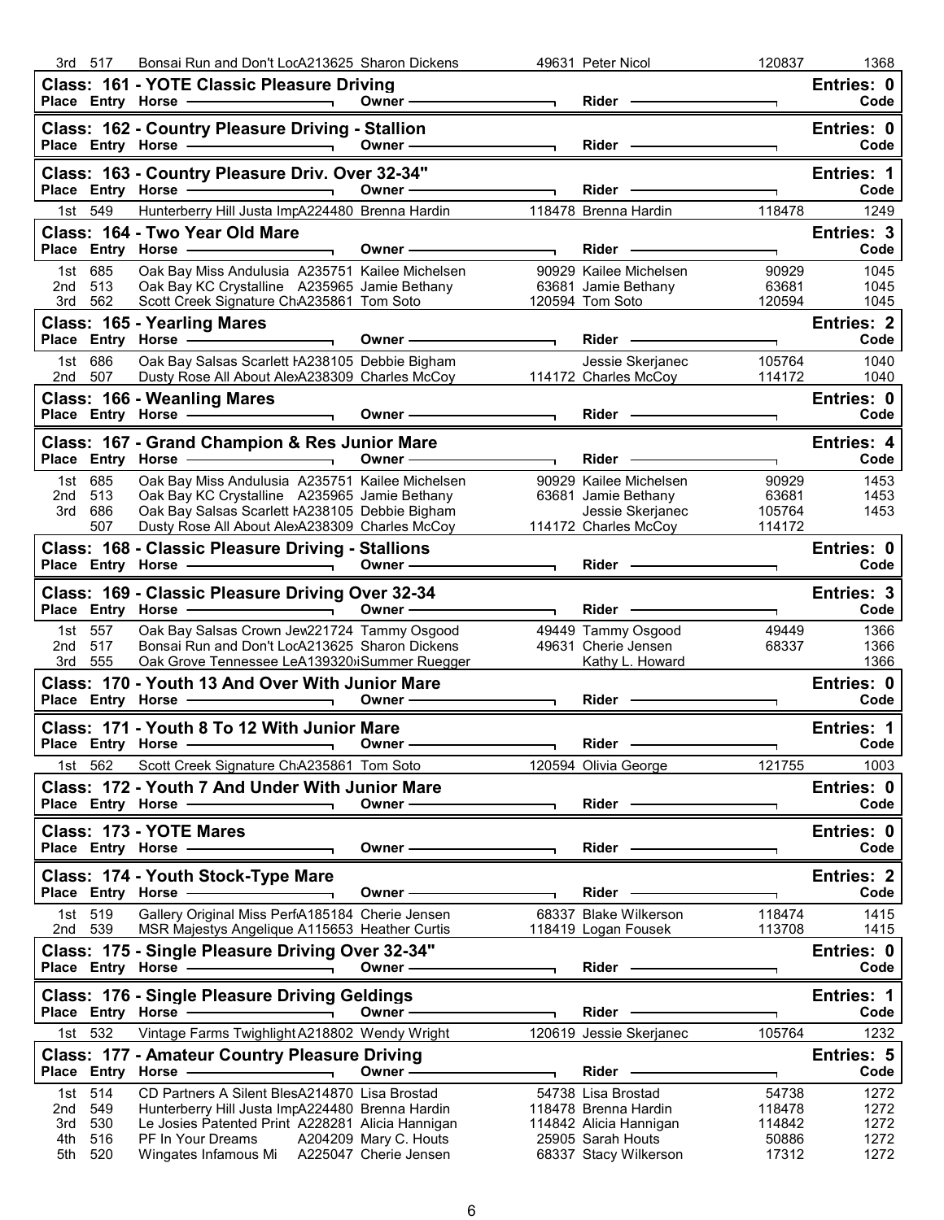| Place | Entry | Horse | Owner | | Rider | | Code |
|---|---|---|---|---|---|---|---|
| 3rd | 517 | Bonsai Run and Don't LocA213625 | Sharon Dickens | 49631 | Peter Nicol | 120837 | 1368 |

## Class: 161 - YOTE Classic Pleasure Driving

Entries: 0

| Place | Entry | Horse | Owner | Rider | Code |
|---|---|---|---|---|---|

## Class: 162 - Country Pleasure Driving - Stallion

Entries: 0

| Place | Entry | Horse | Owner | Rider | Code |
|---|---|---|---|---|---|

## Class: 163 - Country Pleasure Driv. Over 32-34"

Entries: 1

| Place | Entry | Horse | Owner | | Rider | | Code |
|---|---|---|---|---|---|---|---|
| 1st | 549 | Hunterberry Hill Justa ImpA224480 | Brenna Hardin | 118478 | Brenna Hardin | 118478 | 1249 |

## Class: 164 - Two Year Old Mare

Entries: 3

| Place | Entry | Horse | Owner | | Rider | | Code |
|---|---|---|---|---|---|---|---|
| 1st | 685 | Oak Bay Miss Andulusia A235751 | Kailee Michelsen | 90929 | Kailee Michelsen | 90929 | 1045 |
| 2nd | 513 | Oak Bay KC Crystalline A235965 | Jamie Bethany | 63681 | Jamie Bethany | 63681 | 1045 |
| 3rd | 562 | Scott Creek Signature ChA235861 | Tom Soto | 120594 | Tom Soto | 120594 | 1045 |

## Class: 165 - Yearling Mares

Entries: 2

| Place | Entry | Horse | Owner | | Rider | | Code |
|---|---|---|---|---|---|---|---|
| 1st | 686 | Oak Bay Salsas Scarlett HA238105 | Debbie Bigham | | Jessie Skerjanec | 105764 | 1040 |
| 2nd | 507 | Dusty Rose All About AlexA238309 | Charles McCoy | 114172 | Charles McCoy | 114172 | 1040 |

## Class: 166 - Weanling Mares

Entries: 0

| Place | Entry | Horse | Owner | Rider | Code |
|---|---|---|---|---|---|

## Class: 167 - Grand Champion & Res Junior Mare

Entries: 4

| Place | Entry | Horse | Owner | | Rider | | Code |
|---|---|---|---|---|---|---|---|
| 1st | 685 | Oak Bay Miss Andulusia A235751 | Kailee Michelsen | 90929 | Kailee Michelsen | 90929 | 1453 |
| 2nd | 513 | Oak Bay KC Crystalline A235965 | Jamie Bethany | 63681 | Jamie Bethany | 63681 | 1453 |
| 3rd | 686 | Oak Bay Salsas Scarlett HA238105 | Debbie Bigham | | Jessie Skerjanec | 105764 | 1453 |
| | 507 | Dusty Rose All About AlexA238309 | Charles McCoy | 114172 | Charles McCoy | 114172 | |

## Class: 168 - Classic Pleasure Driving - Stallions

Entries: 0

| Place | Entry | Horse | Owner | Rider | Code |
|---|---|---|---|---|---|

## Class: 169 - Classic Pleasure Driving Over 32-34

Entries: 3

| Place | Entry | Horse | Owner | | Rider | | Code |
|---|---|---|---|---|---|---|---|
| 1st | 557 | Oak Bay Salsas Crown JewA221724 | Tammy Osgood | 49449 | Tammy Osgood | 49449 | 1366 |
| 2nd | 517 | Bonsai Run and Don't LocA213625 | Sharon Dickens | 49631 | Cherie Jensen | 68337 | 1366 |
| 3rd | 555 | Oak Grove Tennessee LeA139320 | Summer Ruegger | | Kathy L. Howard | | 1366 |

## Class: 170 - Youth 13 And Over With Junior Mare

Entries: 0

| Place | Entry | Horse | Owner | Rider | Code |
|---|---|---|---|---|---|

## Class: 171 - Youth 8 To 12 With Junior Mare

Entries: 1

| Place | Entry | Horse | Owner | | Rider | | Code |
|---|---|---|---|---|---|---|---|
| 1st | 562 | Scott Creek Signature ChA235861 | Tom Soto | 120594 | Olivia George | 121755 | 1003 |

## Class: 172 - Youth 7 And Under With Junior Mare

Entries: 0

| Place | Entry | Horse | Owner | Rider | Code |
|---|---|---|---|---|---|

## Class: 173 - YOTE Mares

Entries: 0

| Place | Entry | Horse | Owner | Rider | Code |
|---|---|---|---|---|---|

## Class: 174 - Youth Stock-Type Mare

Entries: 2

| Place | Entry | Horse | Owner | | Rider | | Code |
|---|---|---|---|---|---|---|---|
| 1st | 519 | Gallery Original Miss PerfA185184 | Cherie Jensen | 68337 | Blake Wilkerson | 118474 | 1415 |
| 2nd | 539 | MSR Majestys Angelique A115653 | Heather Curtis | 118419 | Logan Fousek | 113708 | 1415 |

## Class: 175 - Single Pleasure Driving Over 32-34"

Entries: 0

| Place | Entry | Horse | Owner | Rider | Code |
|---|---|---|---|---|---|

## Class: 176 - Single Pleasure Driving Geldings

Entries: 1

| Place | Entry | Horse | Owner | | Rider | | Code |
|---|---|---|---|---|---|---|---|
| 1st | 532 | Vintage Farms Twighlight A218802 | Wendy Wright | 120619 | Jessie Skerjanec | 105764 | 1232 |

## Class: 177 - Amateur Country Pleasure Driving

Entries: 5

| Place | Entry | Horse | Owner | | Rider | | Code |
|---|---|---|---|---|---|---|---|
| 1st | 514 | CD Partners A Silent BlesA214870 | Lisa Brostad | 54738 | Lisa Brostad | 54738 | 1272 |
| 2nd | 549 | Hunterberry Hill Justa ImpA224480 | Brenna Hardin | 118478 | Brenna Hardin | 118478 | 1272 |
| 3rd | 530 | Le Josies Patented Print A228281 | Alicia Hannigan | 114842 | Alicia Hannigan | 114842 | 1272 |
| 4th | 516 | PF In Your Dreams A204209 | Mary C. Houts | 25905 | Sarah Houts | 50886 | 1272 |
| 5th | 520 | Wingates Infamous Mi A225047 | Cherie Jensen | 68337 | Stacy Wilkerson | 17312 | 1272 |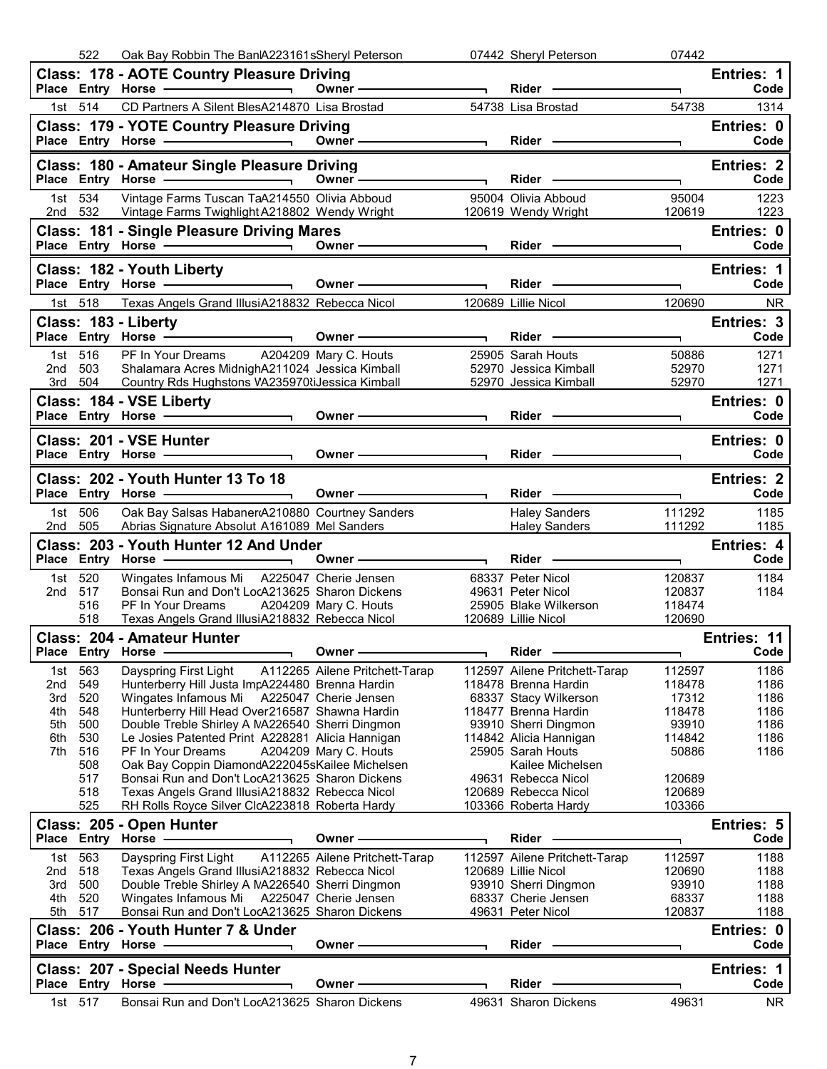| | 522 | Oak Bay Robbin The BanlA223161sSheryl Peterson | | 07442 Sheryl Peterson | 07442 | |
|---|---|---|---|---|---|---|

## Class: 178 - AOTE Country Pleasure Driving

Entries: 1

| Place | Entry | Horse | Owner | Rider | | Code |
|---|---|---|---|---|---|---|
| 1st | 514 | CD Partners A Silent BlesA214870 | Lisa Brostad | 54738 Lisa Brostad | 54738 | 1314 |

## Class: 179 - YOTE Country Pleasure Driving

Entries: 0

| Place | Entry | Horse | Owner | Rider | | Code |
|---|---|---|---|---|---|---|

## Class: 180 - Amateur Single Pleasure Driving

Entries: 2

| Place | Entry | Horse | Owner | Rider | | Code |
|---|---|---|---|---|---|---|
| 1st | 534 | Vintage Farms Tuscan TaA214550 | Olivia Abboud | 95004 Olivia Abboud | 95004 | 1223 |
| 2nd | 532 | Vintage Farms Twighlight A218802 | Wendy Wright | 120619 Wendy Wright | 120619 | 1223 |

## Class: 181 - Single Pleasure Driving Mares

Entries: 0

| Place | Entry | Horse | Owner | Rider | | Code |
|---|---|---|---|---|---|---|

## Class: 182 - Youth Liberty

Entries: 1

| Place | Entry | Horse | Owner | Rider | | Code |
|---|---|---|---|---|---|---|
| 1st | 518 | Texas Angels Grand IllusiA218832 | Rebecca Nicol | 120689 Lillie Nicol | 120690 | NR |

## Class: 183 - Liberty

Entries: 3

| Place | Entry | Horse | Owner | Rider | | Code |
|---|---|---|---|---|---|---|
| 1st | 516 | PF In Your Dreams A204209 | Mary C. Houts | 25905 Sarah Houts | 50886 | 1271 |
| 2nd | 503 | Shalamara Acres MidnighA211024 | Jessica Kimball | 52970 Jessica Kimball | 52970 | 1271 |
| 3rd | 504 | Country Rds Hughstons VA235970 | Jessica Kimball | 52970 Jessica Kimball | 52970 | 1271 |

## Class: 184 - VSE Liberty

Entries: 0

| Place | Entry | Horse | Owner | Rider | | Code |
|---|---|---|---|---|---|---|

## Class: 201 - VSE Hunter

Entries: 0

| Place | Entry | Horse | Owner | Rider | | Code |
|---|---|---|---|---|---|---|

## Class: 202 - Youth Hunter 13 To 18

Entries: 2

| Place | Entry | Horse | Owner | Rider | | Code |
|---|---|---|---|---|---|---|
| 1st | 506 | Oak Bay Salsas HabanerA210880 | Courtney Sanders | Haley Sanders | 111292 | 1185 |
| 2nd | 505 | Abrias Signature Absolut A161089 | Mel Sanders | Haley Sanders | 111292 | 1185 |

## Class: 203 - Youth Hunter 12 And Under

Entries: 4

| Place | Entry | Horse | Owner | Rider | | Code |
|---|---|---|---|---|---|---|
| 1st | 520 | Wingates Infamous Mi A225047 | Cherie Jensen | 68337 Peter Nicol | 120837 | 1184 |
| 2nd | 517 | Bonsai Run and Don't LocA213625 | Sharon Dickens | 49631 Peter Nicol | 120837 | 1184 |
| | 516 | PF In Your Dreams A204209 | Mary C. Houts | 25905 Blake Wilkerson | 118474 | |
| | 518 | Texas Angels Grand IllusiA218832 | Rebecca Nicol | 120689 Lillie Nicol | 120690 | |

## Class: 204 - Amateur Hunter

Entries: 11

| Place | Entry | Horse | Owner | Rider | | Code |
|---|---|---|---|---|---|---|
| 1st | 563 | Dayspring First Light A112265 | Ailene Pritchett-Tarap | 112597 Ailene Pritchett-Tarap | 112597 | 1186 |
| 2nd | 549 | Hunterberry Hill Justa ImpA224480 | Brenna Hardin | 118478 Brenna Hardin | 118478 | 1186 |
| 3rd | 520 | Wingates Infamous Mi A225047 | Cherie Jensen | 68337 Stacy Wilkerson | 17312 | 1186 |
| 4th | 548 | Hunterberry Hill Head Over216587 | Shawna Hardin | 118477 Brenna Hardin | 118478 | 1186 |
| 5th | 500 | Double Treble Shirley A MA226540 | Sherri Dingmon | 93910 Sherri Dingmon | 93910 | 1186 |
| 6th | 530 | Le Josies Patented Print A228281 | Alicia Hannigan | 114842 Alicia Hannigan | 114842 | 1186 |
| 7th | 516 | PF In Your Dreams A204209 | Mary C. Houts | 25905 Sarah Houts | 50886 | 1186 |
| | 508 | Oak Bay Coppin DiamondA222045s | Kailee Michelsen | Kailee Michelsen | | |
| | 517 | Bonsai Run and Don't LocA213625 | Sharon Dickens | 49631 Rebecca Nicol | 120689 | |
| | 518 | Texas Angels Grand IllusiA218832 | Rebecca Nicol | 120689 Rebecca Nicol | 120689 | |
| | 525 | RH Rolls Royce Silver ClcA223818 | Roberta Hardy | 103366 Roberta Hardy | 103366 | |

## Class: 205 - Open Hunter

Entries: 5

| Place | Entry | Horse | Owner | Rider | | Code |
|---|---|---|---|---|---|---|
| 1st | 563 | Dayspring First Light A112265 | Ailene Pritchett-Tarap | 112597 Ailene Pritchett-Tarap | 112597 | 1188 |
| 2nd | 518 | Texas Angels Grand IllusiA218832 | Rebecca Nicol | 120689 Lillie Nicol | 120690 | 1188 |
| 3rd | 500 | Double Treble Shirley A MA226540 | Sherri Dingmon | 93910 Sherri Dingmon | 93910 | 1188 |
| 4th | 520 | Wingates Infamous Mi A225047 | Cherie Jensen | 68337 Cherie Jensen | 68337 | 1188 |
| 5th | 517 | Bonsai Run and Don't LocA213625 | Sharon Dickens | 49631 Peter Nicol | 120837 | 1188 |

## Class: 206 - Youth Hunter 7 & Under

Entries: 0

| Place | Entry | Horse | Owner | Rider | | Code |
|---|---|---|---|---|---|---|

## Class: 207 - Special Needs Hunter

Entries: 1

| Place | Entry | Horse | Owner | Rider | | Code |
|---|---|---|---|---|---|---|
| 1st | 517 | Bonsai Run and Don't LocA213625 | Sharon Dickens | 49631 Sharon Dickens | 49631 | NR |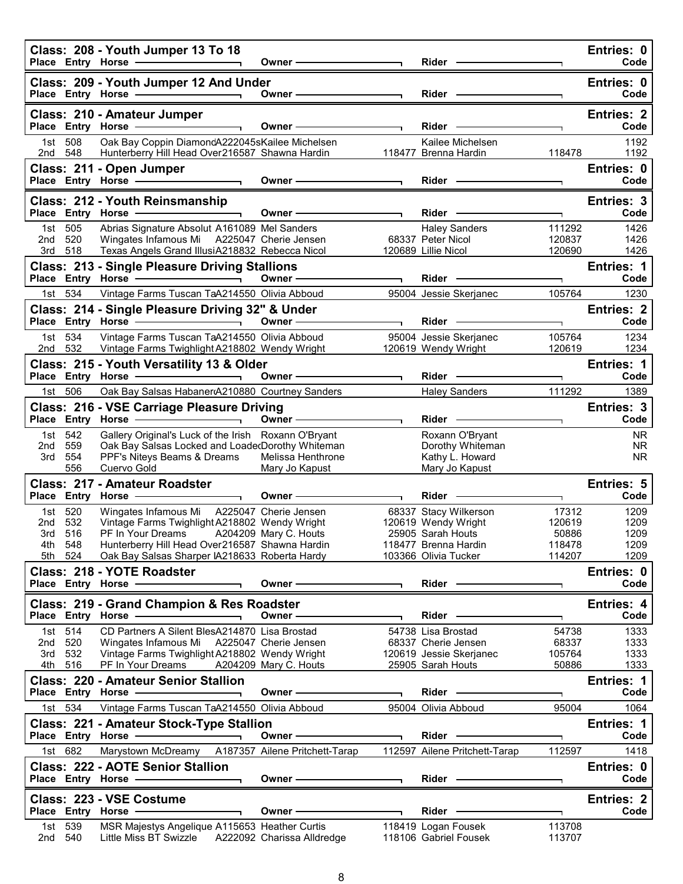## Class: 208 - Youth Jumper 13 To 18

Entries: 0

| Place | Entry | Horse | Owner | | Rider | | Code |
|---|---|---|---|---|---|---|---|

## Class: 209 - Youth Jumper 12 And Under

Entries: 0

| Place | Entry | Horse | Owner | | Rider | | Code |
|---|---|---|---|---|---|---|---|

## Class: 210 - Amateur Jumper

Entries: 2

| Place | Entry | Horse | Owner | | Rider | | Code |
|---|---|---|---|---|---|---|---|
| 1st | 508 | Oak Bay Coppin DiamondA222045s | Kailee Michelsen | | Kailee Michelsen | | 1192 |
| 2nd | 548 | Hunterberry Hill Head Over216587 | Shawna Hardin | 118477 | Brenna Hardin | 118478 | 1192 |

## Class: 211 - Open Jumper

Entries: 0

| Place | Entry | Horse | Owner | | Rider | | Code |
|---|---|---|---|---|---|---|---|

## Class: 212 - Youth Reinsmanship

Entries: 3

| Place | Entry | Horse | Owner | | Rider | | Code |
|---|---|---|---|---|---|---|---|
| 1st | 505 | Abrias Signature Absolut A161089 | Mel Sanders | | Haley Sanders | 111292 | 1426 |
| 2nd | 520 | Wingates Infamous Mi A225047 | Cherie Jensen | 68337 | Peter Nicol | 120837 | 1426 |
| 3rd | 518 | Texas Angels Grand IllusiA218832 | Rebecca Nicol | 120689 | Lillie Nicol | 120690 | 1426 |

## Class: 213 - Single Pleasure Driving Stallions

Entries: 1

| Place | Entry | Horse | Owner | | Rider | | Code |
|---|---|---|---|---|---|---|---|
| 1st | 534 | Vintage Farms Tuscan TaA214550 | Olivia Abboud | 95004 | Jessie Skerjanec | 105764 | 1230 |

## Class: 214 - Single Pleasure Driving 32" & Under

Entries: 2

| Place | Entry | Horse | Owner | | Rider | | Code |
|---|---|---|---|---|---|---|---|
| 1st | 534 | Vintage Farms Tuscan TaA214550 | Olivia Abboud | 95004 | Jessie Skerjanec | 105764 | 1234 |
| 2nd | 532 | Vintage Farms Twighlight A218802 | Wendy Wright | 120619 | Wendy Wright | 120619 | 1234 |

## Class: 215 - Youth Versatility 13 & Older

Entries: 1

| Place | Entry | Horse | Owner | | Rider | | Code |
|---|---|---|---|---|---|---|---|
| 1st | 506 | Oak Bay Salsas HabanerA210880 | Courtney Sanders | | Haley Sanders | 111292 | 1389 |

## Class: 216 - VSE Carriage Pleasure Driving

Entries: 3

| Place | Entry | Horse | Owner | | Rider | | Code |
|---|---|---|---|---|---|---|---|
| 1st | 542 | Gallery Original's Luck of the Irish | Roxann O'Bryant | | Roxann O'Bryant | | NR |
| 2nd | 559 | Oak Bay Salsas Locked and Loade | Dorothy Whiteman | | Dorothy Whiteman | | NR |
| 3rd | 554 | PPF's Niteys Beams & Dreams | Melissa Henthrone | | Kathy L. Howard | | NR |
| | 556 | Cuervo Gold | Mary Jo Kapust | | Mary Jo Kapust | | |

## Class: 217 - Amateur Roadster

Entries: 5

| Place | Entry | Horse | Owner | | Rider | | Code |
|---|---|---|---|---|---|---|---|
| 1st | 520 | Wingates Infamous Mi A225047 | Cherie Jensen | 68337 | Stacy Wilkerson | 17312 | 1209 |
| 2nd | 532 | Vintage Farms Twighlight A218802 | Wendy Wright | 120619 | Wendy Wright | 120619 | 1209 |
| 3rd | 516 | PF In Your Dreams A204209 | Mary C. Houts | 25905 | Sarah Houts | 50886 | 1209 |
| 4th | 548 | Hunterberry Hill Head Over216587 | Shawna Hardin | 118477 | Brenna Hardin | 118478 | 1209 |
| 5th | 524 | Oak Bay Salsas Sharper IA218633 | Roberta Hardy | 103366 | Olivia Tucker | 114207 | 1209 |

## Class: 218 - YOTE Roadster

Entries: 0

| Place | Entry | Horse | Owner | | Rider | | Code |
|---|---|---|---|---|---|---|---|

## Class: 219 - Grand Champion & Res Roadster

Entries: 4

| Place | Entry | Horse | Owner | | Rider | | Code |
|---|---|---|---|---|---|---|---|
| 1st | 514 | CD Partners A Silent BlesA214870 | Lisa Brostad | 54738 | Lisa Brostad | 54738 | 1333 |
| 2nd | 520 | Wingates Infamous Mi A225047 | Cherie Jensen | 68337 | Cherie Jensen | 68337 | 1333 |
| 3rd | 532 | Vintage Farms Twighlight A218802 | Wendy Wright | 120619 | Jessie Skerjanec | 105764 | 1333 |
| 4th | 516 | PF In Your Dreams A204209 | Mary C. Houts | 25905 | Sarah Houts | 50886 | 1333 |

## Class: 220 - Amateur Senior Stallion

Entries: 1

| Place | Entry | Horse | Owner | | Rider | | Code |
|---|---|---|---|---|---|---|---|
| 1st | 534 | Vintage Farms Tuscan TaA214550 | Olivia Abboud | 95004 | Olivia Abboud | 95004 | 1064 |

## Class: 221 - Amateur Stock-Type Stallion

Entries: 1

| Place | Entry | Horse | Owner | | Rider | | Code |
|---|---|---|---|---|---|---|---|
| 1st | 682 | Marystown McDreamy A187357 | Ailene Pritchett-Tarap | 112597 | Ailene Pritchett-Tarap | 112597 | 1418 |

## Class: 222 - AOTE Senior Stallion

Entries: 0

| Place | Entry | Horse | Owner | | Rider | | Code |
|---|---|---|---|---|---|---|---|

## Class: 223 - VSE Costume

Entries: 2

| Place | Entry | Horse | Owner | | Rider | | Code |
|---|---|---|---|---|---|---|---|
| 1st | 539 | MSR Majestys Angelique A115653 | Heather Curtis | 118419 | Logan Fousek | 113708 | |
| 2nd | 540 | Little Miss BT Swizzle A222092 | Charissa Alldredge | 118106 | Gabriel Fousek | 113707 | |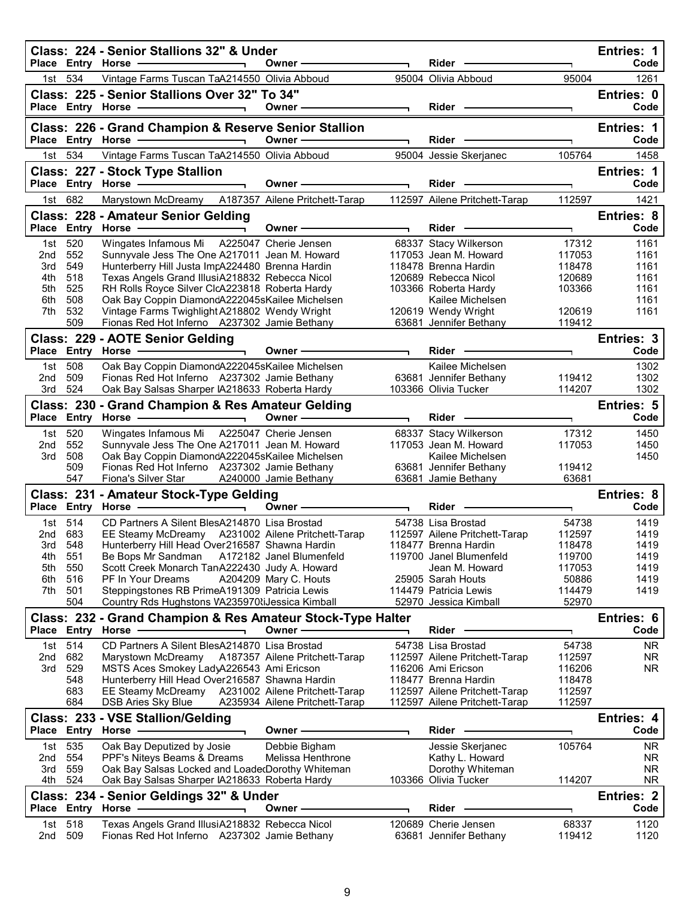## Class: 224 - Senior Stallions 32" & Under

Entries: 1

| Place | Entry | Horse | Owner | | Rider | | Code |
|---|---|---|---|---|---|---|---|
| 1st | 534 | Vintage Farms Tuscan TaA214550 | Olivia Abboud | 95004 | Olivia Abboud | 95004 | 1261 |

## Class: 225 - Senior Stallions Over 32" To 34"

Entries: 0

| Place | Entry | Horse | Owner | | Rider | | Code |
|---|---|---|---|---|---|---|---|

## Class: 226 - Grand Champion & Reserve Senior Stallion

Entries: 1

| Place | Entry | Horse | Owner | | Rider | | Code |
|---|---|---|---|---|---|---|---|
| 1st | 534 | Vintage Farms Tuscan TaA214550 | Olivia Abboud | 95004 | Jessie Skerjanec | 105764 | 1458 |

## Class: 227 - Stock Type Stallion

Entries: 1

| Place | Entry | Horse | Owner | | Rider | | Code |
|---|---|---|---|---|---|---|---|
| 1st | 682 | Marystown McDreamy A187357 | Ailene Pritchett-Tarap | 112597 | Ailene Pritchett-Tarap | 112597 | 1421 |

## Class: 228 - Amateur Senior Gelding

Entries: 8

| Place | Entry | Horse | Owner | | Rider | | Code |
|---|---|---|---|---|---|---|---|
| 1st | 520 | Wingates Infamous Mi A225047 | Cherie Jensen | 68337 | Stacy Wilkerson | 17312 | 1161 |
| 2nd | 552 | Sunnyvale Jess The One A217011 | Jean M. Howard | 117053 | Jean M. Howard | 117053 | 1161 |
| 3rd | 549 | Hunterberry Hill Justa ImpA224480 | Brenna Hardin | 118478 | Brenna Hardin | 118478 | 1161 |
| 4th | 518 | Texas Angels Grand IllusiA218832 | Rebecca Nicol | 120689 | Rebecca Nicol | 120689 | 1161 |
| 5th | 525 | RH Rolls Royce Silver ClcA223818 | Roberta Hardy | 103366 | Roberta Hardy | 103366 | 1161 |
| 6th | 508 | Oak Bay Coppin DiamondA222045s | Kailee Michelsen | | Kailee Michelsen | | 1161 |
| 7th | 532 | Vintage Farms Twighlight A218802 | Wendy Wright | 120619 | Wendy Wright | 120619 | 1161 |
| | 509 | Fionas Red Hot Inferno A237302 | Jamie Bethany | 63681 | Jennifer Bethany | 119412 | |

## Class: 229 - AOTE Senior Gelding

Entries: 3

| Place | Entry | Horse | Owner | | Rider | | Code |
|---|---|---|---|---|---|---|---|
| 1st | 508 | Oak Bay Coppin DiamondA222045s | Kailee Michelsen | | Kailee Michelsen | | 1302 |
| 2nd | 509 | Fionas Red Hot Inferno A237302 | Jamie Bethany | 63681 | Jennifer Bethany | 119412 | 1302 |
| 3rd | 524 | Oak Bay Salsas Sharper IA218633 | Roberta Hardy | 103366 | Olivia Tucker | 114207 | 1302 |

## Class: 230 - Grand Champion & Res Amateur Gelding

Entries: 5

| Place | Entry | Horse | Owner | | Rider | | Code |
|---|---|---|---|---|---|---|---|
| 1st | 520 | Wingates Infamous Mi A225047 | Cherie Jensen | 68337 | Stacy Wilkerson | 17312 | 1450 |
| 2nd | 552 | Sunnyvale Jess The One A217011 | Jean M. Howard | 117053 | Jean M. Howard | 117053 | 1450 |
| 3rd | 508 | Oak Bay Coppin DiamondA222045s | Kailee Michelsen | | Kailee Michelsen | | 1450 |
| | 509 | Fionas Red Hot Inferno A237302 | Jamie Bethany | 63681 | Jennifer Bethany | 119412 | |
| | 547 | Fiona's Silver Star A240000 | Jamie Bethany | 63681 | Jamie Bethany | 63681 | |

## Class: 231 - Amateur Stock-Type Gelding

Entries: 8

| Place | Entry | Horse | Owner | | Rider | | Code |
|---|---|---|---|---|---|---|---|
| 1st | 514 | CD Partners A Silent BlesA214870 | Lisa Brostad | 54738 | Lisa Brostad | 54738 | 1419 |
| 2nd | 683 | EE Steamy McDreamy A231002 | Ailene Pritchett-Tarap | 112597 | Ailene Pritchett-Tarap | 112597 | 1419 |
| 3rd | 548 | Hunterberry Hill Head Over216587 | Shawna Hardin | 118477 | Brenna Hardin | 118478 | 1419 |
| 4th | 551 | Be Bops Mr Sandman A172182 | Janel Blumenfeld | 119700 | Janel Blumenfeld | 119700 | 1419 |
| 5th | 550 | Scott Creek Monarch TanA222430 | Judy A. Howard | | Jean M. Howard | 117053 | 1419 |
| 6th | 516 | PF In Your Dreams A204209 | Mary C. Houts | 25905 | Sarah Houts | 50886 | 1419 |
| 7th | 501 | Steppingstones RB PrimeA191309 | Patricia Lewis | 114479 | Patricia Lewis | 114479 | 1419 |
| | 504 | Country Rds Hughstons VA235970 | Jessica Kimball | 52970 | Jessica Kimball | 52970 | |

## Class: 232 - Grand Champion & Res Amateur Stock-Type Halter

Entries: 6

| Place | Entry | Horse | Owner | | Rider | | Code |
|---|---|---|---|---|---|---|---|
| 1st | 514 | CD Partners A Silent BlesA214870 | Lisa Brostad | 54738 | Lisa Brostad | 54738 | NR |
| 2nd | 682 | Marystown McDreamy A187357 | Ailene Pritchett-Tarap | 112597 | Ailene Pritchett-Tarap | 112597 | NR |
| 3rd | 529 | MSTS Aces Smokey LadyA226543 | Ami Ericson | 116206 | Ami Ericson | 116206 | NR |
| | 548 | Hunterberry Hill Head Over216587 | Shawna Hardin | 118477 | Brenna Hardin | 118478 | |
| | 683 | EE Steamy McDreamy A231002 | Ailene Pritchett-Tarap | 112597 | Ailene Pritchett-Tarap | 112597 | |
| | 684 | DSB Aries Sky Blue A235934 | Ailene Pritchett-Tarap | 112597 | Ailene Pritchett-Tarap | 112597 | |

## Class: 233 - VSE Stallion/Gelding

Entries: 4

| Place | Entry | Horse | Owner | | Rider | | Code |
|---|---|---|---|---|---|---|---|
| 1st | 535 | Oak Bay Deputized by Josie | Debbie Bigham | | Jessie Skerjanec | 105764 | NR |
| 2nd | 554 | PPF's Niteys Beams & Dreams | Melissa Henthrone | | Kathy L. Howard | | NR |
| 3rd | 559 | Oak Bay Salsas Locked and Loaded | Dorothy Whiteman | | Dorothy Whiteman | | NR |
| 4th | 524 | Oak Bay Salsas Sharper IA218633 | Roberta Hardy | 103366 | Olivia Tucker | 114207 | NR |

## Class: 234 - Senior Geldings 32" & Under

Entries: 2

| Place | Entry | Horse | Owner | | Rider | | Code |
|---|---|---|---|---|---|---|---|
| 1st | 518 | Texas Angels Grand IllusiA218832 | Rebecca Nicol | 120689 | Cherie Jensen | 68337 | 1120 |
| 2nd | 509 | Fionas Red Hot Inferno A237302 | Jamie Bethany | 63681 | Jennifer Bethany | 119412 | 1120 |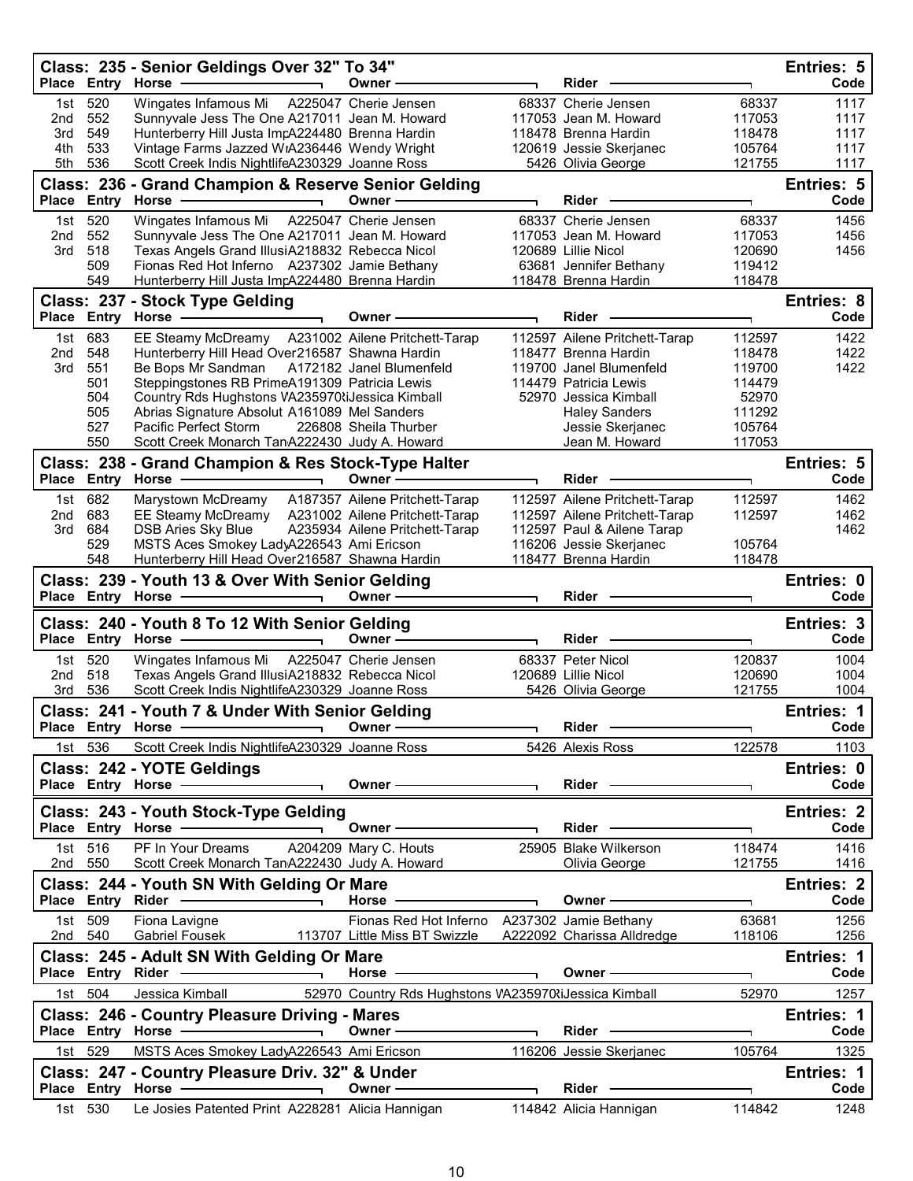## Class: 235 - Senior Geldings Over 32" To 34"

Entries: 5

| Place | Entry | Horse | | Owner | | Rider | | Code |
|---|---|---|---|---|---|---|---|---|
| 1st | 520 | Wingates Infamous Mi | A225047 | Cherie Jensen | 68337 | Cherie Jensen | 68337 | 1117 |
| 2nd | 552 | Sunnyvale Jess The One | A217011 | Jean M. Howard | 117053 | Jean M. Howard | 117053 | 1117 |
| 3rd | 549 | Hunterberry Hill Justa Imp | A224480 | Brenna Hardin | 118478 | Brenna Hardin | 118478 | 1117 |
| 4th | 533 | Vintage Farms Jazzed Wi | A236446 | Wendy Wright | 120619 | Jessie Skerjanec | 105764 | 1117 |
| 5th | 536 | Scott Creek Indis Nightlife | A230329 | Joanne Ross | 5426 | Olivia George | 121755 | 1117 |

## Class: 236 - Grand Champion & Reserve Senior Gelding

Entries: 5

| Place | Entry | Horse | | Owner | | Rider | | Code |
|---|---|---|---|---|---|---|---|---|
| 1st | 520 | Wingates Infamous Mi | A225047 | Cherie Jensen | 68337 | Cherie Jensen | 68337 | 1456 |
| 2nd | 552 | Sunnyvale Jess The One | A217011 | Jean M. Howard | 117053 | Jean M. Howard | 117053 | 1456 |
| 3rd | 518 | Texas Angels Grand Illusi | A218832 | Rebecca Nicol | 120689 | Lillie Nicol | 120690 | 1456 |
| | 509 | Fionas Red Hot Inferno | A237302 | Jamie Bethany | 63681 | Jennifer Bethany | 119412 | |
| | 549 | Hunterberry Hill Justa Imp | A224480 | Brenna Hardin | 118478 | Brenna Hardin | 118478 | |

## Class: 237 - Stock Type Gelding

Entries: 8

| Place | Entry | Horse | | Owner | | Rider | | Code |
|---|---|---|---|---|---|---|---|---|
| 1st | 683 | EE Steamy McDreamy | A231002 | Ailene Pritchett-Tarap | 112597 | Ailene Pritchett-Tarap | 112597 | 1422 |
| 2nd | 548 | Hunterberry Hill Head Over | 216587 | Shawna Hardin | 118477 | Brenna Hardin | 118478 | 1422 |
| 3rd | 551 | Be Bops Mr Sandman | A172182 | Janel Blumenfeld | 119700 | Janel Blumenfeld | 119700 | 1422 |
| | 501 | Steppingstones RB Prime | A191309 | Patricia Lewis | 114479 | Patricia Lewis | 114479 | |
| | 504 | Country Rds Hughstons V | A235970 | Jessica Kimball | 52970 | Jessica Kimball | 52970 | |
| | 505 | Abrias Signature Absolut | A161089 | Mel Sanders | | Haley Sanders | 111292 | |
| | 527 | Pacific Perfect Storm | 226808 | Sheila Thurber | | Jessie Skerjanec | 105764 | |
| | 550 | Scott Creek Monarch Tan | A222430 | Judy A. Howard | | Jean M. Howard | 117053 | |

## Class: 238 - Grand Champion & Res Stock-Type Halter

Entries: 5

| Place | Entry | Horse | | Owner | | Rider | | Code |
|---|---|---|---|---|---|---|---|---|
| 1st | 682 | Marystown McDreamy | A187357 | Ailene Pritchett-Tarap | 112597 | Ailene Pritchett-Tarap | 112597 | 1462 |
| 2nd | 683 | EE Steamy McDreamy | A231002 | Ailene Pritchett-Tarap | 112597 | Ailene Pritchett-Tarap | 112597 | 1462 |
| 3rd | 684 | DSB Aries Sky Blue | A235934 | Ailene Pritchett-Tarap | 112597 | Paul & Ailene Tarap | | 1462 |
| | 529 | MSTS Aces Smokey Lady | A226543 | Ami Ericson | 116206 | Jessie Skerjanec | 105764 | |
| | 548 | Hunterberry Hill Head Over | 216587 | Shawna Hardin | 118477 | Brenna Hardin | 118478 | |

## Class: 239 - Youth 13 & Over With Senior Gelding

Entries: 0

| Place | Entry | Horse | Owner | Rider | Code |
|---|---|---|---|---|---|

## Class: 240 - Youth 8 To 12 With Senior Gelding

Entries: 3

| Place | Entry | Horse | | Owner | | Rider | | Code |
|---|---|---|---|---|---|---|---|---|
| 1st | 520 | Wingates Infamous Mi | A225047 | Cherie Jensen | 68337 | Peter Nicol | 120837 | 1004 |
| 2nd | 518 | Texas Angels Grand Illusi | A218832 | Rebecca Nicol | 120689 | Lillie Nicol | 120690 | 1004 |
| 3rd | 536 | Scott Creek Indis Nightlife | A230329 | Joanne Ross | 5426 | Olivia George | 121755 | 1004 |

## Class: 241 - Youth 7 & Under With Senior Gelding

Entries: 1

| Place | Entry | Horse | | Owner | | Rider | | Code |
|---|---|---|---|---|---|---|---|---|
| 1st | 536 | Scott Creek Indis Nightlife | A230329 | Joanne Ross | 5426 | Alexis Ross | 122578 | 1103 |

## Class: 242 - YOTE Geldings

Entries: 0

| Place | Entry | Horse | Owner | Rider | Code |
|---|---|---|---|---|---|

## Class: 243 - Youth Stock-Type Gelding

Entries: 2

| Place | Entry | Horse | | Owner | | Rider | | Code |
|---|---|---|---|---|---|---|---|---|
| 1st | 516 | PF In Your Dreams | A204209 | Mary C. Houts | 25905 | Blake Wilkerson | 118474 | 1416 |
| 2nd | 550 | Scott Creek Monarch Tan | A222430 | Judy A. Howard | | Olivia George | 121755 | 1416 |

## Class: 244 - Youth SN With Gelding Or Mare

Entries: 2

| Place | Entry | Rider | | Horse | | Owner | | Code |
|---|---|---|---|---|---|---|---|---|
| 1st | 509 | Fiona Lavigne | | Fionas Red Hot Inferno | A237302 | Jamie Bethany | 63681 | 1256 |
| 2nd | 540 | Gabriel Fousek | 113707 | Little Miss BT Swizzle | A222092 | Charissa Alldredge | 118106 | 1256 |

## Class: 245 - Adult SN With Gelding Or Mare

Entries: 1

| Place | Entry | Rider | | Horse | | Owner | | Code |
|---|---|---|---|---|---|---|---|---|
| 1st | 504 | Jessica Kimball | 52970 | Country Rds Hughstons V | A235970 | Jessica Kimball | 52970 | 1257 |

## Class: 246 - Country Pleasure Driving - Mares

Entries: 1

| Place | Entry | Horse | | Owner | | Rider | | Code |
|---|---|---|---|---|---|---|---|---|
| 1st | 529 | MSTS Aces Smokey Lady | A226543 | Ami Ericson | 116206 | Jessie Skerjanec | 105764 | 1325 |

## Class: 247 - Country Pleasure Driv. 32" & Under

Entries: 1

| Place | Entry | Horse | | Owner | | Rider | | Code |
|---|---|---|---|---|---|---|---|---|
| 1st | 530 | Le Josies Patented Print | A228281 | Alicia Hannigan | 114842 | Alicia Hannigan | 114842 | 1248 |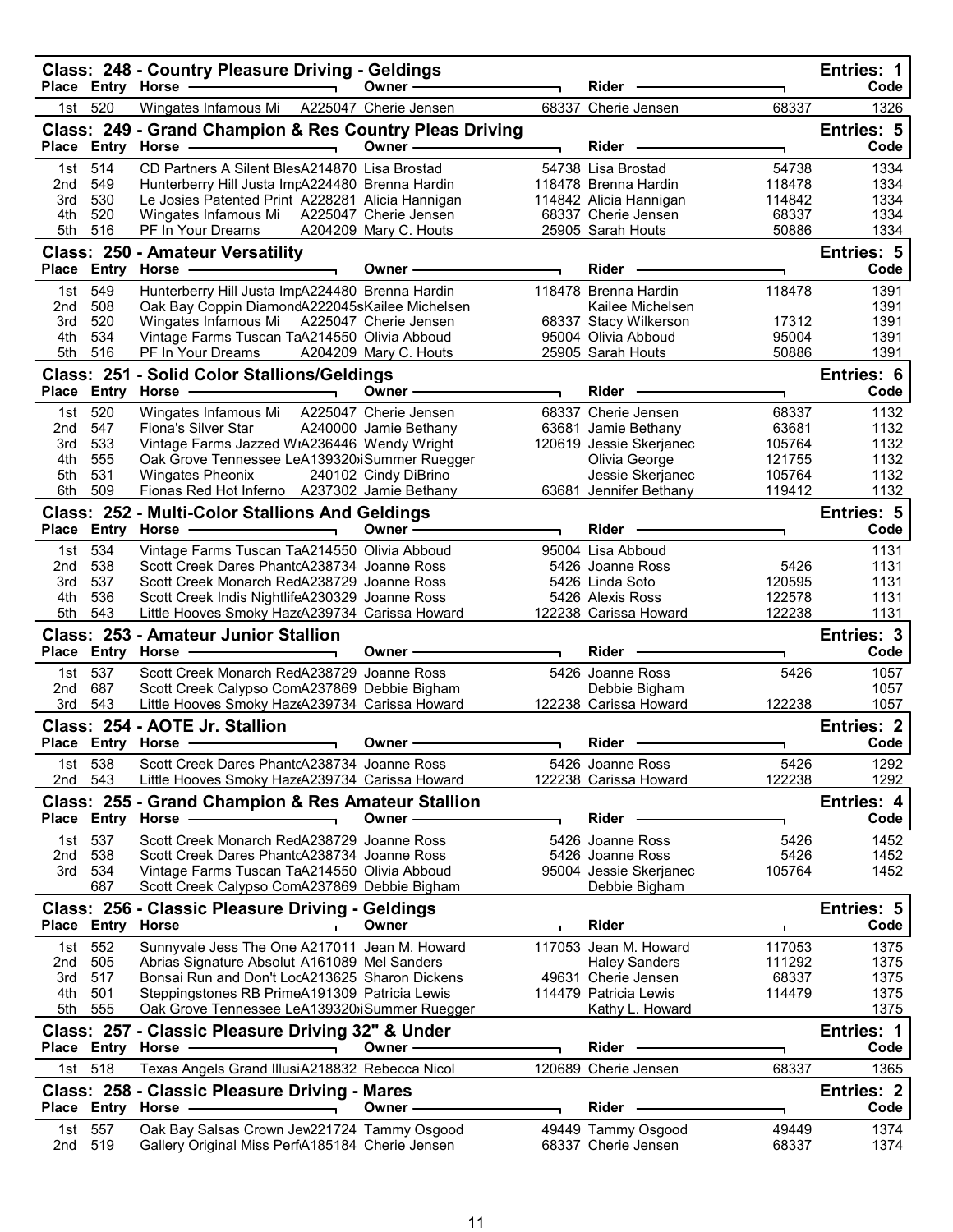## Class: 248 - Country Pleasure Driving - Geldings

Entries: 1

| Place | Entry | Horse | | Owner | | Rider | | Code |
|---|---|---|---|---|---|---|---|---|
| 1st | 520 | Wingates Infamous Mi | A225047 | Cherie Jensen | 68337 | Cherie Jensen | 68337 | 1326 |

## Class: 249 - Grand Champion & Res Country Pleas Driving

Entries: 5

| Place | Entry | Horse | | Owner | | Rider | | Code |
|---|---|---|---|---|---|---|---|---|
| 1st | 514 | CD Partners A Silent Bles | A214870 | Lisa Brostad | 54738 | Lisa Brostad | 54738 | 1334 |
| 2nd | 549 | Hunterberry Hill Justa Imp | A224480 | Brenna Hardin | 118478 | Brenna Hardin | 118478 | 1334 |
| 3rd | 530 | Le Josies Patented Print | A228281 | Alicia Hannigan | 114842 | Alicia Hannigan | 114842 | 1334 |
| 4th | 520 | Wingates Infamous Mi | A225047 | Cherie Jensen | 68337 | Cherie Jensen | 68337 | 1334 |
| 5th | 516 | PF In Your Dreams | A204209 | Mary C. Houts | 25905 | Sarah Houts | 50886 | 1334 |

## Class: 250 - Amateur Versatility

Entries: 5

| Place | Entry | Horse | | Owner | | Rider | | Code |
|---|---|---|---|---|---|---|---|---|
| 1st | 549 | Hunterberry Hill Justa Imp | A224480 | Brenna Hardin | 118478 | Brenna Hardin | 118478 | 1391 |
| 2nd | 508 | Oak Bay Coppin Diamond | A222045s | Kailee Michelsen | | Kailee Michelsen | | 1391 |
| 3rd | 520 | Wingates Infamous Mi | A225047 | Cherie Jensen | 68337 | Stacy Wilkerson | 17312 | 1391 |
| 4th | 534 | Vintage Farms Tuscan Ta | A214550 | Olivia Abboud | 95004 | Olivia Abboud | 95004 | 1391 |
| 5th | 516 | PF In Your Dreams | A204209 | Mary C. Houts | 25905 | Sarah Houts | 50886 | 1391 |

## Class: 251 - Solid Color Stallions/Geldings

Entries: 6

| Place | Entry | Horse | | Owner | | Rider | | Code |
|---|---|---|---|---|---|---|---|---|
| 1st | 520 | Wingates Infamous Mi | A225047 | Cherie Jensen | 68337 | Cherie Jensen | 68337 | 1132 |
| 2nd | 547 | Fiona's Silver Star | A240000 | Jamie Bethany | 63681 | Jamie Bethany | 63681 | 1132 |
| 3rd | 533 | Vintage Farms Jazzed W | A236446 | Wendy Wright | 120619 | Jessie Skerjanec | 105764 | 1132 |
| 4th | 555 | Oak Grove Tennessee Le | A139320i | Summer Ruegger | | Olivia George | 121755 | 1132 |
| 5th | 531 | Wingates Pheonix | 240102 | Cindy DiBrino | | Jessie Skerjanec | 105764 | 1132 |
| 6th | 509 | Fionas Red Hot Inferno | A237302 | Jamie Bethany | 63681 | Jennifer Bethany | 119412 | 1132 |

## Class: 252 - Multi-Color Stallions And Geldings

Entries: 5

| Place | Entry | Horse | | Owner | | Rider | | Code |
|---|---|---|---|---|---|---|---|---|
| 1st | 534 | Vintage Farms Tuscan Ta | A214550 | Olivia Abboud | 95004 | Lisa Abboud | | 1131 |
| 2nd | 538 | Scott Creek Dares Phant | A238734 | Joanne Ross | 5426 | Joanne Ross | 5426 | 1131 |
| 3rd | 537 | Scott Creek Monarch Red | A238729 | Joanne Ross | 5426 | Linda Soto | 120595 | 1131 |
| 4th | 536 | Scott Creek Indis Nightlife | A230329 | Joanne Ross | 5426 | Alexis Ross | 122578 | 1131 |
| 5th | 543 | Little Hooves Smoky Haze | A239734 | Carissa Howard | 122238 | Carissa Howard | 122238 | 1131 |

## Class: 253 - Amateur Junior Stallion

Entries: 3

| Place | Entry | Horse | | Owner | | Rider | | Code |
|---|---|---|---|---|---|---|---|---|
| 1st | 537 | Scott Creek Monarch Red | A238729 | Joanne Ross | 5426 | Joanne Ross | 5426 | 1057 |
| 2nd | 687 | Scott Creek Calypso Com | A237869 | Debbie Bigham | | Debbie Bigham | | 1057 |
| 3rd | 543 | Little Hooves Smoky Haze | A239734 | Carissa Howard | 122238 | Carissa Howard | 122238 | 1057 |

## Class: 254 - AOTE Jr. Stallion

Entries: 2

| Place | Entry | Horse | | Owner | | Rider | | Code |
|---|---|---|---|---|---|---|---|---|
| 1st | 538 | Scott Creek Dares Phant | A238734 | Joanne Ross | 5426 | Joanne Ross | 5426 | 1292 |
| 2nd | 543 | Little Hooves Smoky Haze | A239734 | Carissa Howard | 122238 | Carissa Howard | 122238 | 1292 |

## Class: 255 - Grand Champion & Res Amateur Stallion

Entries: 4

| Place | Entry | Horse | | Owner | | Rider | | Code |
|---|---|---|---|---|---|---|---|---|
| 1st | 537 | Scott Creek Monarch Red | A238729 | Joanne Ross | 5426 | Joanne Ross | 5426 | 1452 |
| 2nd | 538 | Scott Creek Dares Phant | A238734 | Joanne Ross | 5426 | Joanne Ross | 5426 | 1452 |
| 3rd | 534 | Vintage Farms Tuscan Ta | A214550 | Olivia Abboud | 95004 | Jessie Skerjanec | 105764 | 1452 |
| | 687 | Scott Creek Calypso Com | A237869 | Debbie Bigham | | Debbie Bigham | | |

## Class: 256 - Classic Pleasure Driving - Geldings

Entries: 5

| Place | Entry | Horse | | Owner | | Rider | | Code |
|---|---|---|---|---|---|---|---|---|
| 1st | 552 | Sunnyvale Jess The One | A217011 | Jean M. Howard | 117053 | Jean M. Howard | 117053 | 1375 |
| 2nd | 505 | Abrias Signature Absolut | A161089 | Mel Sanders | | Haley Sanders | 111292 | 1375 |
| 3rd | 517 | Bonsai Run and Don't Loc | A213625 | Sharon Dickens | 49631 | Cherie Jensen | 68337 | 1375 |
| 4th | 501 | Steppingstones RB Prime | A191309 | Patricia Lewis | 114479 | Patricia Lewis | 114479 | 1375 |
| 5th | 555 | Oak Grove Tennessee Le | A139320i | Summer Ruegger | | Kathy L. Howard | | 1375 |

## Class: 257 - Classic Pleasure Driving 32" & Under

Entries: 1

| Place | Entry | Horse | | Owner | | Rider | | Code |
|---|---|---|---|---|---|---|---|---|
| 1st | 518 | Texas Angels Grand Illusi | A218832 | Rebecca Nicol | 120689 | Cherie Jensen | 68337 | 1365 |

## Class: 258 - Classic Pleasure Driving - Mares

Entries: 2

| Place | Entry | Horse | | Owner | | Rider | | Code |
|---|---|---|---|---|---|---|---|---|
| 1st | 557 | Oak Bay Salsas Crown Jew | 221724 | Tammy Osgood | 49449 | Tammy Osgood | 49449 | 1374 |
| 2nd | 519 | Gallery Original Miss Perf | A185184 | Cherie Jensen | 68337 | Cherie Jensen | 68337 | 1374 |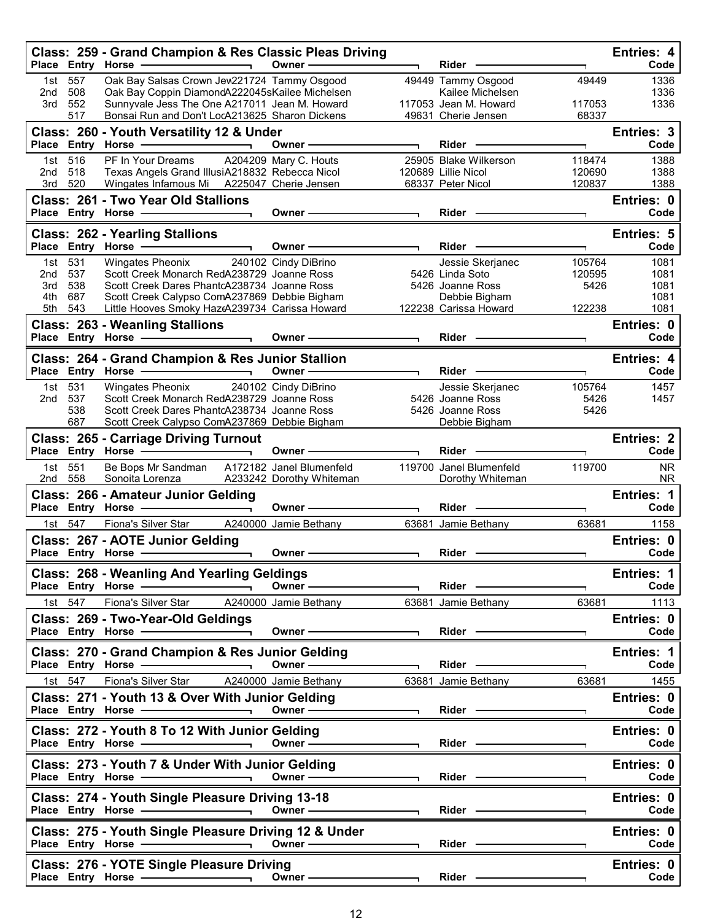## Class: 259 - Grand Champion & Res Classic Pleas Driving

Entries: 4

| Place | Entry | Horse | | Owner | | Rider | | Code |
|---|---|---|---|---|---|---|---|---|
| 1st | 557 | Oak Bay Salsas Crown Jew | 221724 | Tammy Osgood | 49449 | Tammy Osgood | 49449 | 1336 |
| 2nd | 508 | Oak Bay Coppin Diamond | A222045s | Kailee Michelsen | | Kailee Michelsen | | 1336 |
| 3rd | 552 | Sunnyvale Jess The One | A217011 | Jean M. Howard | 117053 | Jean M. Howard | 117053 | 1336 |
| | 517 | Bonsai Run and Don't Loc | A213625 | Sharon Dickens | 49631 | Cherie Jensen | 68337 | |

## Class: 260 - Youth Versatility 12 & Under

Entries: 3

| Place | Entry | Horse | | Owner | | Rider | | Code |
|---|---|---|---|---|---|---|---|---|
| 1st | 516 | PF In Your Dreams | A204209 | Mary C. Houts | 25905 | Blake Wilkerson | 118474 | 1388 |
| 2nd | 518 | Texas Angels Grand Illusi | A218832 | Rebecca Nicol | 120689 | Lillie Nicol | 120690 | 1388 |
| 3rd | 520 | Wingates Infamous Mi | A225047 | Cherie Jensen | 68337 | Peter Nicol | 120837 | 1388 |

## Class: 261 - Two Year Old Stallions

Entries: 0

| Place | Entry | Horse | Owner | Rider | Code |
|---|---|---|---|---|---|

## Class: 262 - Yearling Stallions

Entries: 5

| Place | Entry | Horse | | Owner | | Rider | | Code |
|---|---|---|---|---|---|---|---|---|
| 1st | 531 | Wingates Pheonix | 240102 | Cindy DiBrino | | Jessie Skerjanec | 105764 | 1081 |
| 2nd | 537 | Scott Creek Monarch Red | A238729 | Joanne Ross | 5426 | Linda Soto | 120595 | 1081 |
| 3rd | 538 | Scott Creek Dares Phant | A238734 | Joanne Ross | 5426 | Joanne Ross | 5426 | 1081 |
| 4th | 687 | Scott Creek Calypso Com | A237869 | Debbie Bigham | | Debbie Bigham | | 1081 |
| 5th | 543 | Little Hooves Smoky Haz | A239734 | Carissa Howard | 122238 | Carissa Howard | 122238 | 1081 |

## Class: 263 - Weanling Stallions

Entries: 0

| Place | Entry | Horse | Owner | Rider | Code |
|---|---|---|---|---|---|

## Class: 264 - Grand Champion & Res Junior Stallion

Entries: 4

| Place | Entry | Horse | | Owner | | Rider | | Code |
|---|---|---|---|---|---|---|---|---|
| 1st | 531 | Wingates Pheonix | 240102 | Cindy DiBrino | | Jessie Skerjanec | 105764 | 1457 |
| 2nd | 537 | Scott Creek Monarch Red | A238729 | Joanne Ross | 5426 | Joanne Ross | 5426 | 1457 |
| | 538 | Scott Creek Dares Phant | A238734 | Joanne Ross | 5426 | Joanne Ross | 5426 | |
| | 687 | Scott Creek Calypso Com | A237869 | Debbie Bigham | | Debbie Bigham | | |

## Class: 265 - Carriage Driving Turnout

Entries: 2

| Place | Entry | Horse | | Owner | | Rider | | Code |
|---|---|---|---|---|---|---|---|---|
| 1st | 551 | Be Bops Mr Sandman | A172182 | Janel Blumenfeld | 119700 | Janel Blumenfeld | 119700 | NR |
| 2nd | 558 | Sonoita Lorenza | A233242 | Dorothy Whiteman | | Dorothy Whiteman | | NR |

## Class: 266 - Amateur Junior Gelding

Entries: 1

| Place | Entry | Horse | | Owner | | Rider | | Code |
|---|---|---|---|---|---|---|---|---|
| 1st | 547 | Fiona's Silver Star | A240000 | Jamie Bethany | 63681 | Jamie Bethany | 63681 | 1158 |

## Class: 267 - AOTE Junior Gelding

Entries: 0

| Place | Entry | Horse | Owner | Rider | Code |
|---|---|---|---|---|---|

## Class: 268 - Weanling And Yearling Geldings

Entries: 1

| Place | Entry | Horse | | Owner | | Rider | | Code |
|---|---|---|---|---|---|---|---|---|
| 1st | 547 | Fiona's Silver Star | A240000 | Jamie Bethany | 63681 | Jamie Bethany | 63681 | 1113 |

## Class: 269 - Two-Year-Old Geldings

Entries: 0

| Place | Entry | Horse | Owner | Rider | Code |
|---|---|---|---|---|---|

## Class: 270 - Grand Champion & Res Junior Gelding

Entries: 1

| Place | Entry | Horse | | Owner | | Rider | | Code |
|---|---|---|---|---|---|---|---|---|
| 1st | 547 | Fiona's Silver Star | A240000 | Jamie Bethany | 63681 | Jamie Bethany | 63681 | 1455 |

## Class: 271 - Youth 13 & Over With Junior Gelding

Entries: 0

| Place | Entry | Horse | Owner | Rider | Code |
|---|---|---|---|---|---|

## Class: 272 - Youth 8 To 12 With Junior Gelding

Entries: 0

| Place | Entry | Horse | Owner | Rider | Code |
|---|---|---|---|---|---|

## Class: 273 - Youth 7 & Under With Junior Gelding

Entries: 0

| Place | Entry | Horse | Owner | Rider | Code |
|---|---|---|---|---|---|

## Class: 274 - Youth Single Pleasure Driving 13-18

Entries: 0

| Place | Entry | Horse | Owner | Rider | Code |
|---|---|---|---|---|---|

## Class: 275 - Youth Single Pleasure Driving 12 & Under

Entries: 0

| Place | Entry | Horse | Owner | Rider | Code |
|---|---|---|---|---|---|

## Class: 276 - YOTE Single Pleasure Driving

Entries: 0

| Place | Entry | Horse | Owner | Rider | Code |
|---|---|---|---|---|---|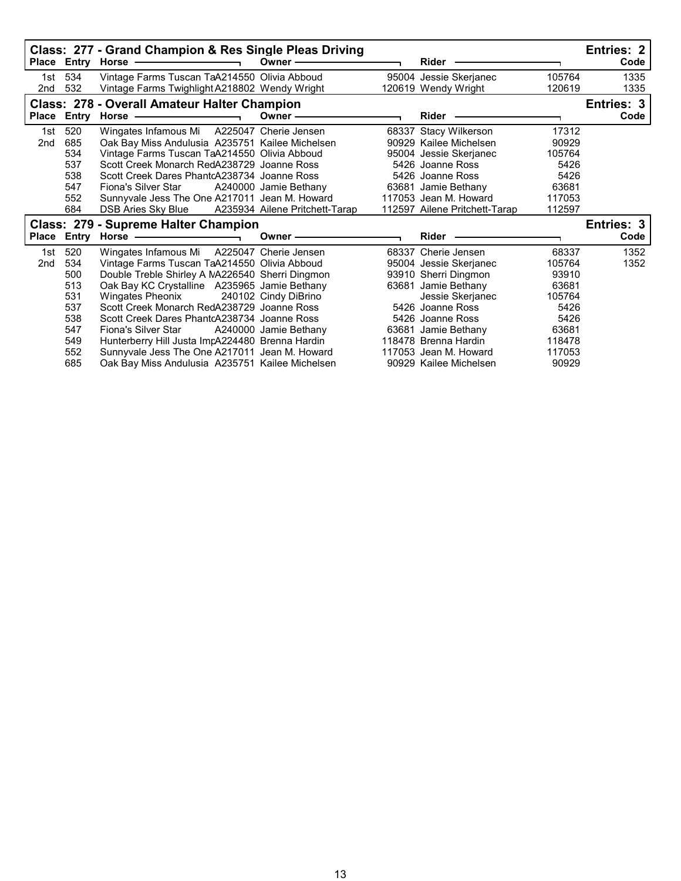## Class: 277 - Grand Champion & Res Single Pleas Driving

Entries: 2

| Place | Entry | Horse | | Owner | | Rider | | Code |
|---|---|---|---|---|---|---|---|---|
| 1st | 534 | Vintage Farms Tuscan Ta | A214550 | Olivia Abboud | 95004 | Jessie Skerjanec | 105764 | 1335 |
| 2nd | 532 | Vintage Farms Twighlight | A218802 | Wendy Wright | 120619 | Wendy Wright | 120619 | 1335 |

## Class: 278 - Overall Amateur Halter Champion

Entries: 3

| Place | Entry | Horse | | Owner | | Rider | | Code |
|---|---|---|---|---|---|---|---|---|
| 1st | 520 | Wingates Infamous Mi | A225047 | Cherie Jensen | 68337 | Stacy Wilkerson | 17312 | |
| 2nd | 685 | Oak Bay Miss Andulusia | A235751 | Kailee Michelsen | 90929 | Kailee Michelsen | 90929 | |
| | 534 | Vintage Farms Tuscan Ta | A214550 | Olivia Abboud | 95004 | Jessie Skerjanec | 105764 | |
| | 537 | Scott Creek Monarch Red | A238729 | Joanne Ross | 5426 | Joanne Ross | 5426 | |
| | 538 | Scott Creek Dares Phant | A238734 | Joanne Ross | 5426 | Joanne Ross | 5426 | |
| | 547 | Fiona's Silver Star | A240000 | Jamie Bethany | 63681 | Jamie Bethany | 63681 | |
| | 552 | Sunnyvale Jess The One | A217011 | Jean M. Howard | 117053 | Jean M. Howard | 117053 | |
| | 684 | DSB Aries Sky Blue | A235934 | Ailene Pritchett-Tarap | 112597 | Ailene Pritchett-Tarap | 112597 | |

## Class: 279 - Supreme Halter Champion

Entries: 3

| Place | Entry | Horse | | Owner | | Rider | | Code |
|---|---|---|---|---|---|---|---|---|
| 1st | 520 | Wingates Infamous Mi | A225047 | Cherie Jensen | 68337 | Cherie Jensen | 68337 | 1352 |
| 2nd | 534 | Vintage Farms Tuscan Ta | A214550 | Olivia Abboud | 95004 | Jessie Skerjanec | 105764 | 1352 |
| | 500 | Double Treble Shirley A M | A226540 | Sherri Dingmon | 93910 | Sherri Dingmon | 93910 | |
| | 513 | Oak Bay KC Crystalline | A235965 | Jamie Bethany | 63681 | Jamie Bethany | 63681 | |
| | 531 | Wingates Pheonix | 240102 | Cindy DiBrino | | Jessie Skerjanec | 105764 | |
| | 537 | Scott Creek Monarch Red | A238729 | Joanne Ross | 5426 | Joanne Ross | 5426 | |
| | 538 | Scott Creek Dares Phant | A238734 | Joanne Ross | 5426 | Joanne Ross | 5426 | |
| | 547 | Fiona's Silver Star | A240000 | Jamie Bethany | 63681 | Jamie Bethany | 63681 | |
| | 549 | Hunterberry Hill Justa Imp | A224480 | Brenna Hardin | 118478 | Brenna Hardin | 118478 | |
| | 552 | Sunnyvale Jess The One | A217011 | Jean M. Howard | 117053 | Jean M. Howard | 117053 | |
| | 685 | Oak Bay Miss Andulusia | A235751 | Kailee Michelsen | 90929 | Kailee Michelsen | 90929 | |